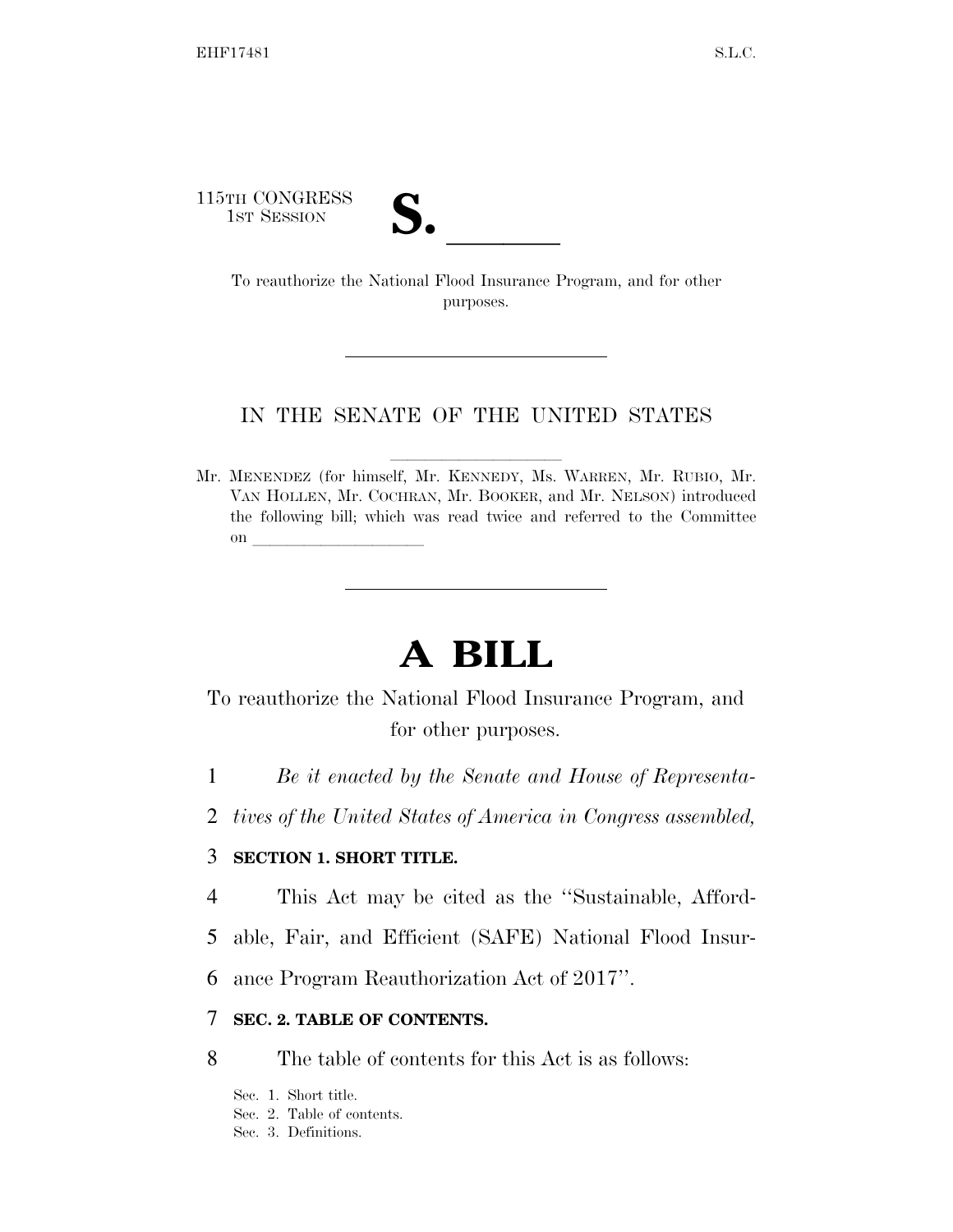115TH CONGRESS
1ST SESSION

**S. \_\_\_\_\_\_**

To reauthorize the National Flood Insurance Program, and for other purposes.

---

IN THE SENATE OF THE UNITED STATES

Mr. MENENDEZ (for himself, Mr. KENNEDY, Ms. WARREN, Mr. RUBIO, Mr. VAN HOLLEN, Mr. COCHRAN, Mr. BOOKER, and Mr. NELSON) introduced the following bill; which was read twice and referred to the Committee on \_\_\_\_\_\_\_\_\_\_\_\_\_\_\_\_\_\_\_\_

---

# A BILL

To reauthorize the National Flood Insurance Program, and for other purposes.

1 *Be it enacted by the Senate and House of Representa-*
2 *tives of the United States of America in Congress assembled,*

3 **SECTION 1. SHORT TITLE.**

4 This Act may be cited as the ''Sustainable, Afford-
5 able, Fair, and Efficient (SAFE) National Flood Insur-
6 ance Program Reauthorization Act of 2017''.

7 **SEC. 2. TABLE OF CONTENTS.**

8 The table of contents for this Act is as follows:

Sec. 1. Short title.
Sec. 2. Table of contents.
Sec. 3. Definitions.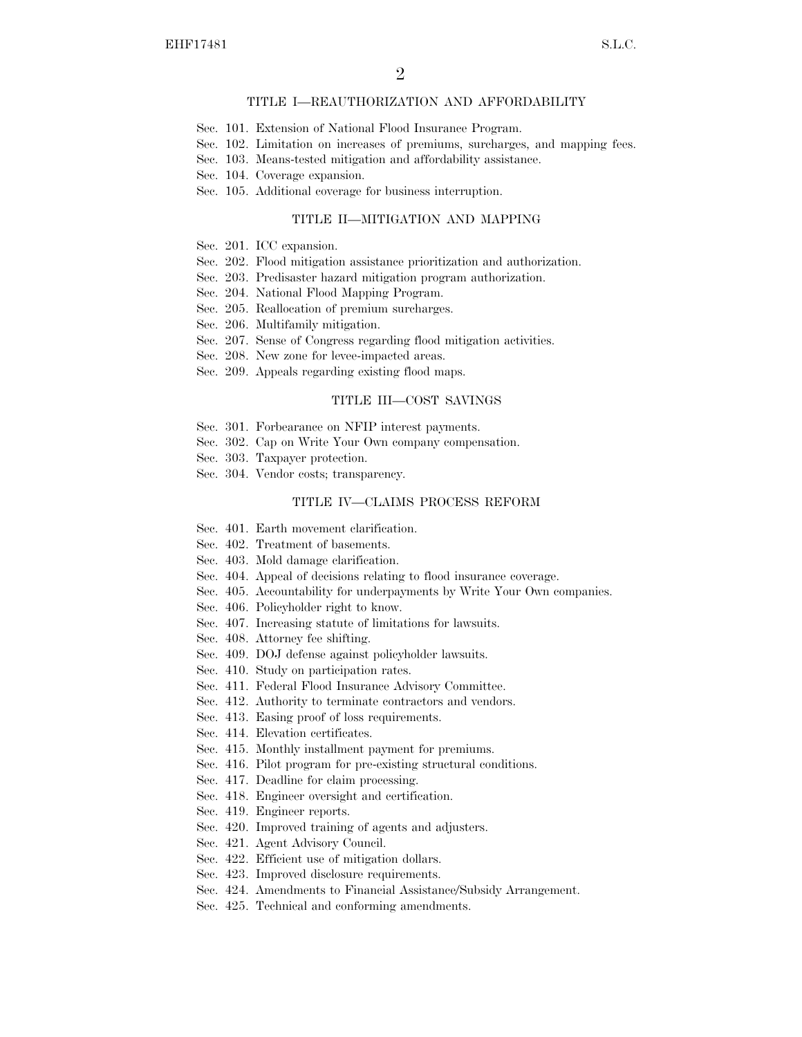## TITLE I—REAUTHORIZATION AND AFFORDABILITY

Sec. 101. Extension of National Flood Insurance Program.
Sec. 102. Limitation on increases of premiums, surcharges, and mapping fees.
Sec. 103. Means-tested mitigation and affordability assistance.
Sec. 104. Coverage expansion.
Sec. 105. Additional coverage for business interruption.

## TITLE II—MITIGATION AND MAPPING

Sec. 201. ICC expansion.
Sec. 202. Flood mitigation assistance prioritization and authorization.
Sec. 203. Predisaster hazard mitigation program authorization.
Sec. 204. National Flood Mapping Program.
Sec. 205. Reallocation of premium surcharges.
Sec. 206. Multifamily mitigation.
Sec. 207. Sense of Congress regarding flood mitigation activities.
Sec. 208. New zone for levee-impacted areas.
Sec. 209. Appeals regarding existing flood maps.

## TITLE III—COST SAVINGS

Sec. 301. Forbearance on NFIP interest payments.
Sec. 302. Cap on Write Your Own company compensation.
Sec. 303. Taxpayer protection.
Sec. 304. Vendor costs; transparency.

## TITLE IV—CLAIMS PROCESS REFORM

Sec. 401. Earth movement clarification.
Sec. 402. Treatment of basements.
Sec. 403. Mold damage clarification.
Sec. 404. Appeal of decisions relating to flood insurance coverage.
Sec. 405. Accountability for underpayments by Write Your Own companies.
Sec. 406. Policyholder right to know.
Sec. 407. Increasing statute of limitations for lawsuits.
Sec. 408. Attorney fee shifting.
Sec. 409. DOJ defense against policyholder lawsuits.
Sec. 410. Study on participation rates.
Sec. 411. Federal Flood Insurance Advisory Committee.
Sec. 412. Authority to terminate contractors and vendors.
Sec. 413. Easing proof of loss requirements.
Sec. 414. Elevation certificates.
Sec. 415. Monthly installment payment for premiums.
Sec. 416. Pilot program for pre-existing structural conditions.
Sec. 417. Deadline for claim processing.
Sec. 418. Engineer oversight and certification.
Sec. 419. Engineer reports.
Sec. 420. Improved training of agents and adjusters.
Sec. 421. Agent Advisory Council.
Sec. 422. Efficient use of mitigation dollars.
Sec. 423. Improved disclosure requirements.
Sec. 424. Amendments to Financial Assistance/Subsidy Arrangement.
Sec. 425. Technical and conforming amendments.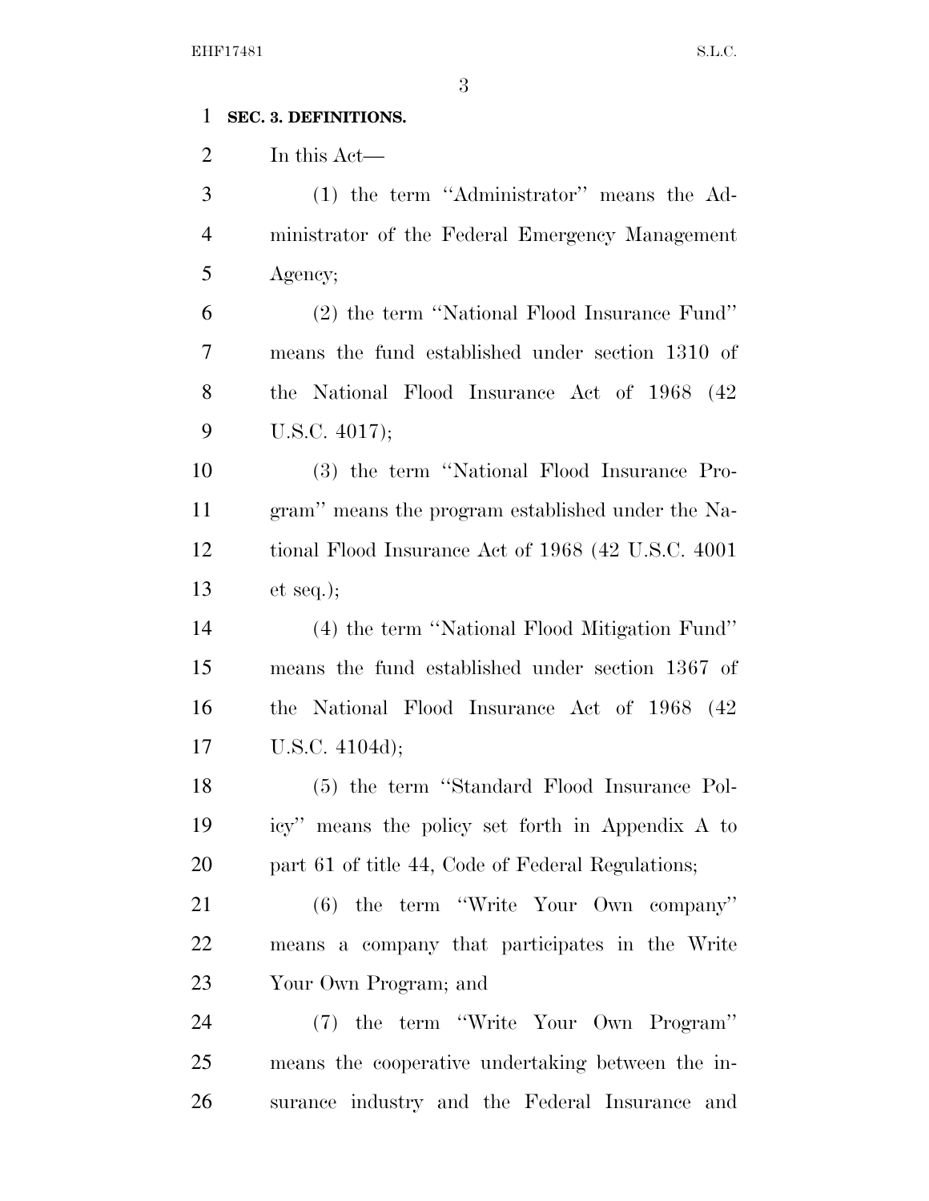**SEC. 3. DEFINITIONS.**

In this Act—

(1) the term ''Administrator'' means the Administrator of the Federal Emergency Management Agency;

(2) the term ''National Flood Insurance Fund'' means the fund established under section 1310 of the National Flood Insurance Act of 1968 (42 U.S.C. 4017);

(3) the term ''National Flood Insurance Program'' means the program established under the National Flood Insurance Act of 1968 (42 U.S.C. 4001 et seq.);

(4) the term ''National Flood Mitigation Fund'' means the fund established under section 1367 of the National Flood Insurance Act of 1968 (42 U.S.C. 4104d);

(5) the term ''Standard Flood Insurance Policy'' means the policy set forth in Appendix A to part 61 of title 44, Code of Federal Regulations;

(6) the term ''Write Your Own company'' means a company that participates in the Write Your Own Program; and

(7) the term ''Write Your Own Program'' means the cooperative undertaking between the insurance industry and the Federal Insurance and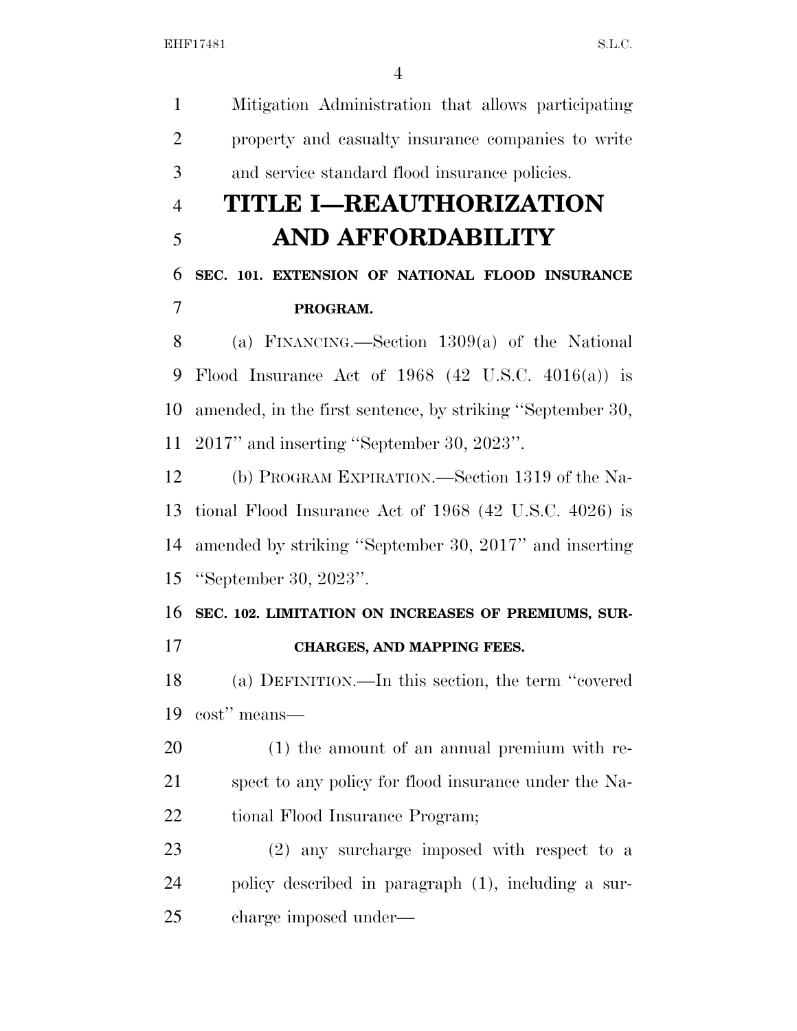Mitigation Administration that allows participating property and casualty insurance companies to write and service standard flood insurance policies.

# TITLE I—REAUTHORIZATION AND AFFORDABILITY

## SEC. 101. EXTENSION OF NATIONAL FLOOD INSURANCE PROGRAM.

(a) FINANCING.—Section 1309(a) of the National Flood Insurance Act of 1968 (42 U.S.C. 4016(a)) is amended, in the first sentence, by striking ''September 30, 2017'' and inserting ''September 30, 2023''.

(b) PROGRAM EXPIRATION.—Section 1319 of the National Flood Insurance Act of 1968 (42 U.S.C. 4026) is amended by striking ''September 30, 2017'' and inserting ''September 30, 2023''.

## SEC. 102. LIMITATION ON INCREASES OF PREMIUMS, SURCHARGES, AND MAPPING FEES.

(a) DEFINITION.—In this section, the term ''covered cost'' means—

(1) the amount of an annual premium with respect to any policy for flood insurance under the National Flood Insurance Program;

(2) any surcharge imposed with respect to a policy described in paragraph (1), including a surcharge imposed under—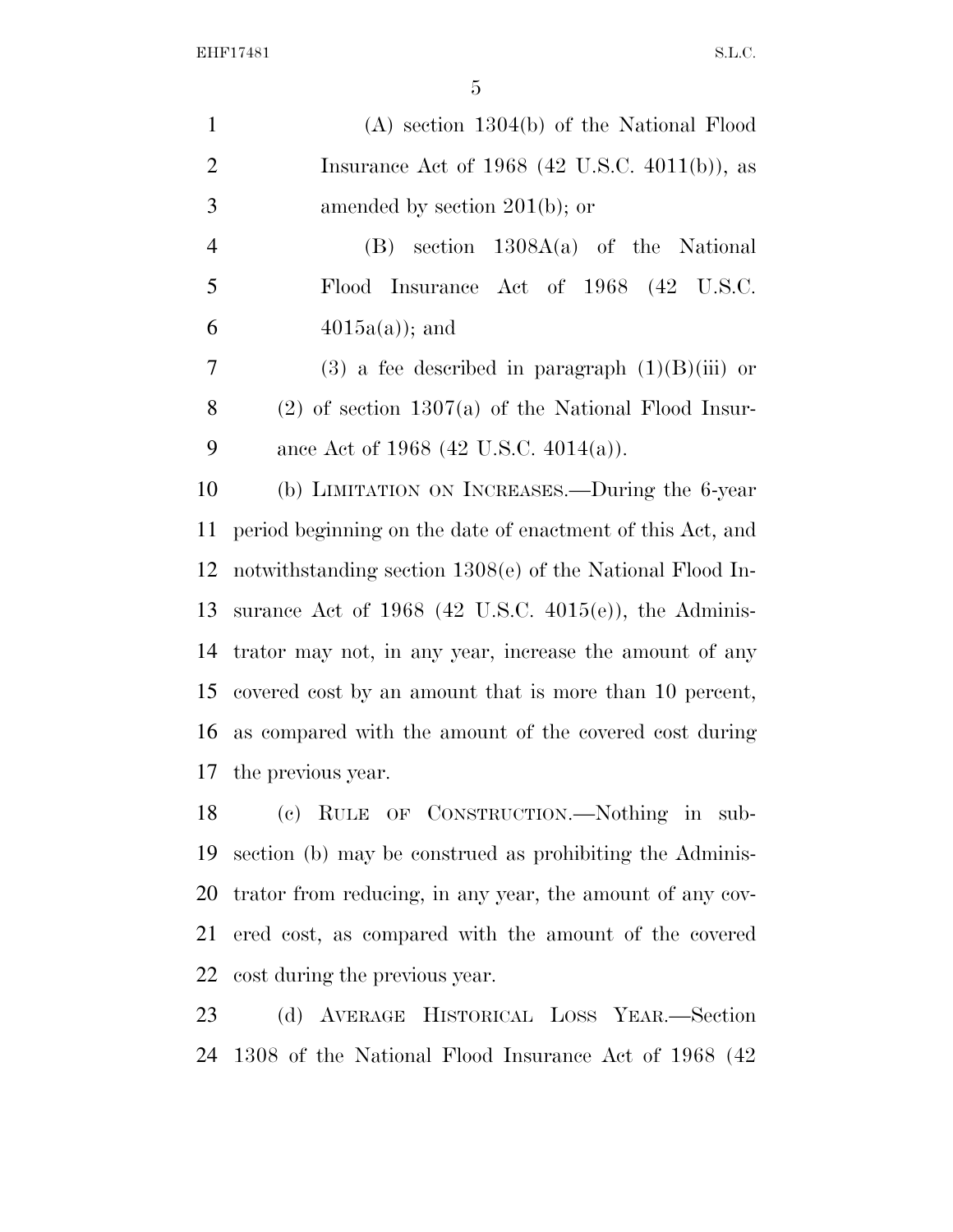(A) section 1304(b) of the National Flood Insurance Act of 1968 (42 U.S.C. 4011(b)), as amended by section 201(b); or

(B) section 1308A(a) of the National Flood Insurance Act of 1968 (42 U.S.C. 4015a(a)); and

(3) a fee described in paragraph (1)(B)(iii) or (2) of section 1307(a) of the National Flood Insurance Act of 1968 (42 U.S.C. 4014(a)).

(b) LIMITATION ON INCREASES.—During the 6-year period beginning on the date of enactment of this Act, and notwithstanding section 1308(e) of the National Flood Insurance Act of 1968 (42 U.S.C. 4015(e)), the Administrator may not, in any year, increase the amount of any covered cost by an amount that is more than 10 percent, as compared with the amount of the covered cost during the previous year.

(c) RULE OF CONSTRUCTION.—Nothing in subsection (b) may be construed as prohibiting the Administrator from reducing, in any year, the amount of any covered cost, as compared with the amount of the covered cost during the previous year.

(d) AVERAGE HISTORICAL LOSS YEAR.—Section 1308 of the National Flood Insurance Act of 1968 (42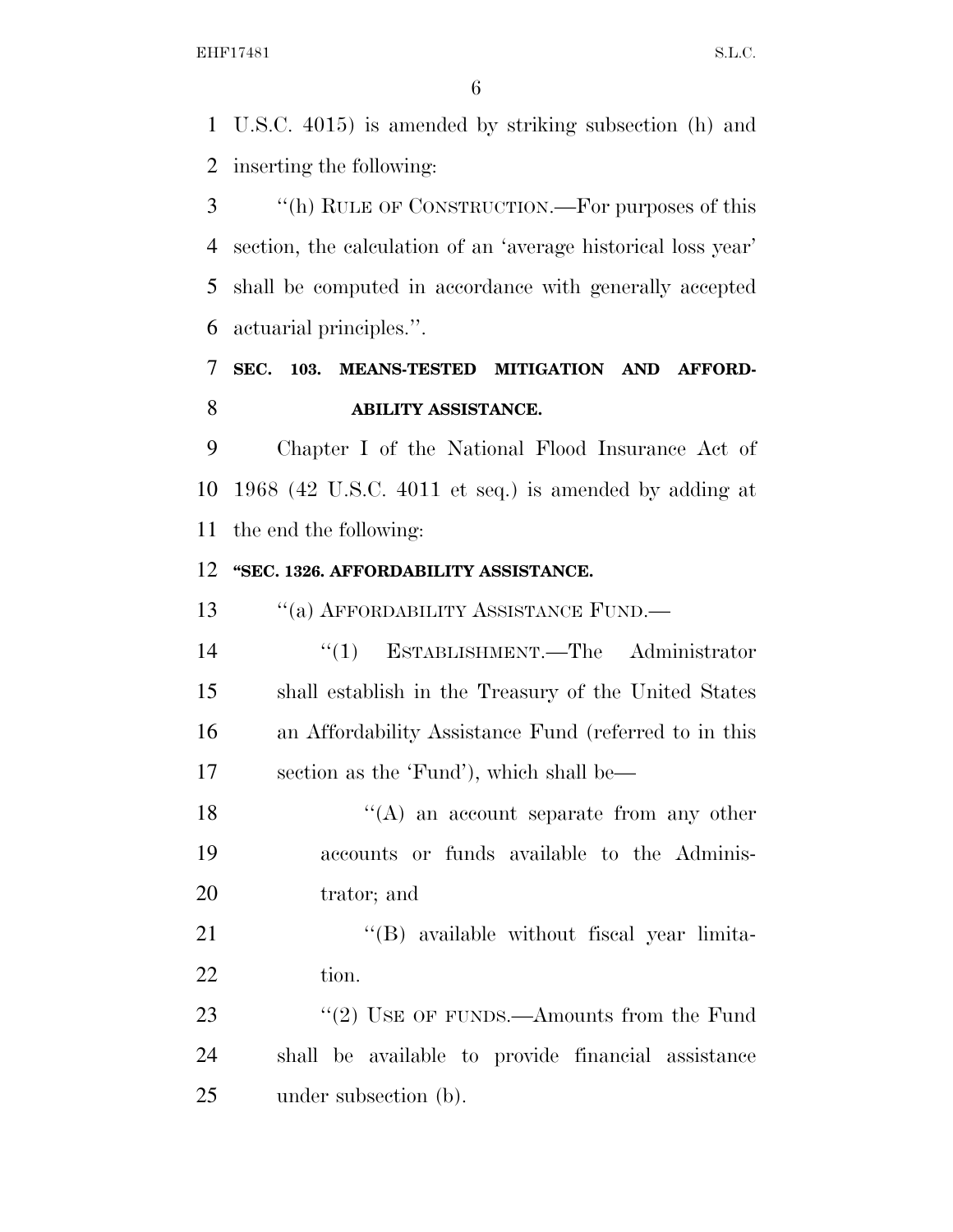U.S.C. 4015) is amended by striking subsection (h) and inserting the following:

''(h) RULE OF CONSTRUCTION.—For purposes of this section, the calculation of an 'average historical loss year' shall be computed in accordance with generally accepted actuarial principles.''.

**SEC. 103. MEANS-TESTED MITIGATION AND AFFORDABILITY ASSISTANCE.**

Chapter I of the National Flood Insurance Act of 1968 (42 U.S.C. 4011 et seq.) is amended by adding at the end the following:

**''SEC. 1326. AFFORDABILITY ASSISTANCE.**

''(a) AFFORDABILITY ASSISTANCE FUND.—

''(1) ESTABLISHMENT.—The Administrator shall establish in the Treasury of the United States an Affordability Assistance Fund (referred to in this section as the 'Fund'), which shall be—

''(A) an account separate from any other accounts or funds available to the Administrator; and

''(B) available without fiscal year limitation.

''(2) USE OF FUNDS.—Amounts from the Fund shall be available to provide financial assistance under subsection (b).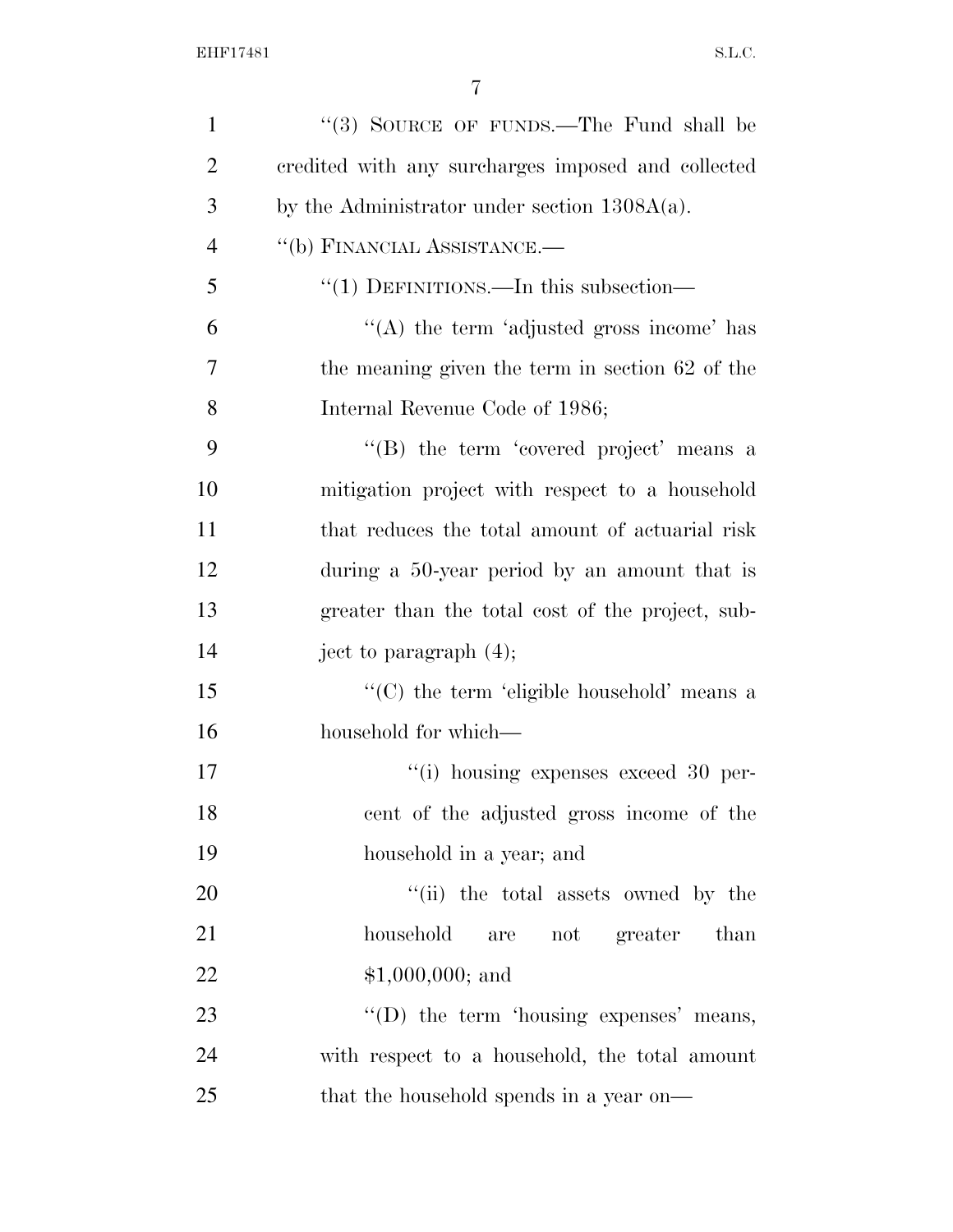"(3) SOURCE OF FUNDS.—The Fund shall be credited with any surcharges imposed and collected by the Administrator under section 1308A(a).

"(b) FINANCIAL ASSISTANCE.—

"(1) DEFINITIONS.—In this subsection—

"(A) the term 'adjusted gross income' has the meaning given the term in section 62 of the Internal Revenue Code of 1986;

"(B) the term 'covered project' means a mitigation project with respect to a household that reduces the total amount of actuarial risk during a 50-year period by an amount that is greater than the total cost of the project, subject to paragraph (4);

"(C) the term 'eligible household' means a household for which—

"(i) housing expenses exceed 30 percent of the adjusted gross income of the household in a year; and

"(ii) the total assets owned by the household are not greater than $1,000,000; and

"(D) the term 'housing expenses' means, with respect to a household, the total amount that the household spends in a year on—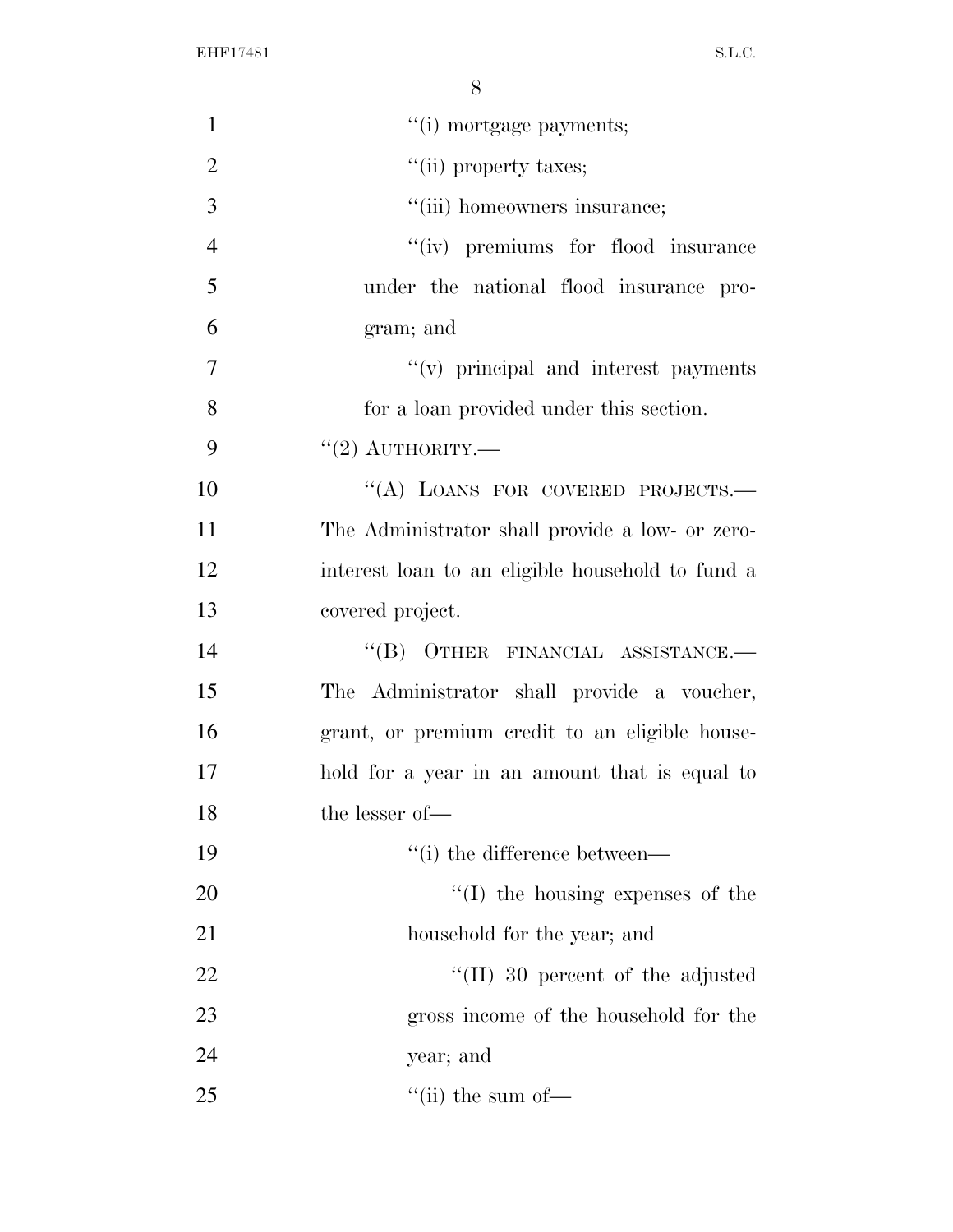"(i) mortgage payments;

"(ii) property taxes;

"(iii) homeowners insurance;

"(iv) premiums for flood insurance under the national flood insurance program; and

"(v) principal and interest payments for a loan provided under this section.

"(2) AUTHORITY.—

"(A) LOANS FOR COVERED PROJECTS.— The Administrator shall provide a low- or zero-interest loan to an eligible household to fund a covered project.

"(B) OTHER FINANCIAL ASSISTANCE.— The Administrator shall provide a voucher, grant, or premium credit to an eligible household for a year in an amount that is equal to the lesser of—

"(i) the difference between—

"(I) the housing expenses of the household for the year; and

"(II) 30 percent of the adjusted gross income of the household for the year; and

"(ii) the sum of—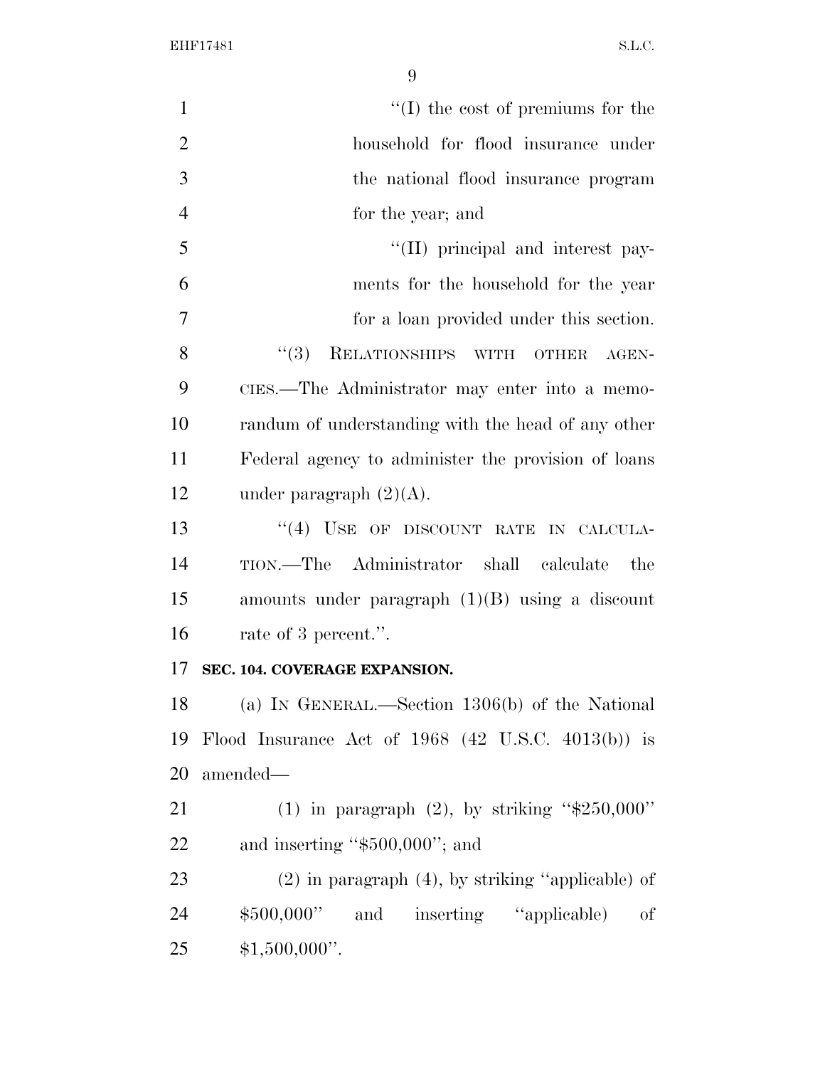"(I) the cost of premiums for the household for flood insurance under the national flood insurance program for the year; and

"(II) principal and interest payments for the household for the year for a loan provided under this section.

"(3) RELATIONSHIPS WITH OTHER AGENCIES.—The Administrator may enter into a memorandum of understanding with the head of any other Federal agency to administer the provision of loans under paragraph (2)(A).

"(4) USE OF DISCOUNT RATE IN CALCULATION.—The Administrator shall calculate the amounts under paragraph (1)(B) using a discount rate of 3 percent.".

**SEC. 104. COVERAGE EXPANSION.**

(a) IN GENERAL.—Section 1306(b) of the National Flood Insurance Act of 1968 (42 U.S.C. 4013(b)) is amended—

(1) in paragraph (2), by striking "$250,000" and inserting "$500,000"; and

(2) in paragraph (4), by striking "applicable) of $500,000" and inserting "applicable) of $1,500,000".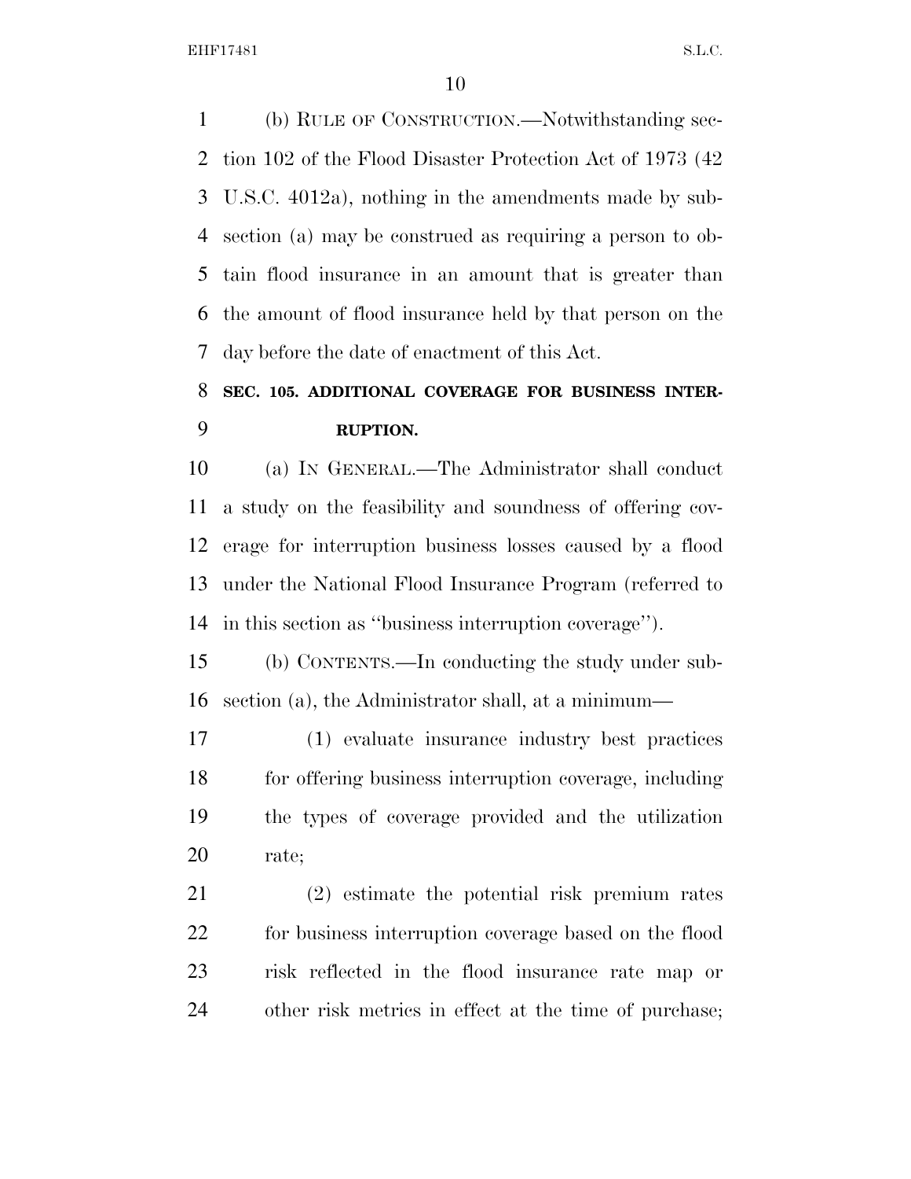(b) RULE OF CONSTRUCTION.—Notwithstanding section 102 of the Flood Disaster Protection Act of 1973 (42 U.S.C. 4012a), nothing in the amendments made by subsection (a) may be construed as requiring a person to obtain flood insurance in an amount that is greater than the amount of flood insurance held by that person on the day before the date of enactment of this Act.

**SEC. 105. ADDITIONAL COVERAGE FOR BUSINESS INTERRUPTION.**

(a) IN GENERAL.—The Administrator shall conduct a study on the feasibility and soundness of offering coverage for interruption business losses caused by a flood under the National Flood Insurance Program (referred to in this section as ''business interruption coverage'').

(b) CONTENTS.—In conducting the study under subsection (a), the Administrator shall, at a minimum—

(1) evaluate insurance industry best practices for offering business interruption coverage, including the types of coverage provided and the utilization rate;

(2) estimate the potential risk premium rates for business interruption coverage based on the flood risk reflected in the flood insurance rate map or other risk metrics in effect at the time of purchase;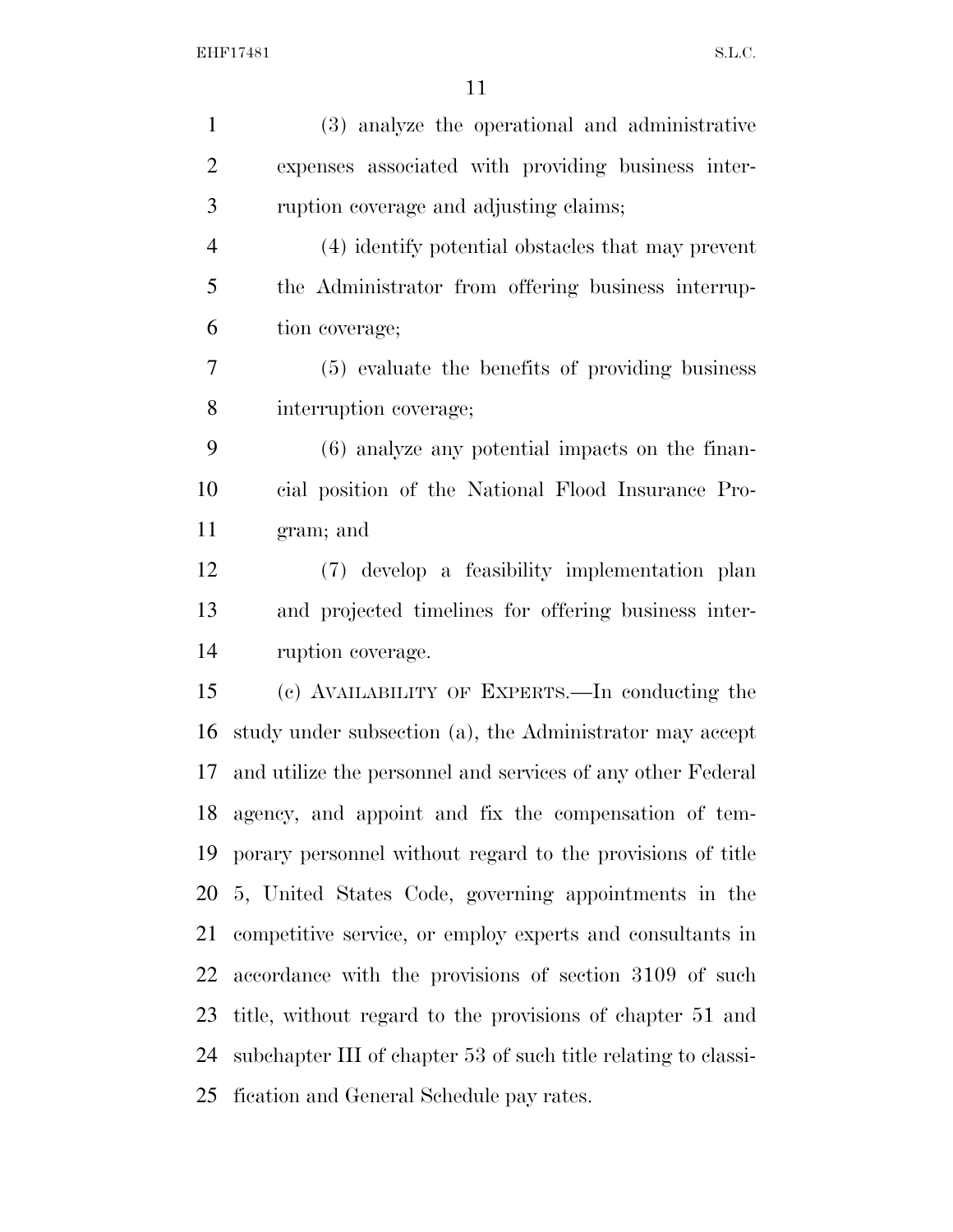(3) analyze the operational and administrative expenses associated with providing business interruption coverage and adjusting claims;

(4) identify potential obstacles that may prevent the Administrator from offering business interruption coverage;

(5) evaluate the benefits of providing business interruption coverage;

(6) analyze any potential impacts on the financial position of the National Flood Insurance Program; and

(7) develop a feasibility implementation plan and projected timelines for offering business interruption coverage.

(c) AVAILABILITY OF EXPERTS.—In conducting the study under subsection (a), the Administrator may accept and utilize the personnel and services of any other Federal agency, and appoint and fix the compensation of temporary personnel without regard to the provisions of title 5, United States Code, governing appointments in the competitive service, or employ experts and consultants in accordance with the provisions of section 3109 of such title, without regard to the provisions of chapter 51 and subchapter III of chapter 53 of such title relating to classification and General Schedule pay rates.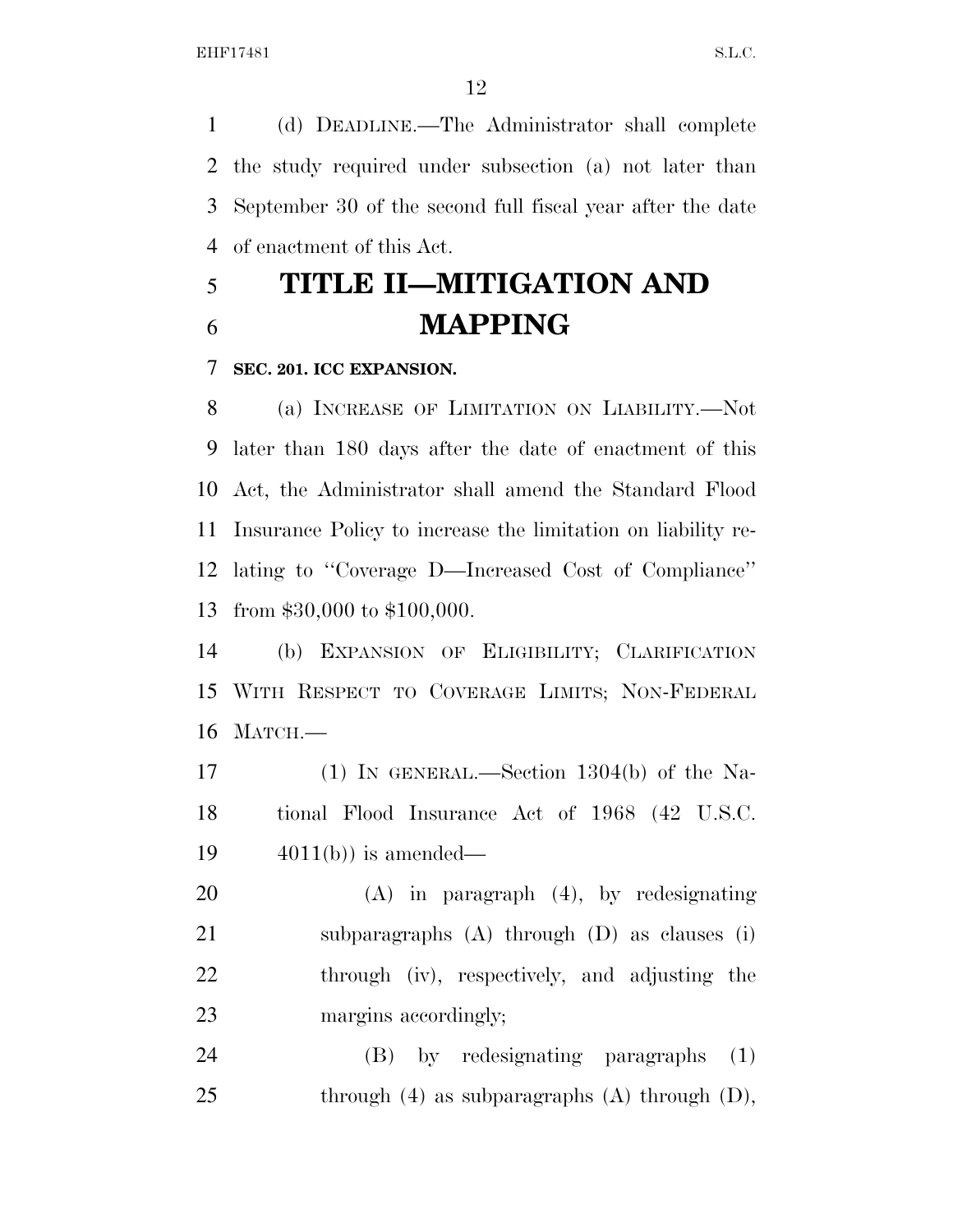(d) DEADLINE.—The Administrator shall complete the study required under subsection (a) not later than September 30 of the second full fiscal year after the date of enactment of this Act.

# TITLE II—MITIGATION AND MAPPING

### SEC. 201. ICC EXPANSION.

(a) INCREASE OF LIMITATION ON LIABILITY.—Not later than 180 days after the date of enactment of this Act, the Administrator shall amend the Standard Flood Insurance Policy to increase the limitation on liability relating to ''Coverage D—Increased Cost of Compliance'' from $30,000 to $100,000.

(b) EXPANSION OF ELIGIBILITY; CLARIFICATION WITH RESPECT TO COVERAGE LIMITS; NON-FEDERAL MATCH.—

(1) IN GENERAL.—Section 1304(b) of the National Flood Insurance Act of 1968 (42 U.S.C. 4011(b)) is amended—

(A) in paragraph (4), by redesignating subparagraphs (A) through (D) as clauses (i) through (iv), respectively, and adjusting the margins accordingly;

(B) by redesignating paragraphs (1) through (4) as subparagraphs (A) through (D),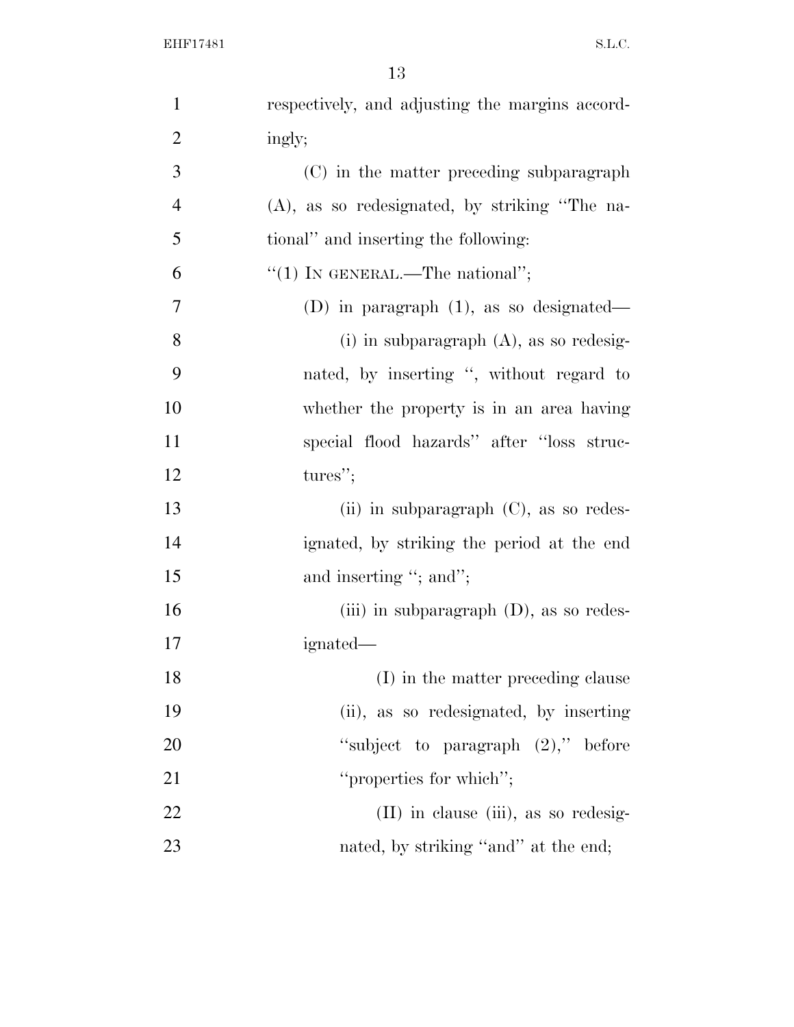respectively, and adjusting the margins accordingly;

(C) in the matter preceding subparagraph (A), as so redesignated, by striking "The national" and inserting the following:

"(1) IN GENERAL.—The national";

(D) in paragraph (1), as so designated—

(i) in subparagraph (A), as so redesignated, by inserting ", without regard to whether the property is in an area having special flood hazards" after "loss structures";

(ii) in subparagraph (C), as so redesignated, by striking the period at the end and inserting "; and";

(iii) in subparagraph (D), as so redesignated—

(I) in the matter preceding clause (ii), as so redesignated, by inserting "subject to paragraph (2)," before "properties for which";

(II) in clause (iii), as so redesignated, by striking "and" at the end;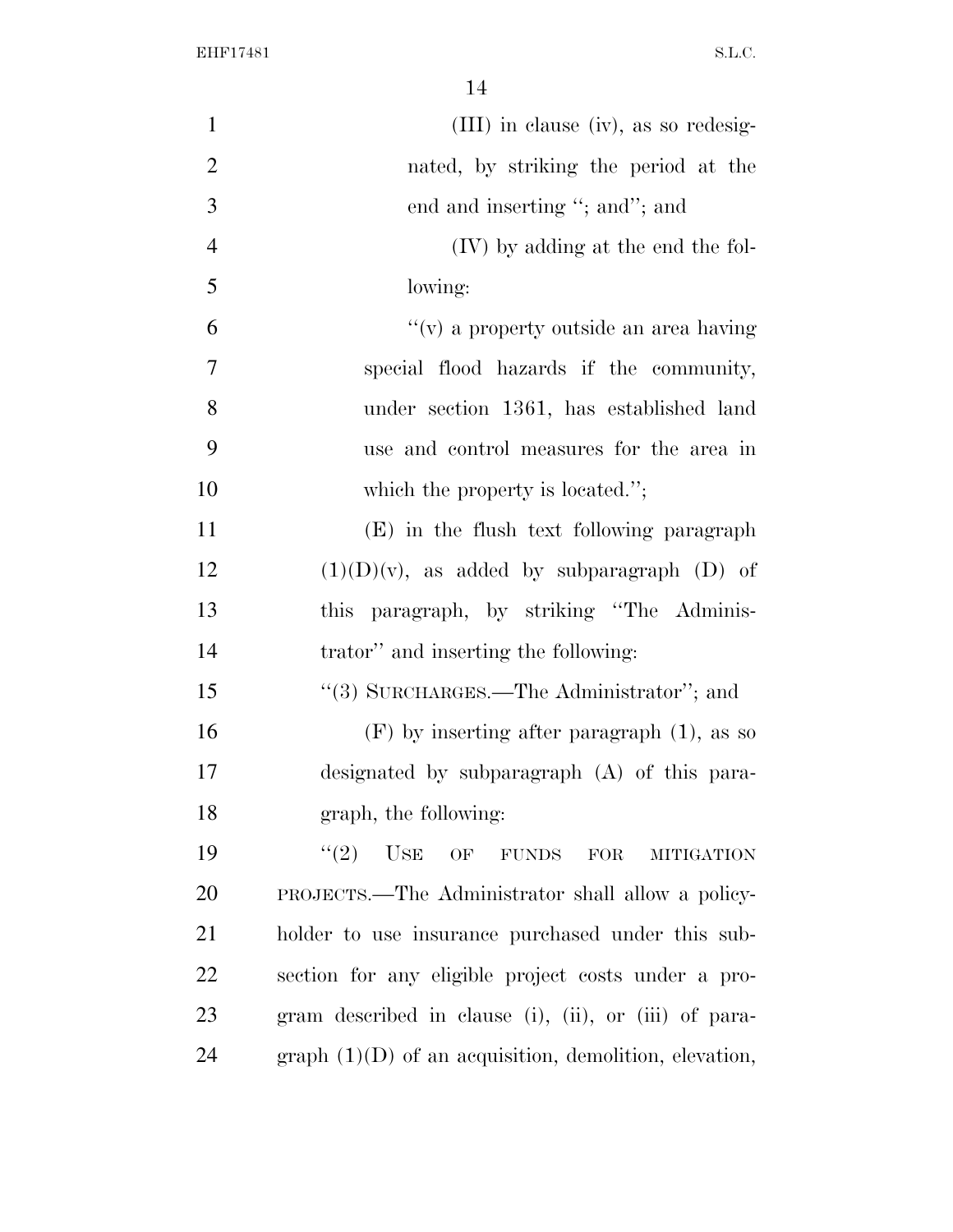(III) in clause (iv), as so redesignated, by striking the period at the end and inserting "; and"; and

(IV) by adding at the end the following:

"(v) a property outside an area having special flood hazards if the community, under section 1361, has established land use and control measures for the area in which the property is located.";

(E) in the flush text following paragraph (1)(D)(v), as added by subparagraph (D) of this paragraph, by striking "The Administrator" and inserting the following:

"(3) SURCHARGES.—The Administrator"; and

(F) by inserting after paragraph (1), as so designated by subparagraph (A) of this paragraph, the following:

"(2) USE OF FUNDS FOR MITIGATION PROJECTS.—The Administrator shall allow a policyholder to use insurance purchased under this subsection for any eligible project costs under a program described in clause (i), (ii), or (iii) of paragraph (1)(D) of an acquisition, demolition, elevation,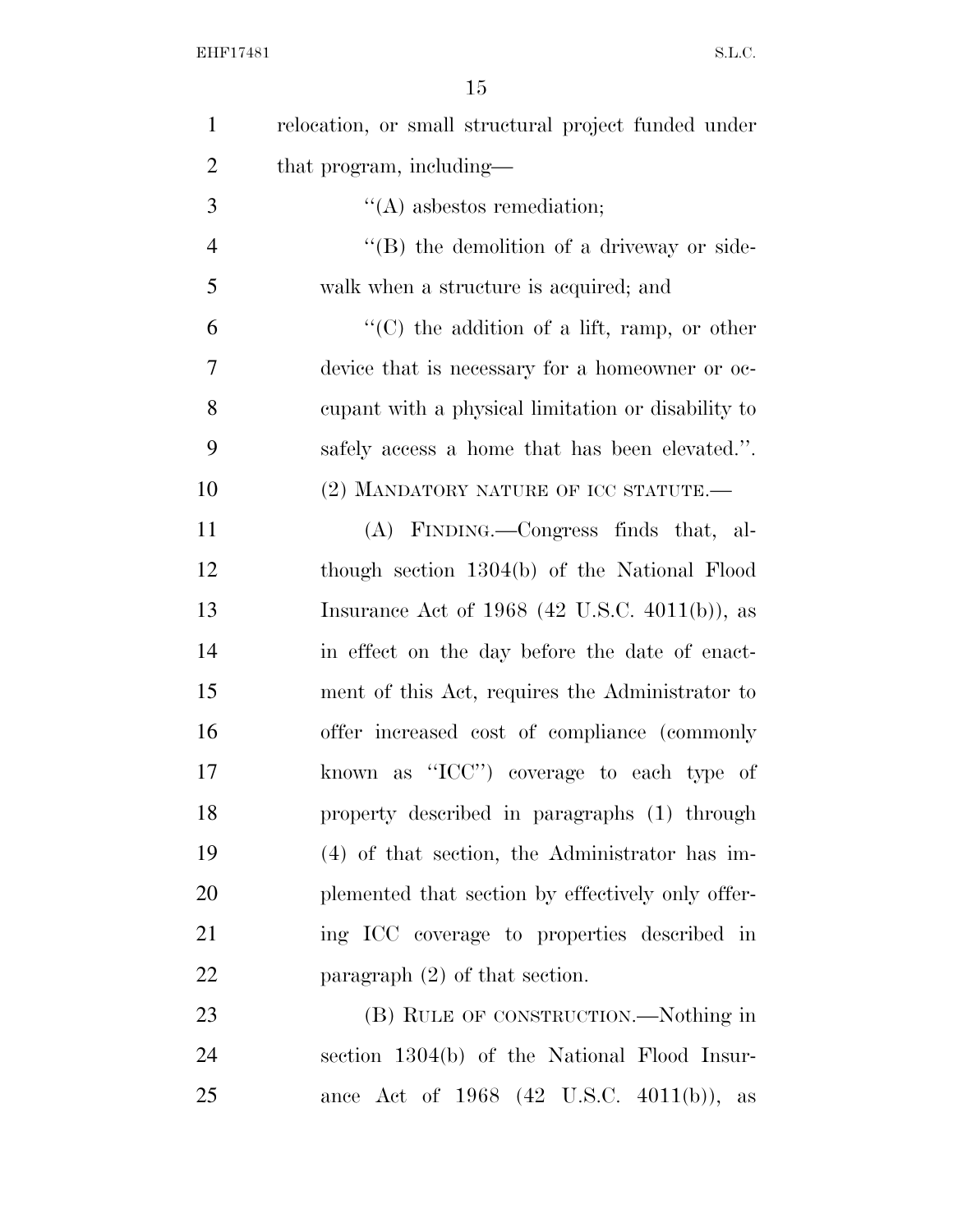relocation, or small structural project funded under that program, including—

"(A) asbestos remediation;

"(B) the demolition of a driveway or sidewalk when a structure is acquired; and

"(C) the addition of a lift, ramp, or other device that is necessary for a homeowner or occupant with a physical limitation or disability to safely access a home that has been elevated.".

(2) MANDATORY NATURE OF ICC STATUTE.—

(A) FINDING.—Congress finds that, although section 1304(b) of the National Flood Insurance Act of 1968 (42 U.S.C. 4011(b)), as in effect on the day before the date of enactment of this Act, requires the Administrator to offer increased cost of compliance (commonly known as "ICC") coverage to each type of property described in paragraphs (1) through (4) of that section, the Administrator has implemented that section by effectively only offering ICC coverage to properties described in paragraph (2) of that section.

(B) RULE OF CONSTRUCTION.—Nothing in section 1304(b) of the National Flood Insurance Act of 1968 (42 U.S.C. 4011(b)), as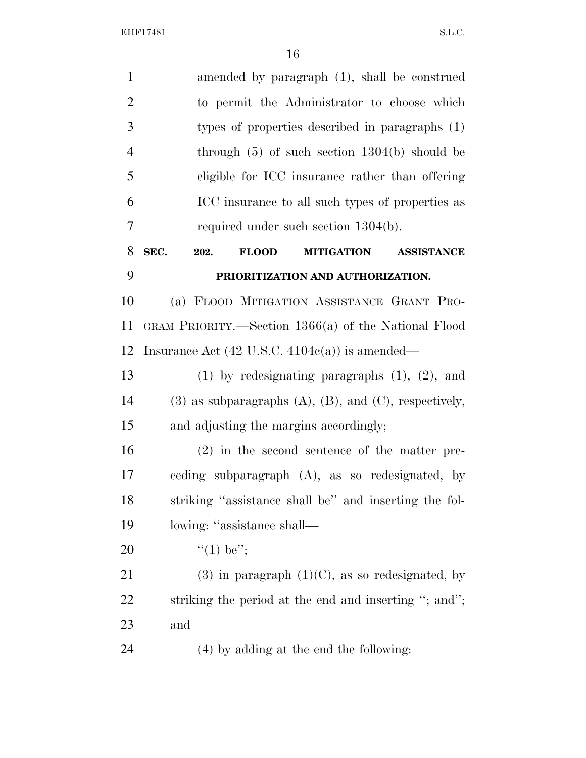amended by paragraph (1), shall be construed to permit the Administrator to choose which types of properties described in paragraphs (1) through (5) of such section 1304(b) should be eligible for ICC insurance rather than offering ICC insurance to all such types of properties as required under such section 1304(b).

### SEC. 202. FLOOD MITIGATION ASSISTANCE PRIORITIZATION AND AUTHORIZATION.

(a) FLOOD MITIGATION ASSISTANCE GRANT PROGRAM PRIORITY.—Section 1366(a) of the National Flood Insurance Act (42 U.S.C. 4104c(a)) is amended—

(1) by redesignating paragraphs (1), (2), and (3) as subparagraphs (A), (B), and (C), respectively, and adjusting the margins accordingly;

(2) in the second sentence of the matter preceding subparagraph (A), as so redesignated, by striking "assistance shall be" and inserting the following: "assistance shall—

"(1) be";

(3) in paragraph (1)(C), as so redesignated, by striking the period at the end and inserting "; and"; and

(4) by adding at the end the following: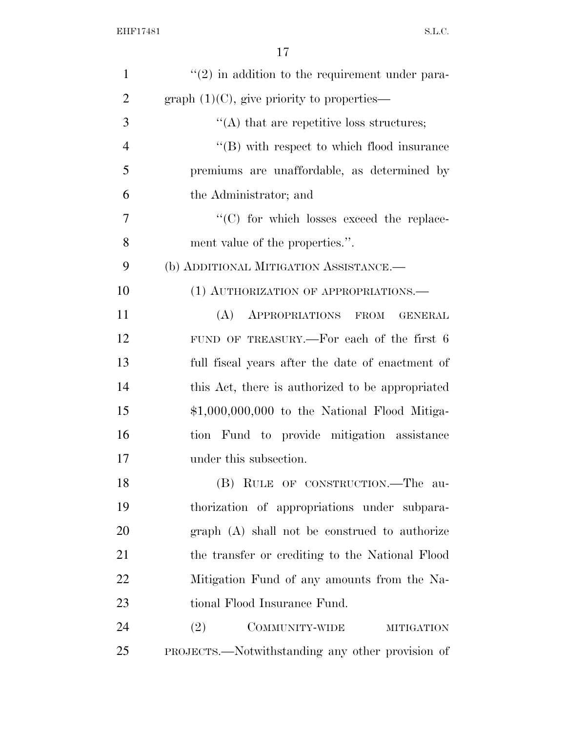''(2) in addition to the requirement under paragraph (1)(C), give priority to properties—

''(A) that are repetitive loss structures;

''(B) with respect to which flood insurance premiums are unaffordable, as determined by the Administrator; and

''(C) for which losses exceed the replacement value of the properties.''.

(b) ADDITIONAL MITIGATION ASSISTANCE.—

(1) AUTHORIZATION OF APPROPRIATIONS.—

(A) APPROPRIATIONS FROM GENERAL FUND OF TREASURY.—For each of the first 6 full fiscal years after the date of enactment of this Act, there is authorized to be appropriated $1,000,000,000 to the National Flood Mitigation Fund to provide mitigation assistance under this subsection.

(B) RULE OF CONSTRUCTION.—The authorization of appropriations under subparagraph (A) shall not be construed to authorize the transfer or crediting to the National Flood Mitigation Fund of any amounts from the National Flood Insurance Fund.

(2) COMMUNITY-WIDE MITIGATION PROJECTS.—Notwithstanding any other provision of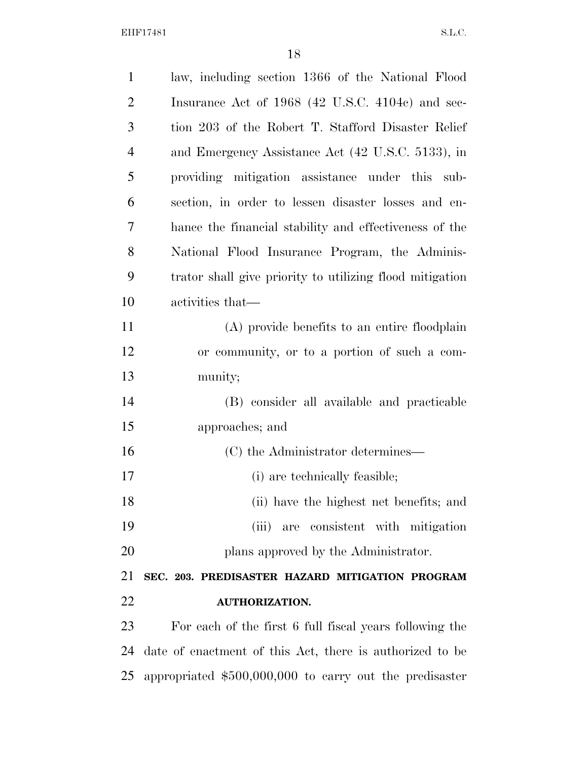law, including section 1366 of the National Flood Insurance Act of 1968 (42 U.S.C. 4104c) and section 203 of the Robert T. Stafford Disaster Relief and Emergency Assistance Act (42 U.S.C. 5133), in providing mitigation assistance under this subsection, in order to lessen disaster losses and enhance the financial stability and effectiveness of the National Flood Insurance Program, the Administrator shall give priority to utilizing flood mitigation activities that—

(A) provide benefits to an entire floodplain or community, or to a portion of such a community;

(B) consider all available and practicable approaches; and

(C) the Administrator determines—

(i) are technically feasible;

(ii) have the highest net benefits; and

(iii) are consistent with mitigation plans approved by the Administrator.

**SEC. 203. PREDISASTER HAZARD MITIGATION PROGRAM AUTHORIZATION.**

For each of the first 6 full fiscal years following the date of enactment of this Act, there is authorized to be appropriated $500,000,000 to carry out the predisaster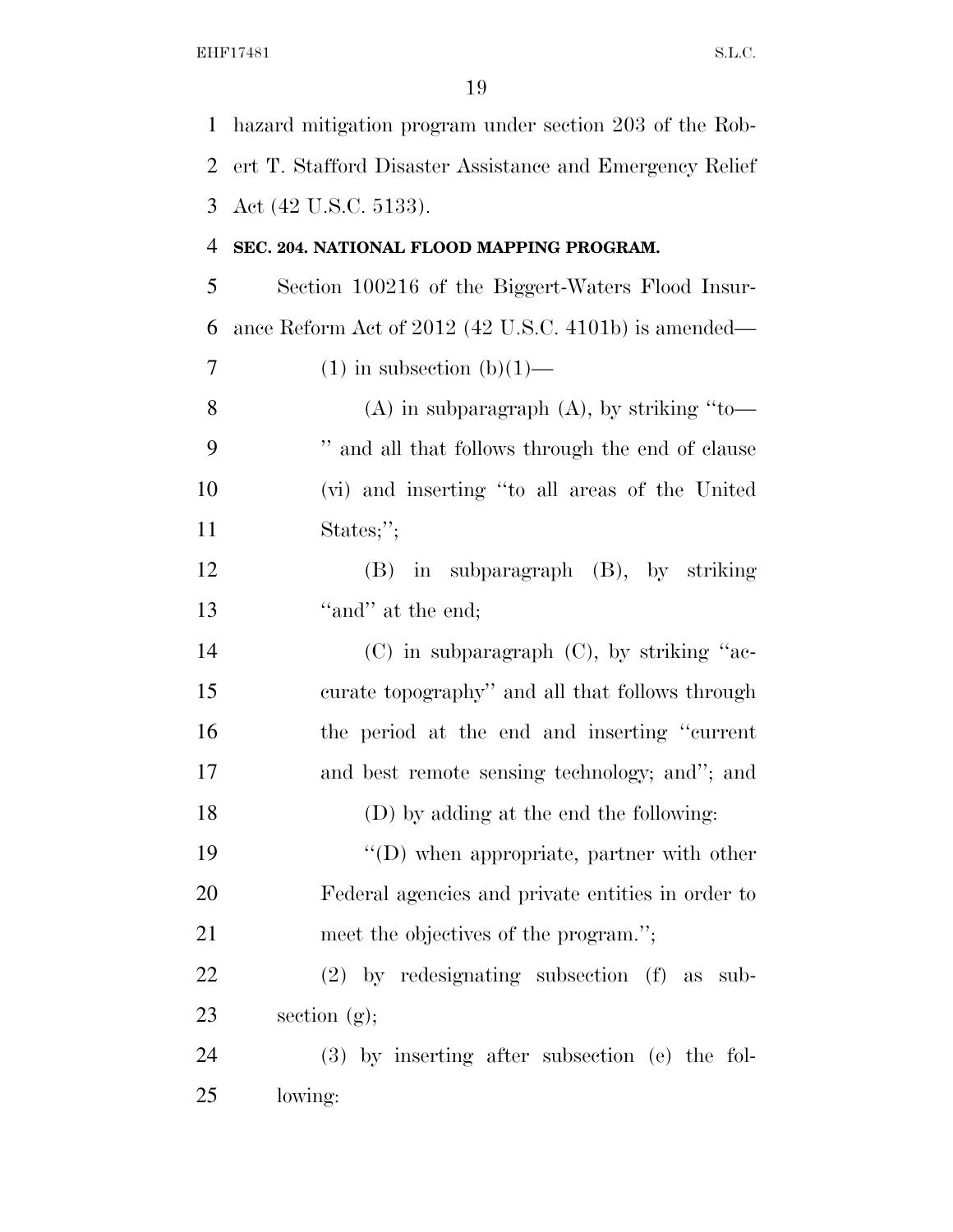hazard mitigation program under section 203 of the Robert T. Stafford Disaster Assistance and Emergency Relief Act (42 U.S.C. 5133).

**SEC. 204. NATIONAL FLOOD MAPPING PROGRAM.**

Section 100216 of the Biggert-Waters Flood Insurance Reform Act of 2012 (42 U.S.C. 4101b) is amended—

(1) in subsection (b)(1)—

(A) in subparagraph (A), by striking ''to— '' and all that follows through the end of clause (vi) and inserting ''to all areas of the United States;'';

(B) in subparagraph (B), by striking ''and'' at the end;

(C) in subparagraph (C), by striking ''accurate topography'' and all that follows through the period at the end and inserting ''current and best remote sensing technology; and''; and

(D) by adding at the end the following:

''(D) when appropriate, partner with other Federal agencies and private entities in order to meet the objectives of the program.'';

(2) by redesignating subsection (f) as subsection (g);

(3) by inserting after subsection (e) the following: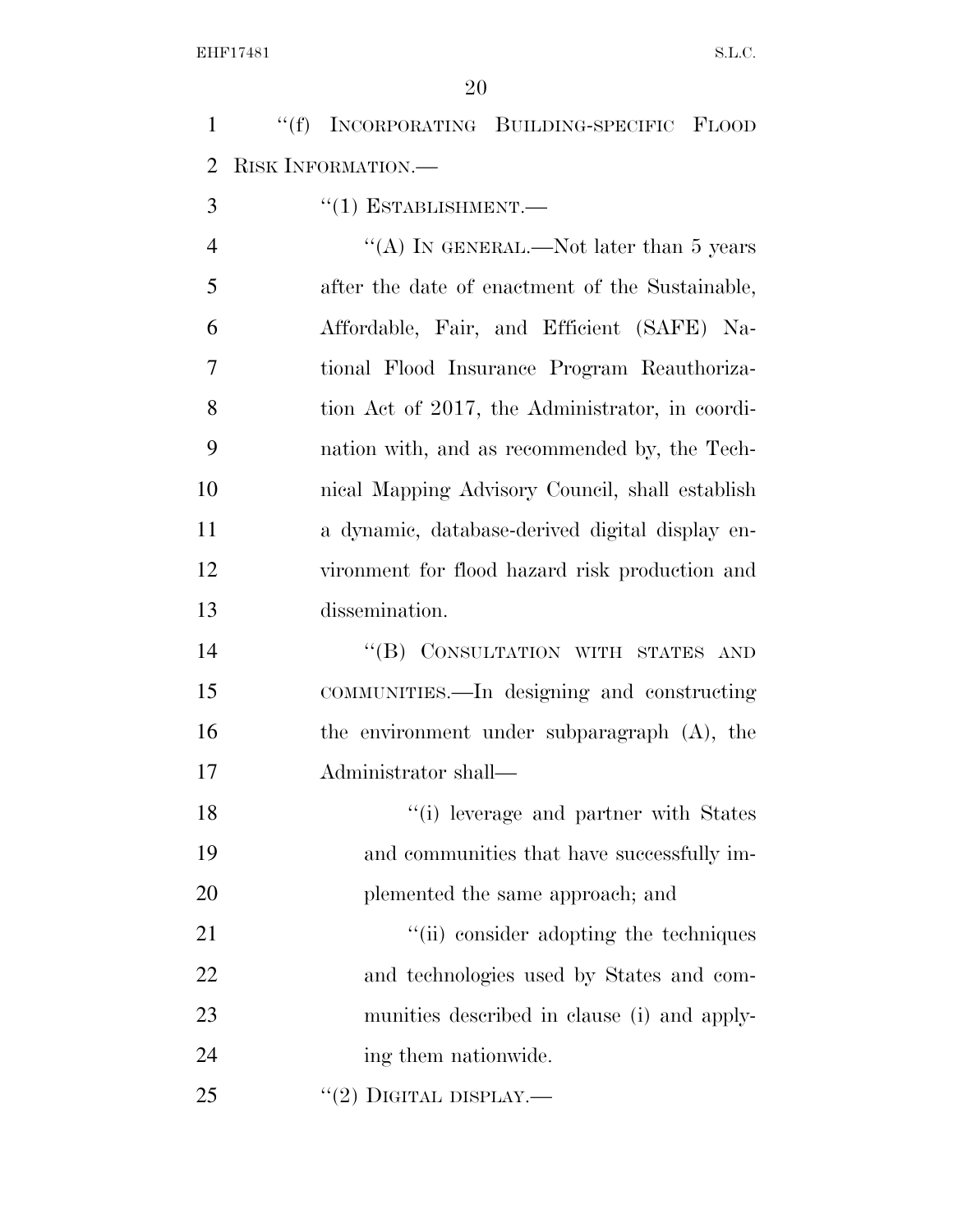"(f) INCORPORATING BUILDING-SPECIFIC FLOOD RISK INFORMATION.—

"(1) ESTABLISHMENT.—

"(A) IN GENERAL.—Not later than 5 years after the date of enactment of the Sustainable, Affordable, Fair, and Efficient (SAFE) National Flood Insurance Program Reauthorization Act of 2017, the Administrator, in coordination with, and as recommended by, the Technical Mapping Advisory Council, shall establish a dynamic, database-derived digital display environment for flood hazard risk production and dissemination.

"(B) CONSULTATION WITH STATES AND COMMUNITIES.—In designing and constructing the environment under subparagraph (A), the Administrator shall—

"(i) leverage and partner with States and communities that have successfully implemented the same approach; and

"(ii) consider adopting the techniques and technologies used by States and communities described in clause (i) and applying them nationwide.

"(2) DIGITAL DISPLAY.—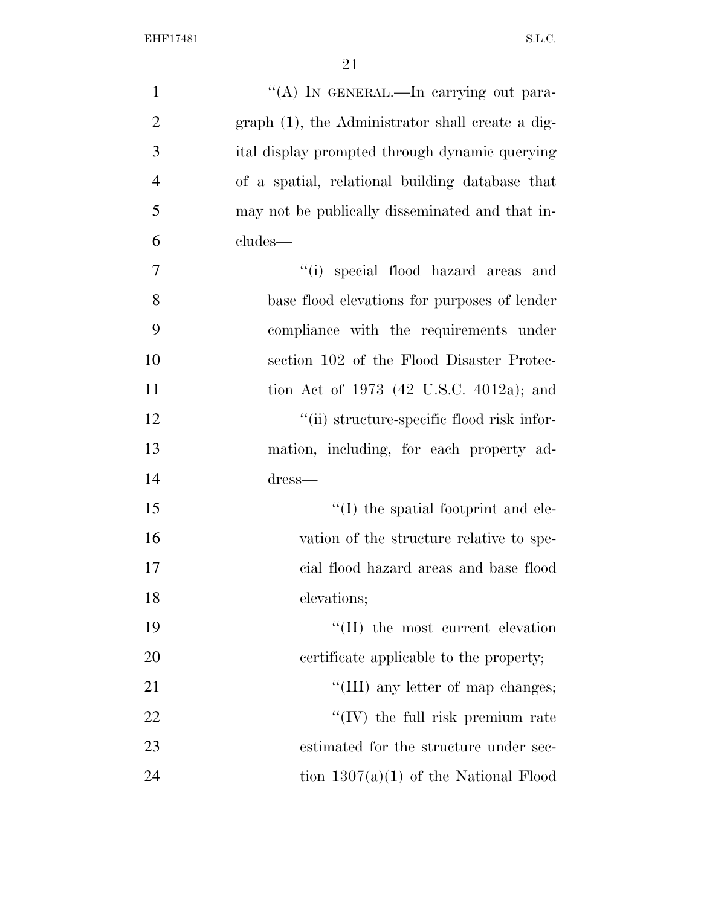''(A) IN GENERAL.—In carrying out paragraph (1), the Administrator shall create a digital display prompted through dynamic querying of a spatial, relational building database that may not be publically disseminated and that includes—

''(i) special flood hazard areas and base flood elevations for purposes of lender compliance with the requirements under section 102 of the Flood Disaster Protection Act of 1973 (42 U.S.C. 4012a); and

''(ii) structure-specific flood risk information, including, for each property address—

''(I) the spatial footprint and elevation of the structure relative to special flood hazard areas and base flood elevations;

''(II) the most current elevation certificate applicable to the property;

''(III) any letter of map changes;

''(IV) the full risk premium rate estimated for the structure under section 1307(a)(1) of the National Flood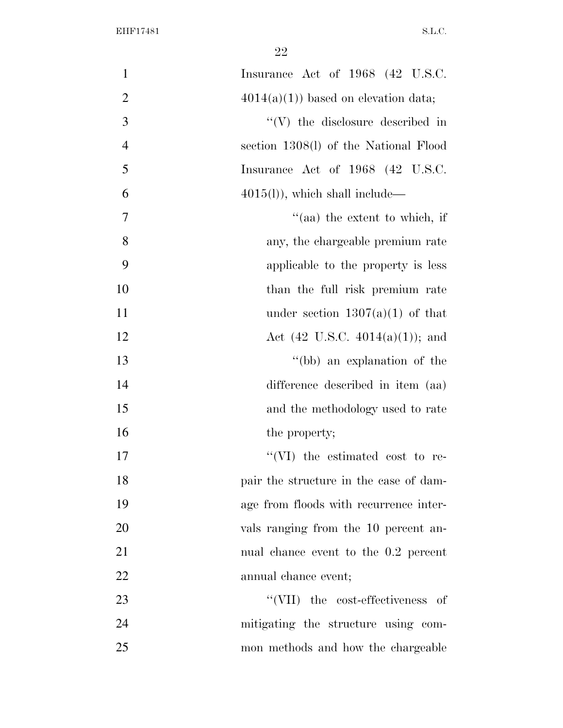Insurance Act of 1968 (42 U.S.C. 4014(a)(1)) based on elevation data;

''(V) the disclosure described in section 1308(l) of the National Flood Insurance Act of 1968 (42 U.S.C. 4015(l)), which shall include—

''(aa) the extent to which, if any, the chargeable premium rate applicable to the property is less than the full risk premium rate under section 1307(a)(1) of that Act (42 U.S.C. 4014(a)(1)); and

''(bb) an explanation of the difference described in item (aa) and the methodology used to rate the property;

''(VI) the estimated cost to repair the structure in the case of damage from floods with recurrence intervals ranging from the 10 percent annual chance event to the 0.2 percent annual chance event;

''(VII) the cost-effectiveness of mitigating the structure using common methods and how the chargeable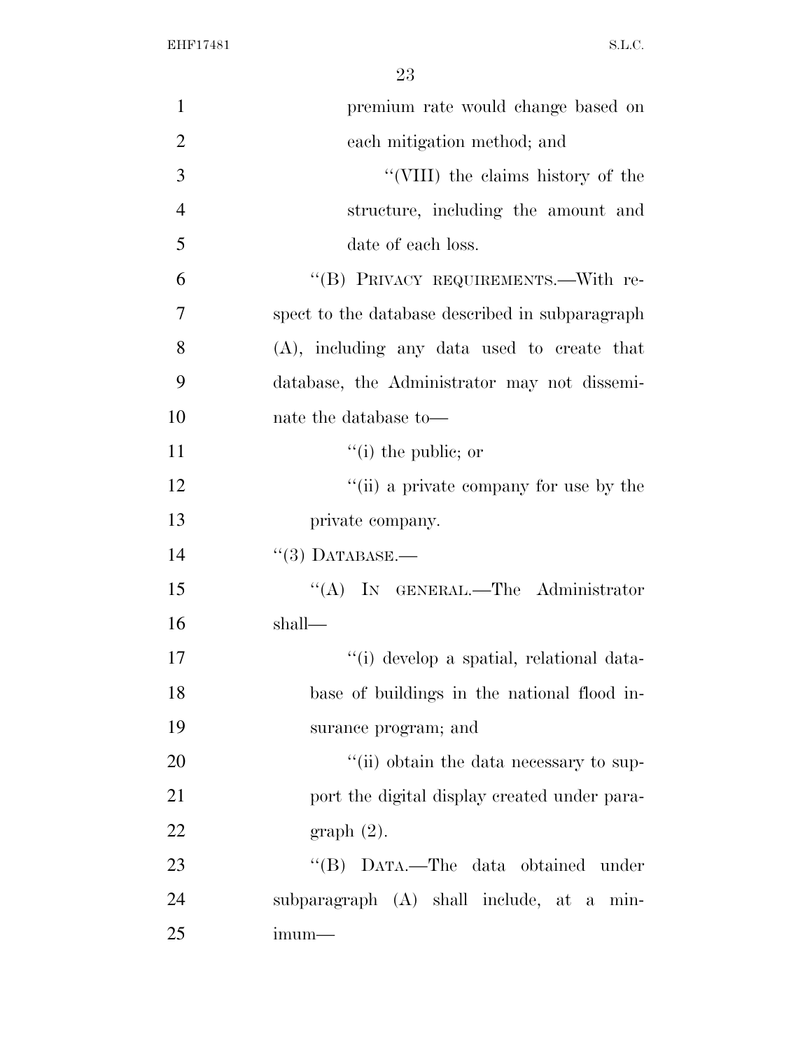premium rate would change based on each mitigation method; and

"(VIII) the claims history of the structure, including the amount and date of each loss.

"(B) PRIVACY REQUIREMENTS.—With respect to the database described in subparagraph (A), including any data used to create that database, the Administrator may not disseminate the database to—

"(i) the public; or

"(ii) a private company for use by the private company.

"(3) DATABASE.—

"(A) IN GENERAL.—The Administrator shall—

"(i) develop a spatial, relational database of buildings in the national flood insurance program; and

"(ii) obtain the data necessary to support the digital display created under paragraph (2).

"(B) DATA.—The data obtained under subparagraph (A) shall include, at a minimum—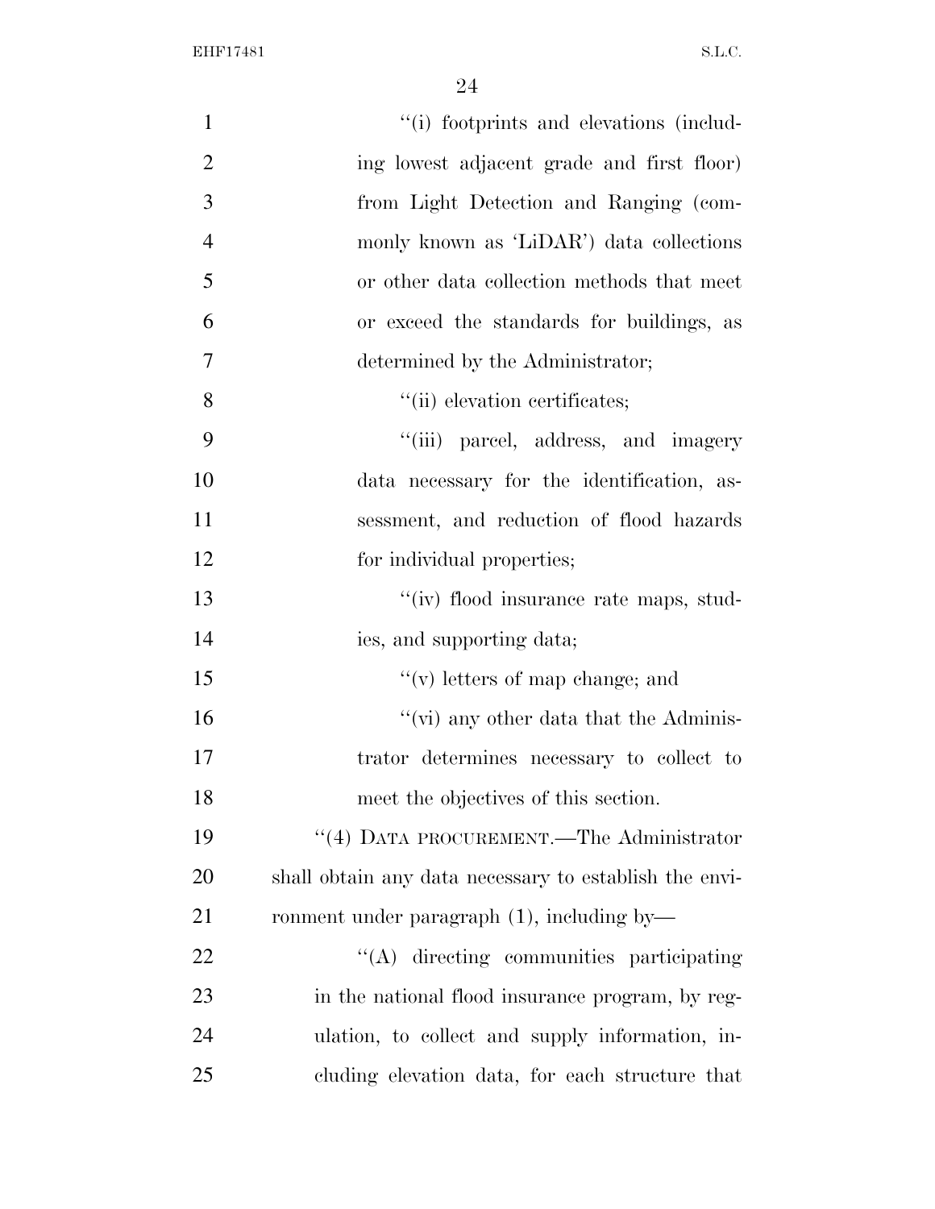''(i) footprints and elevations (including lowest adjacent grade and first floor) from Light Detection and Ranging (commonly known as 'LiDAR') data collections or other data collection methods that meet or exceed the standards for buildings, as determined by the Administrator;

''(ii) elevation certificates;

''(iii) parcel, address, and imagery data necessary for the identification, assessment, and reduction of flood hazards for individual properties;

''(iv) flood insurance rate maps, studies, and supporting data;

''(v) letters of map change; and

''(vi) any other data that the Administrator determines necessary to collect to meet the objectives of this section.

''(4) DATA PROCUREMENT.—The Administrator shall obtain any data necessary to establish the environment under paragraph (1), including by—

''(A) directing communities participating in the national flood insurance program, by regulation, to collect and supply information, including elevation data, for each structure that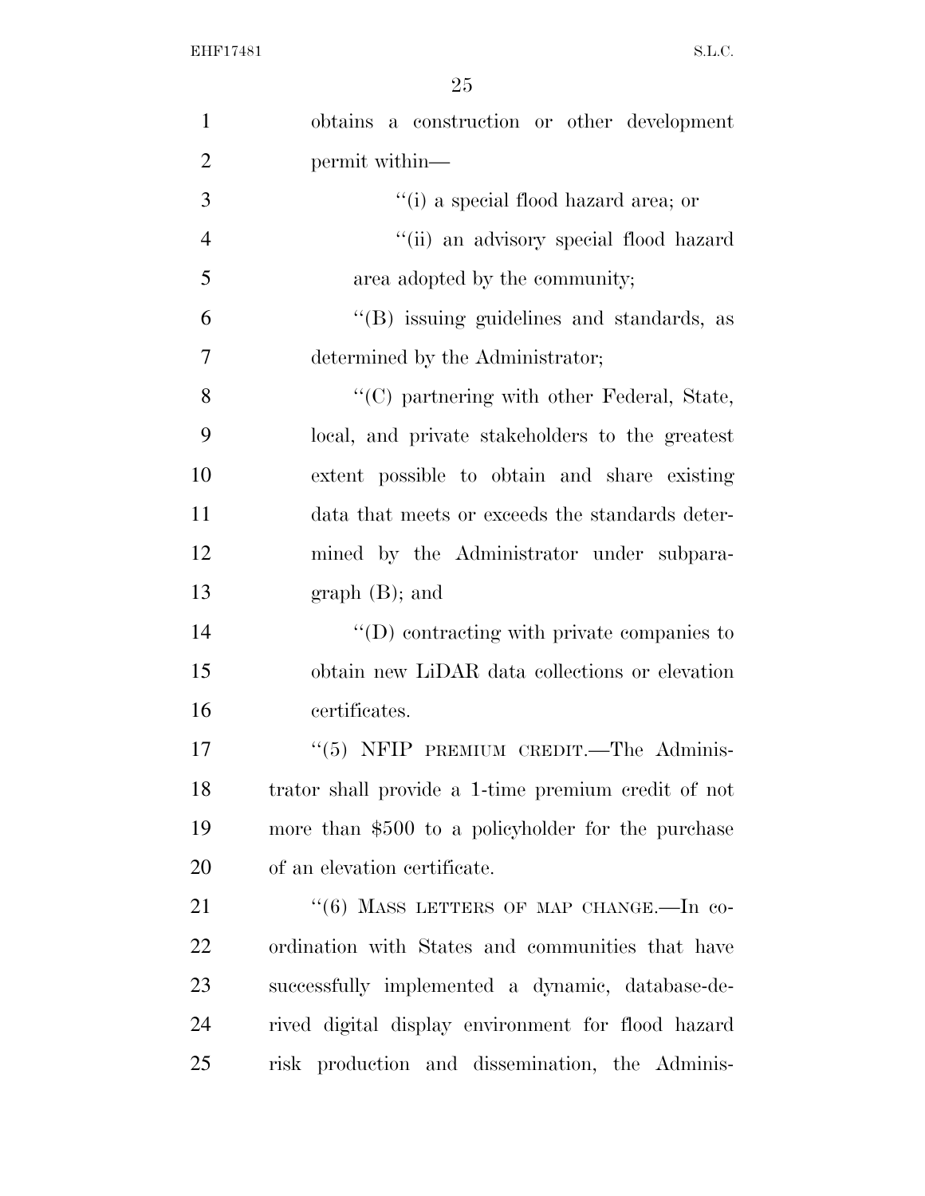obtains a construction or other development permit within—

''(i) a special flood hazard area; or

''(ii) an advisory special flood hazard area adopted by the community;

''(B) issuing guidelines and standards, as determined by the Administrator;

''(C) partnering with other Federal, State, local, and private stakeholders to the greatest extent possible to obtain and share existing data that meets or exceeds the standards determined by the Administrator under subparagraph (B); and

''(D) contracting with private companies to obtain new LiDAR data collections or elevation certificates.

''(5) NFIP PREMIUM CREDIT.—The Administrator shall provide a 1-time premium credit of not more than $500 to a policyholder for the purchase of an elevation certificate.

''(6) MASS LETTERS OF MAP CHANGE.—In coordination with States and communities that have successfully implemented a dynamic, database-derived digital display environment for flood hazard risk production and dissemination, the Adminis-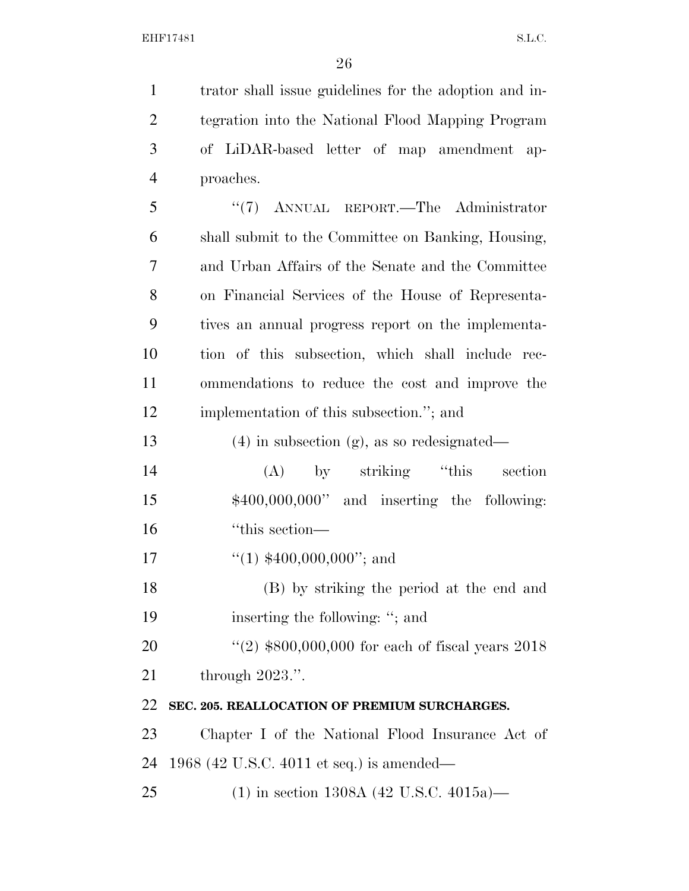trator shall issue guidelines for the adoption and integration into the National Flood Mapping Program of LiDAR-based letter of map amendment approaches.

"(7) ANNUAL REPORT.—The Administrator shall submit to the Committee on Banking, Housing, and Urban Affairs of the Senate and the Committee on Financial Services of the House of Representatives an annual progress report on the implementation of this subsection, which shall include recommendations to reduce the cost and improve the implementation of this subsection."; and

(4) in subsection (g), as so redesignated—

(A) by striking "this section $400,000,000" and inserting the following: "this section—

"(1) $400,000,000"; and

(B) by striking the period at the end and inserting the following: "; and

"(2) $800,000,000 for each of fiscal years 2018 through 2023.".

**SEC. 205. REALLOCATION OF PREMIUM SURCHARGES.**

Chapter I of the National Flood Insurance Act of 1968 (42 U.S.C. 4011 et seq.) is amended—

(1) in section 1308A (42 U.S.C. 4015a)—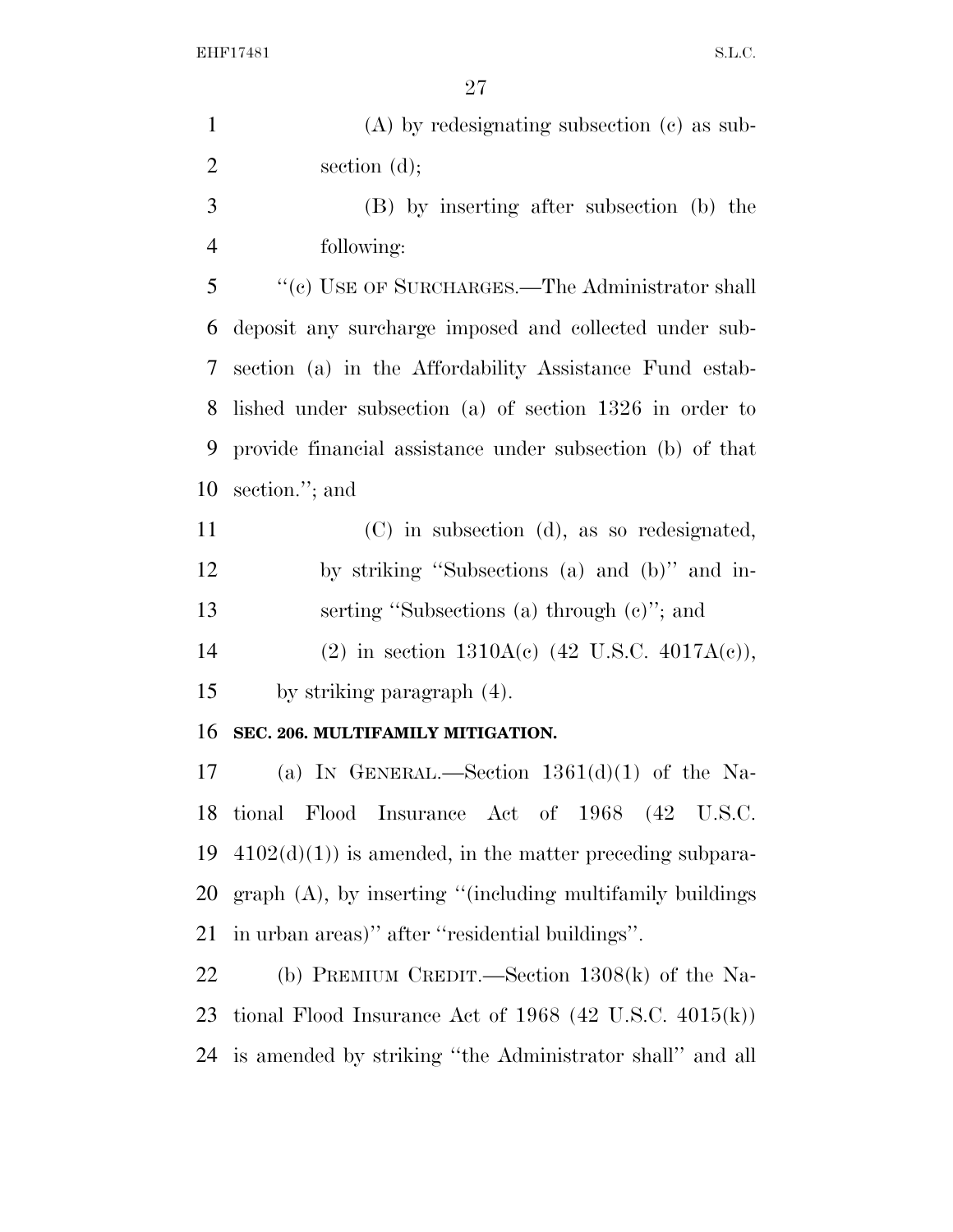(A) by redesignating subsection (c) as subsection (d);

(B) by inserting after subsection (b) the following:

''(c) USE OF SURCHARGES.—The Administrator shall deposit any surcharge imposed and collected under subsection (a) in the Affordability Assistance Fund established under subsection (a) of section 1326 in order to provide financial assistance under subsection (b) of that section.''; and

(C) in subsection (d), as so redesignated, by striking ''Subsections (a) and (b)'' and inserting ''Subsections (a) through (c)''; and

(2) in section 1310A(c) (42 U.S.C. 4017A(c)), by striking paragraph (4).

**SEC. 206. MULTIFAMILY MITIGATION.**

(a) IN GENERAL.—Section 1361(d)(1) of the National Flood Insurance Act of 1968 (42 U.S.C. 4102(d)(1)) is amended, in the matter preceding subparagraph (A), by inserting ''(including multifamily buildings in urban areas)'' after ''residential buildings''.

(b) PREMIUM CREDIT.—Section 1308(k) of the National Flood Insurance Act of 1968 (42 U.S.C. 4015(k)) is amended by striking ''the Administrator shall'' and all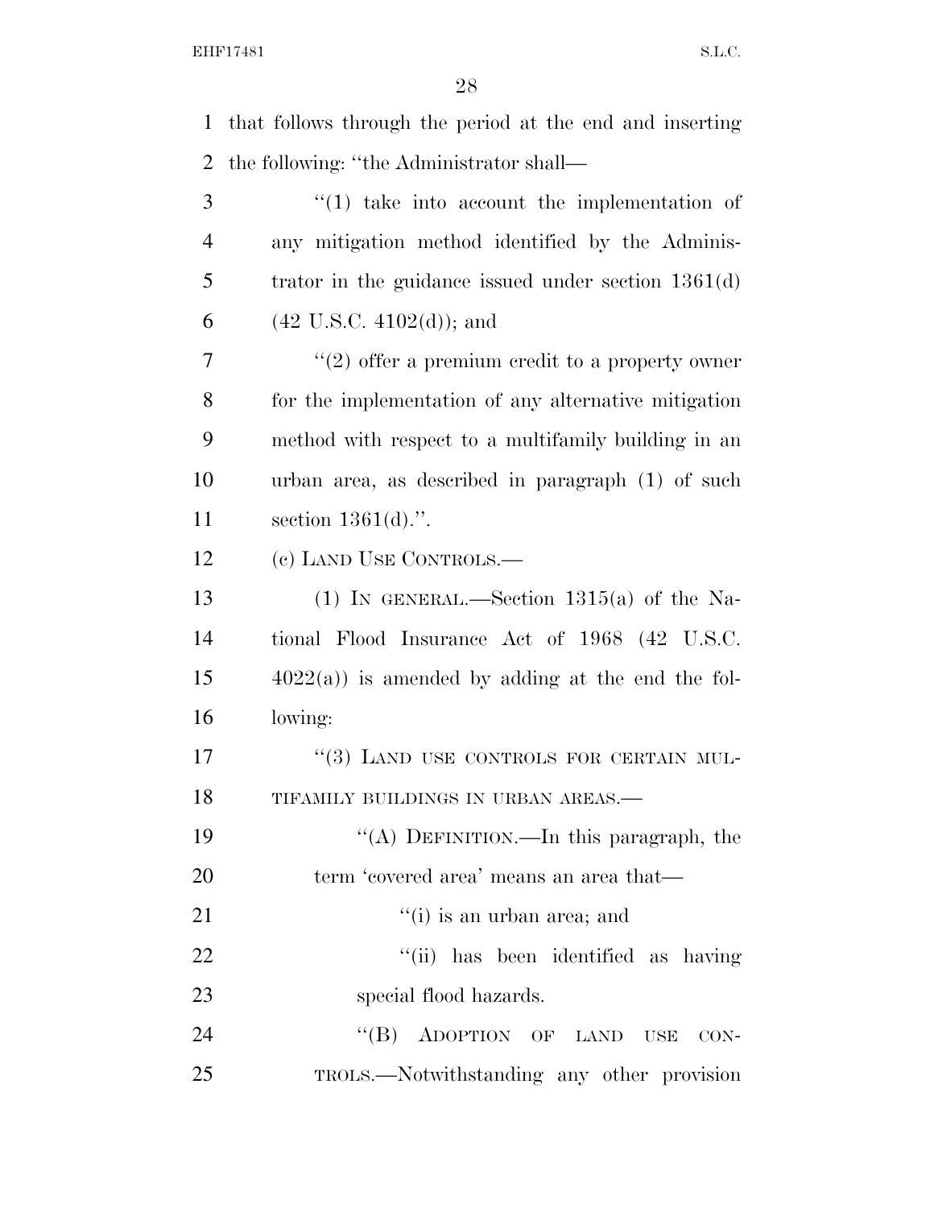that follows through the period at the end and inserting the following: ''the Administrator shall—

''(1) take into account the implementation of any mitigation method identified by the Administrator in the guidance issued under section 1361(d) (42 U.S.C. 4102(d)); and

''(2) offer a premium credit to a property owner for the implementation of any alternative mitigation method with respect to a multifamily building in an urban area, as described in paragraph (1) of such section 1361(d).''.

(c) LAND USE CONTROLS.—

(1) IN GENERAL.—Section 1315(a) of the National Flood Insurance Act of 1968 (42 U.S.C. 4022(a)) is amended by adding at the end the following:

''(3) LAND USE CONTROLS FOR CERTAIN MULTIFAMILY BUILDINGS IN URBAN AREAS.—

''(A) DEFINITION.—In this paragraph, the term 'covered area' means an area that—

''(i) is an urban area; and

''(ii) has been identified as having special flood hazards.

''(B) ADOPTION OF LAND USE CONTROLS.—Notwithstanding any other provision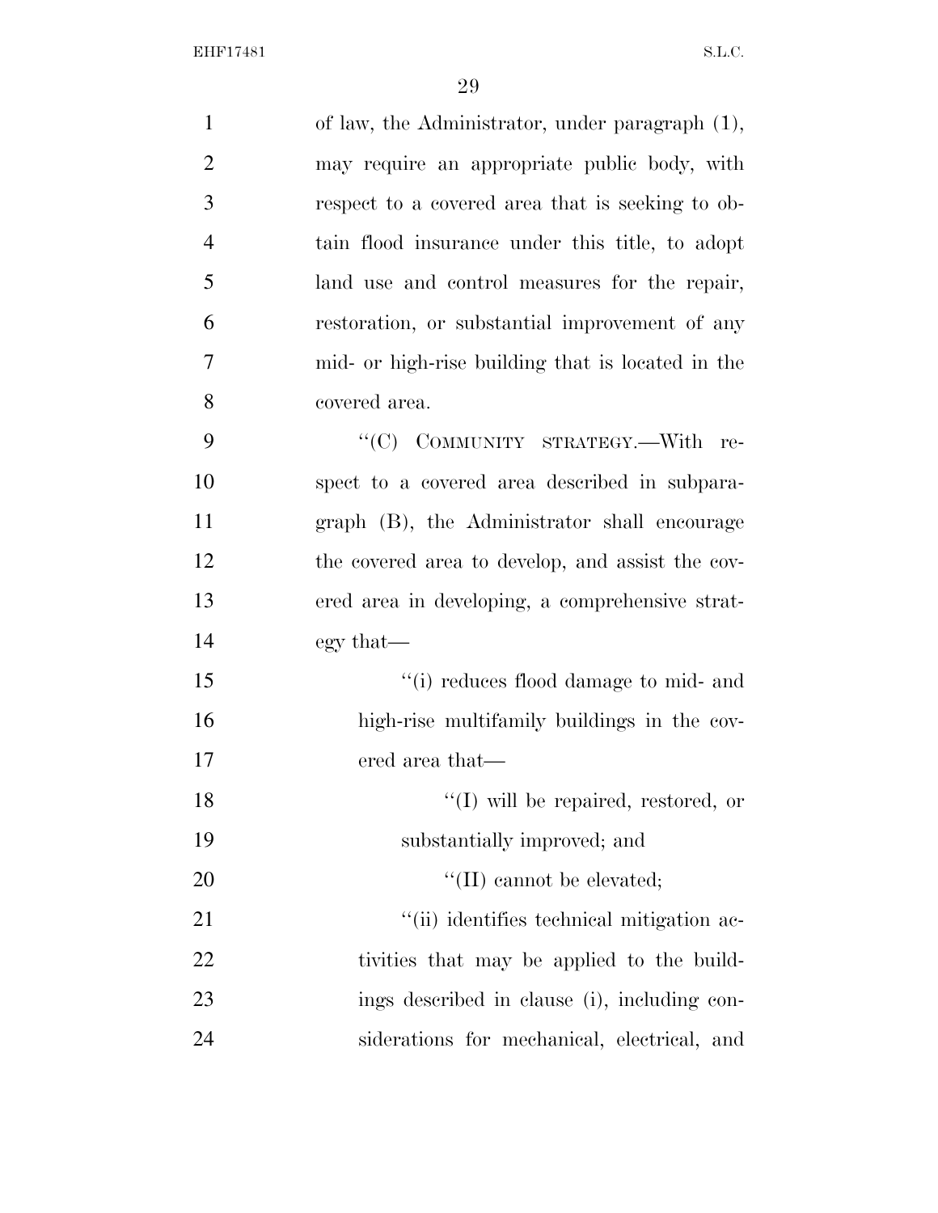of law, the Administrator, under paragraph (1), may require an appropriate public body, with respect to a covered area that is seeking to obtain flood insurance under this title, to adopt land use and control measures for the repair, restoration, or substantial improvement of any mid- or high-rise building that is located in the covered area.

"(C) COMMUNITY STRATEGY.—With respect to a covered area described in subparagraph (B), the Administrator shall encourage the covered area to develop, and assist the covered area in developing, a comprehensive strategy that—

"(i) reduces flood damage to mid- and high-rise multifamily buildings in the covered area that—

"(I) will be repaired, restored, or substantially improved; and

"(II) cannot be elevated;

"(ii) identifies technical mitigation activities that may be applied to the buildings described in clause (i), including considerations for mechanical, electrical, and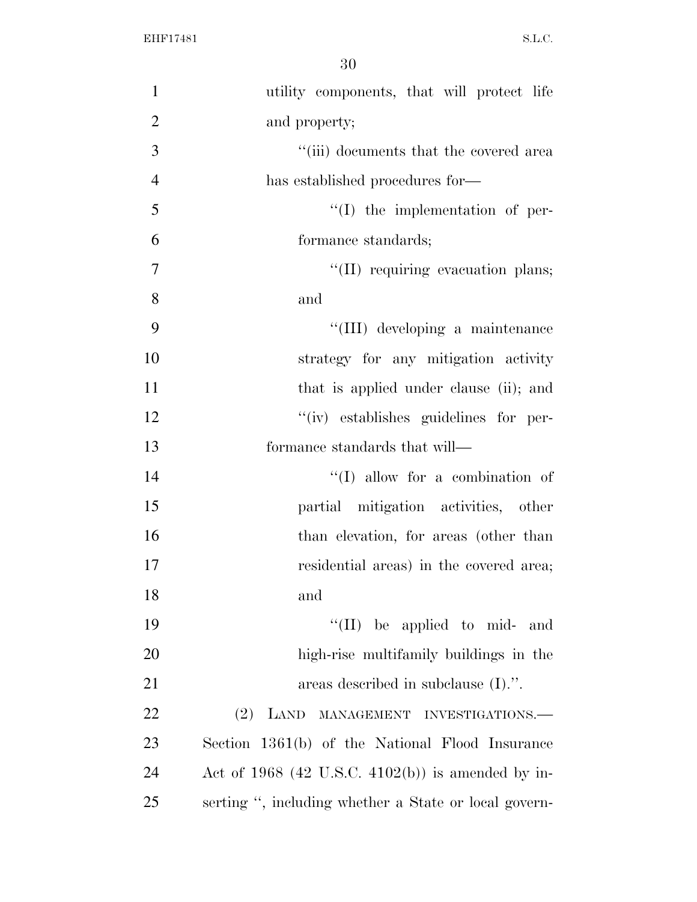utility components, that will protect life and property;

''(iii) documents that the covered area has established procedures for—

''(I) the implementation of performance standards;

''(II) requiring evacuation plans; and

''(III) developing a maintenance strategy for any mitigation activity that is applied under clause (ii); and

''(iv) establishes guidelines for performance standards that will—

''(I) allow for a combination of partial mitigation activities, other than elevation, for areas (other than residential areas) in the covered area; and

''(II) be applied to mid- and high-rise multifamily buildings in the areas described in subclause (I).''.

(2) LAND MANAGEMENT INVESTIGATIONS.—Section 1361(b) of the National Flood Insurance Act of 1968 (42 U.S.C. 4102(b)) is amended by inserting '', including whether a State or local govern-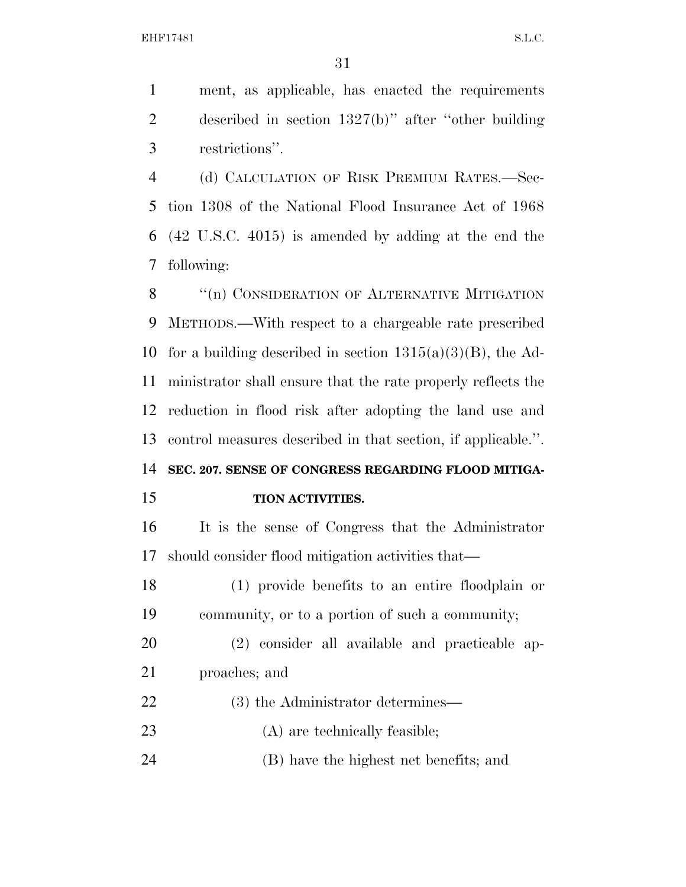ment, as applicable, has enacted the requirements described in section 1327(b)'' after ''other building restrictions''.

(d) CALCULATION OF RISK PREMIUM RATES.—Section 1308 of the National Flood Insurance Act of 1968 (42 U.S.C. 4015) is amended by adding at the end the following:

''(n) CONSIDERATION OF ALTERNATIVE MITIGATION METHODS.—With respect to a chargeable rate prescribed for a building described in section 1315(a)(3)(B), the Administrator shall ensure that the rate properly reflects the reduction in flood risk after adopting the land use and control measures described in that section, if applicable.''.

**SEC. 207. SENSE OF CONGRESS REGARDING FLOOD MITIGATION ACTIVITIES.**

It is the sense of Congress that the Administrator should consider flood mitigation activities that—

(1) provide benefits to an entire floodplain or community, or to a portion of such a community;

(2) consider all available and practicable approaches; and

(3) the Administrator determines—

(A) are technically feasible;

(B) have the highest net benefits; and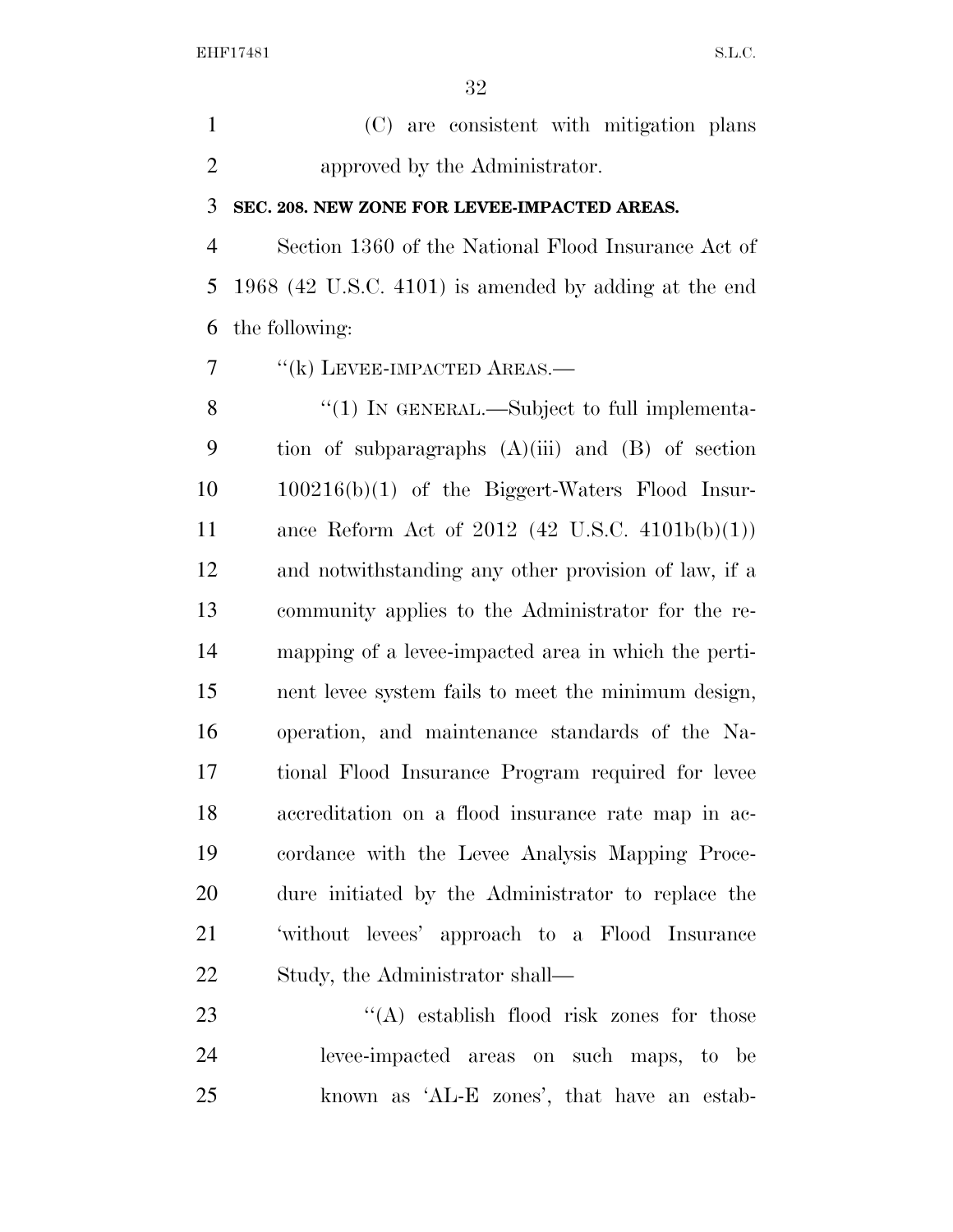(C) are consistent with mitigation plans approved by the Administrator.

**SEC. 208. NEW ZONE FOR LEVEE-IMPACTED AREAS.**

Section 1360 of the National Flood Insurance Act of 1968 (42 U.S.C. 4101) is amended by adding at the end the following:

''(k) LEVEE-IMPACTED AREAS.—

''(1) IN GENERAL.—Subject to full implementation of subparagraphs (A)(iii) and (B) of section 100216(b)(1) of the Biggert-Waters Flood Insurance Reform Act of 2012 (42 U.S.C. 4101b(b)(1)) and notwithstanding any other provision of law, if a community applies to the Administrator for the remapping of a levee-impacted area in which the pertinent levee system fails to meet the minimum design, operation, and maintenance standards of the National Flood Insurance Program required for levee accreditation on a flood insurance rate map in accordance with the Levee Analysis Mapping Procedure initiated by the Administrator to replace the 'without levees' approach to a Flood Insurance Study, the Administrator shall—

''(A) establish flood risk zones for those levee-impacted areas on such maps, to be known as 'AL-E zones', that have an estab-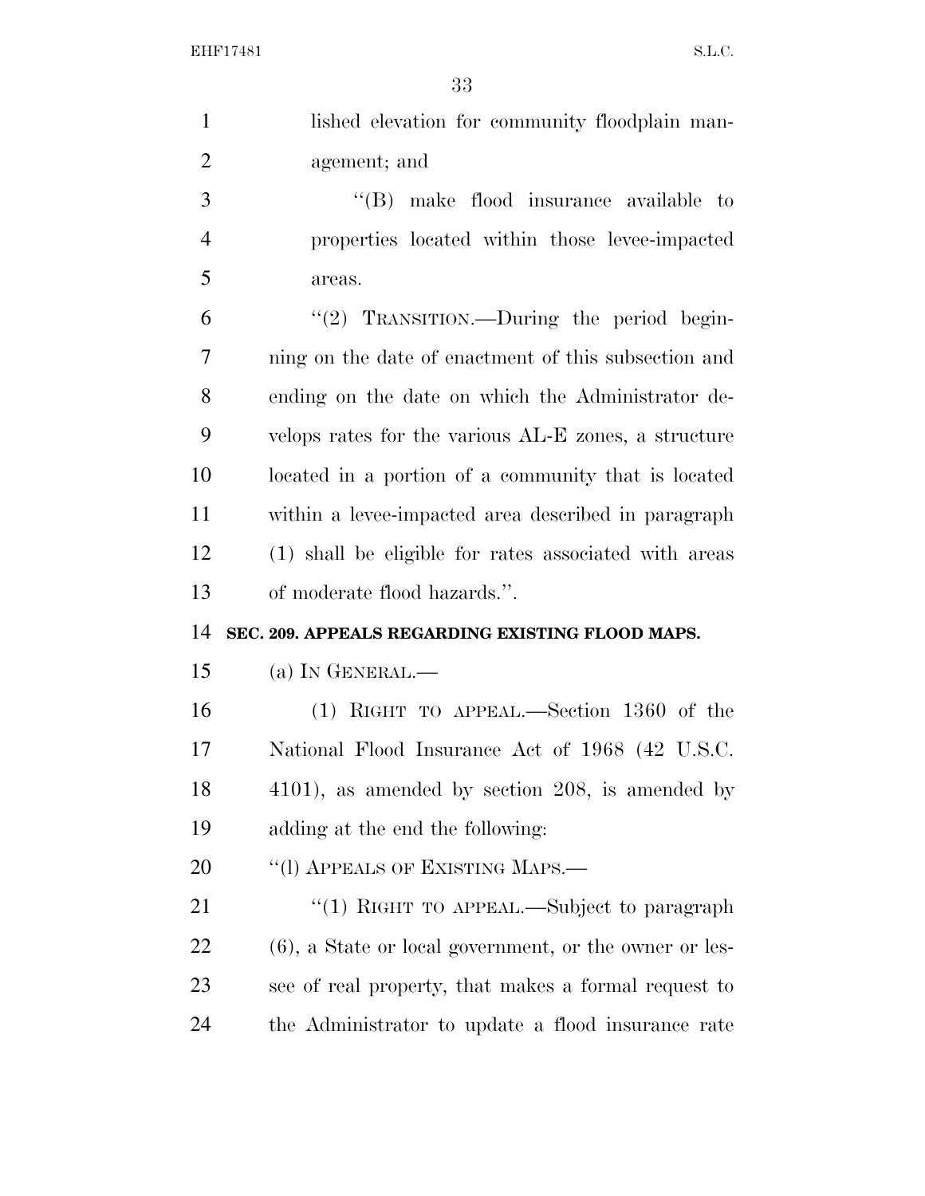lished elevation for community floodplain management; and

"(B) make flood insurance available to properties located within those levee-impacted areas.

"(2) TRANSITION.—During the period beginning on the date of enactment of this subsection and ending on the date on which the Administrator develops rates for the various AL-E zones, a structure located in a portion of a community that is located within a levee-impacted area described in paragraph (1) shall be eligible for rates associated with areas of moderate flood hazards.".

**SEC. 209. APPEALS REGARDING EXISTING FLOOD MAPS.**

(a) IN GENERAL.—

(1) RIGHT TO APPEAL.—Section 1360 of the National Flood Insurance Act of 1968 (42 U.S.C. 4101), as amended by section 208, is amended by adding at the end the following:

"(l) APPEALS OF EXISTING MAPS.—

"(1) RIGHT TO APPEAL.—Subject to paragraph (6), a State or local government, or the owner or lessee of real property, that makes a formal request to the Administrator to update a flood insurance rate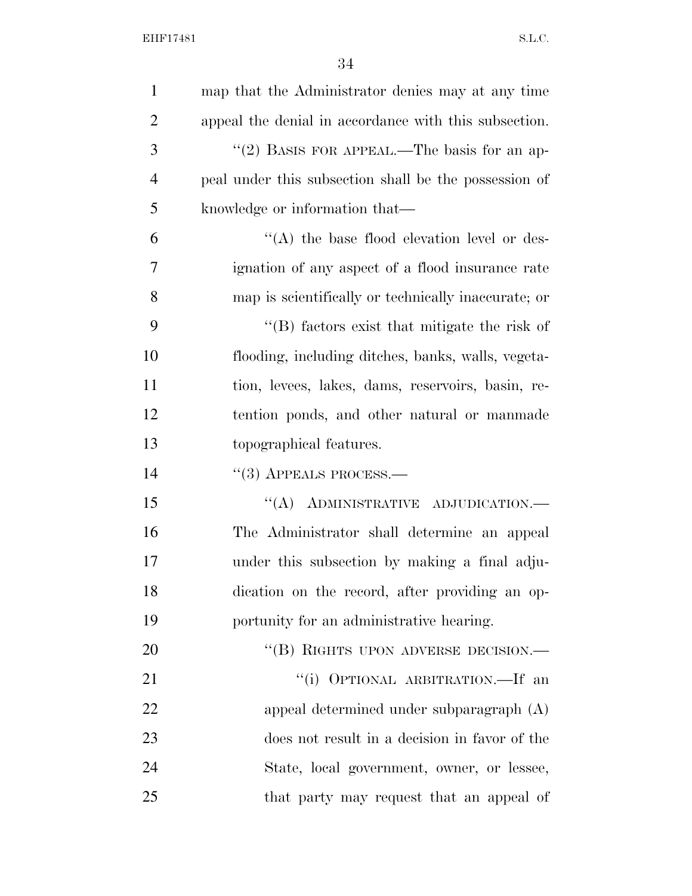map that the Administrator denies may at any time appeal the denial in accordance with this subsection.

"(2) BASIS FOR APPEAL.—The basis for an appeal under this subsection shall be the possession of knowledge or information that—

"(A) the base flood elevation level or designation of any aspect of a flood insurance rate map is scientifically or technically inaccurate; or

"(B) factors exist that mitigate the risk of flooding, including ditches, banks, walls, vegetation, levees, lakes, dams, reservoirs, basin, retention ponds, and other natural or manmade topographical features.

"(3) APPEALS PROCESS.—

"(A) ADMINISTRATIVE ADJUDICATION.—The Administrator shall determine an appeal under this subsection by making a final adjudication on the record, after providing an opportunity for an administrative hearing.

"(B) RIGHTS UPON ADVERSE DECISION.—

"(i) OPTIONAL ARBITRATION.—If an appeal determined under subparagraph (A) does not result in a decision in favor of the State, local government, owner, or lessee, that party may request that an appeal of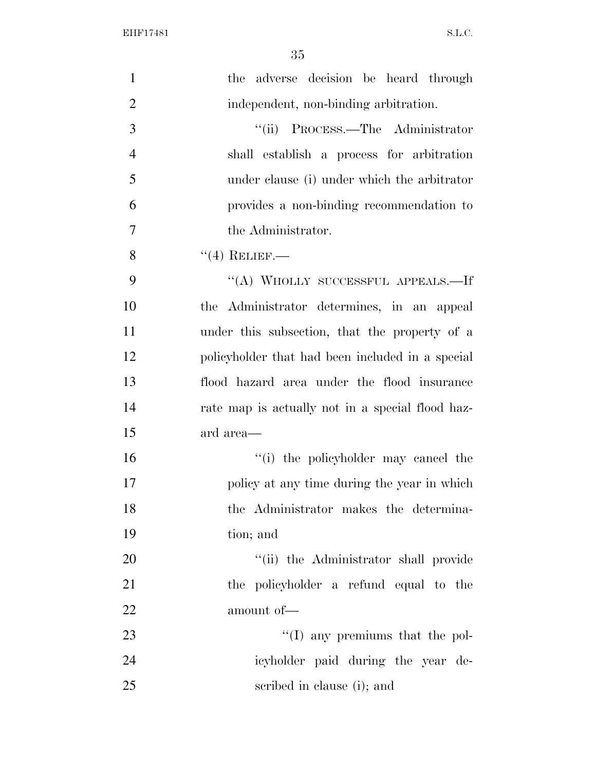the adverse decision be heard through independent, non-binding arbitration.

"(ii) PROCESS.—The Administrator shall establish a process for arbitration under clause (i) under which the arbitrator provides a non-binding recommendation to the Administrator.

"(4) RELIEF.—

"(A) WHOLLY SUCCESSFUL APPEALS.—If the Administrator determines, in an appeal under this subsection, that the property of a policyholder that had been included in a special flood hazard area under the flood insurance rate map is actually not in a special flood hazard area—

"(i) the policyholder may cancel the policy at any time during the year in which the Administrator makes the determination; and

"(ii) the Administrator shall provide the policyholder a refund equal to the amount of—

"(I) any premiums that the policyholder paid during the year described in clause (i); and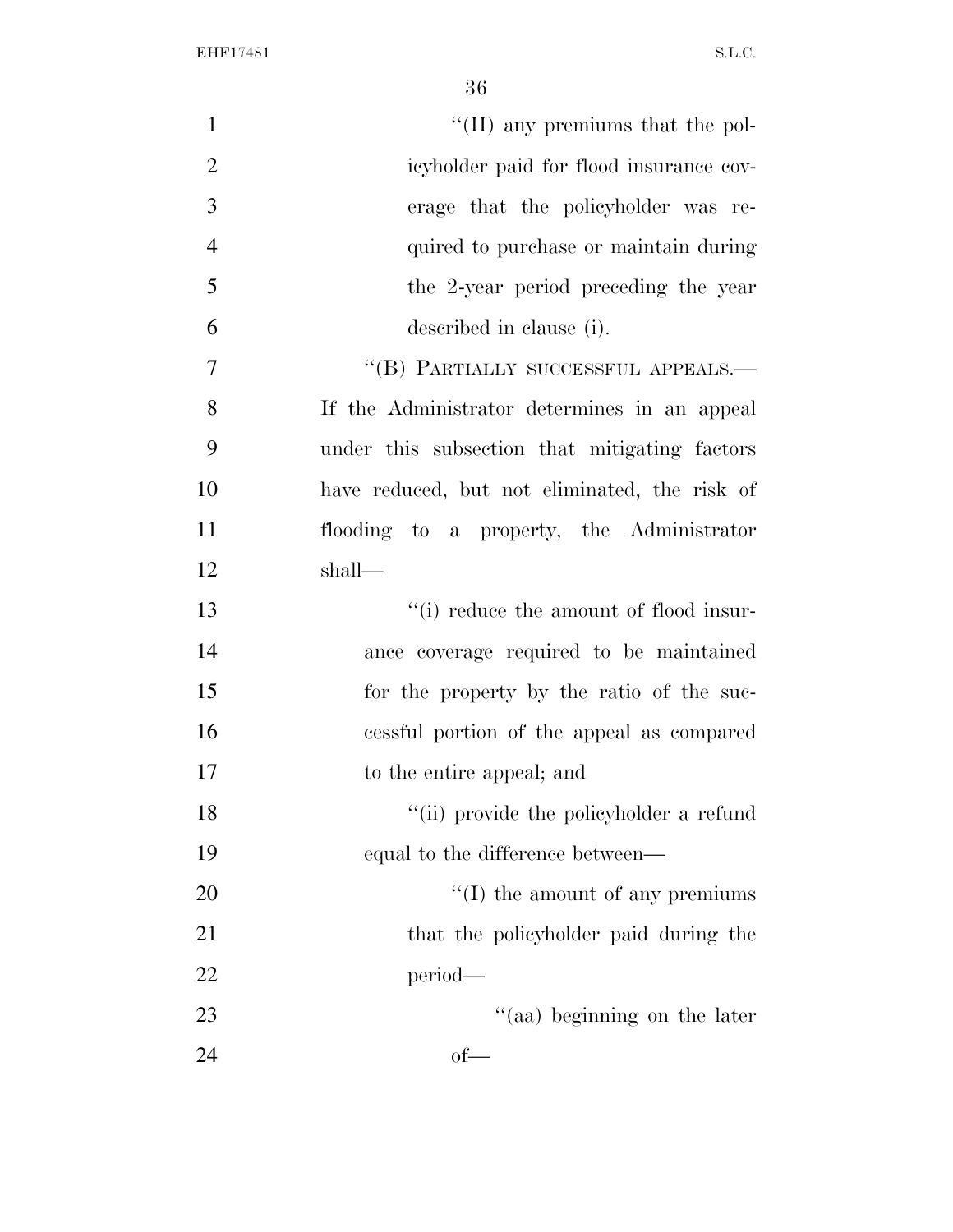"(II) any premiums that the policyholder paid for flood insurance coverage that the policyholder was required to purchase or maintain during the 2-year period preceding the year described in clause (i).

"(B) PARTIALLY SUCCESSFUL APPEALS.—If the Administrator determines in an appeal under this subsection that mitigating factors have reduced, but not eliminated, the risk of flooding to a property, the Administrator shall—

"(i) reduce the amount of flood insurance coverage required to be maintained for the property by the ratio of the successful portion of the appeal as compared to the entire appeal; and

"(ii) provide the policyholder a refund equal to the difference between—

"(I) the amount of any premiums that the policyholder paid during the period—

"(aa) beginning on the later of—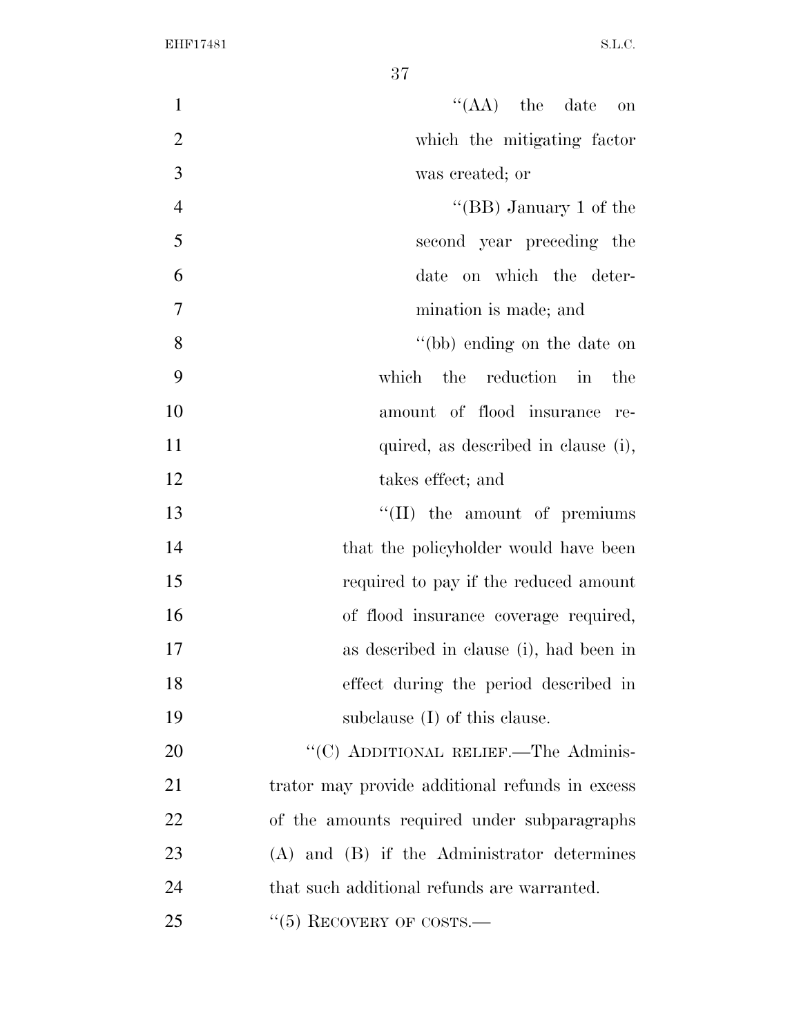''(AA) the date on which the mitigating factor was created; or

''(BB) January 1 of the second year preceding the date on which the determination is made; and

''(bb) ending on the date on which the reduction in the amount of flood insurance required, as described in clause (i), takes effect; and

''(II) the amount of premiums that the policyholder would have been required to pay if the reduced amount of flood insurance coverage required, as described in clause (i), had been in effect during the period described in subclause (I) of this clause.

''(C) ADDITIONAL RELIEF.—The Administrator may provide additional refunds in excess of the amounts required under subparagraphs (A) and (B) if the Administrator determines that such additional refunds are warranted.

''(5) RECOVERY OF COSTS.—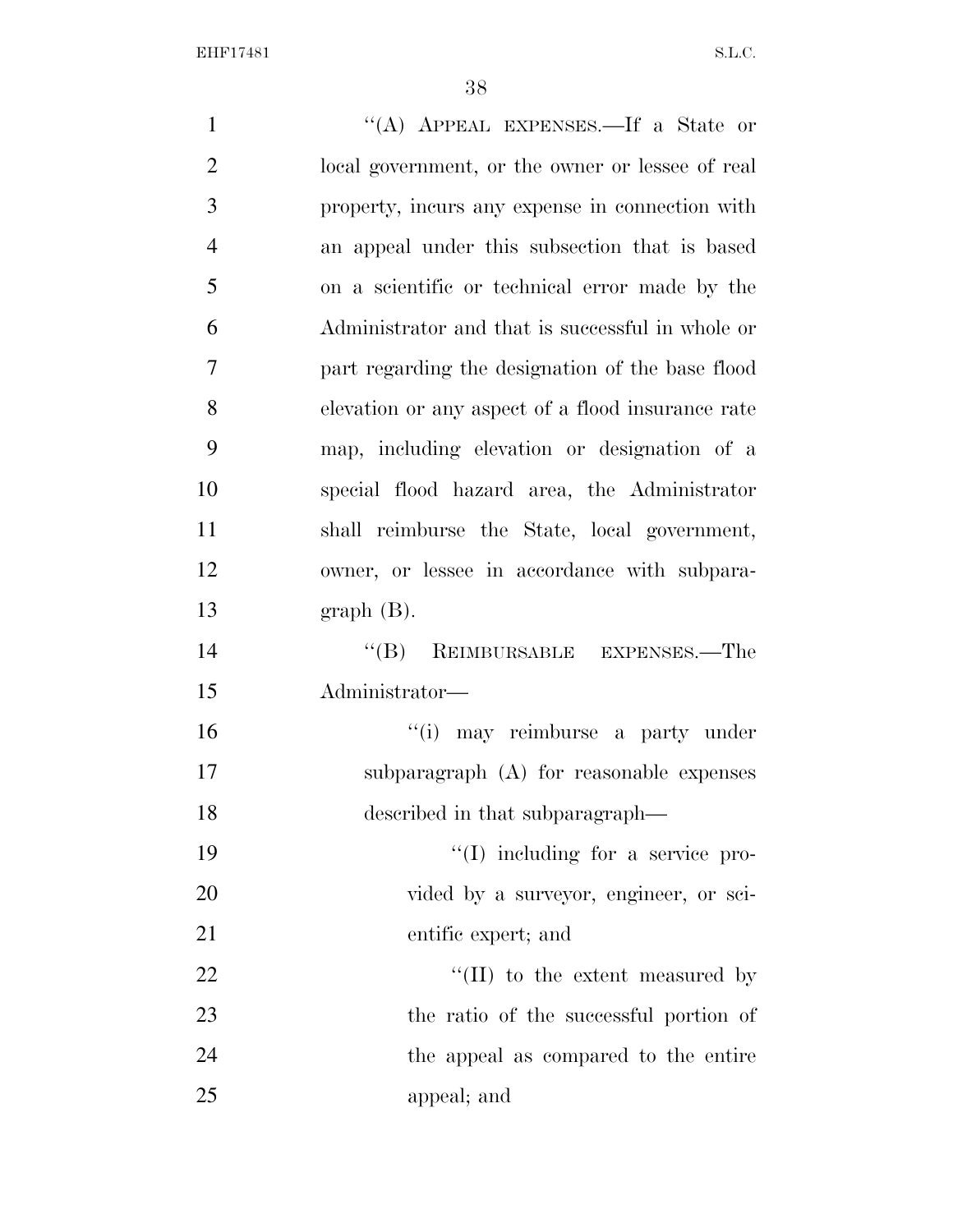"(A) APPEAL EXPENSES.—If a State or local government, or the owner or lessee of real property, incurs any expense in connection with an appeal under this subsection that is based on a scientific or technical error made by the Administrator and that is successful in whole or part regarding the designation of the base flood elevation or any aspect of a flood insurance rate map, including elevation or designation of a special flood hazard area, the Administrator shall reimburse the State, local government, owner, or lessee in accordance with subparagraph (B).

"(B) REIMBURSABLE EXPENSES.—The Administrator—

"(i) may reimburse a party under subparagraph (A) for reasonable expenses described in that subparagraph—

"(I) including for a service provided by a surveyor, engineer, or scientific expert; and

"(II) to the extent measured by the ratio of the successful portion of the appeal as compared to the entire appeal; and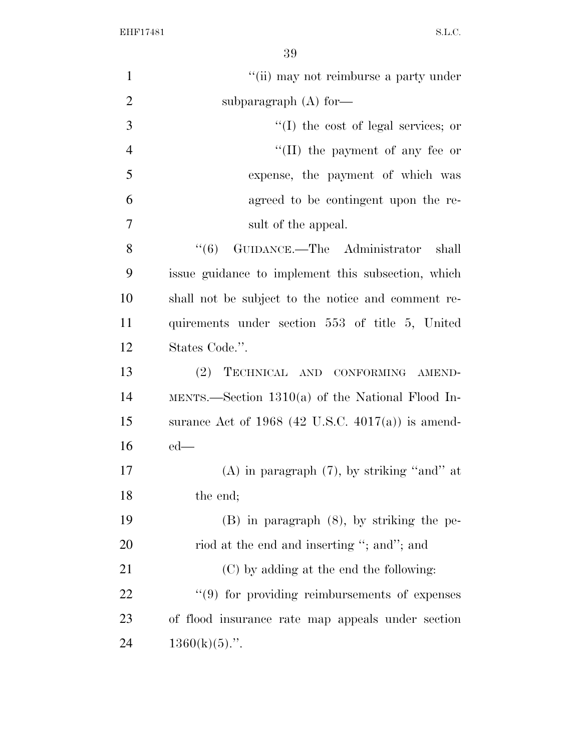"(ii) may not reimburse a party under subparagraph (A) for—

"(I) the cost of legal services; or

"(II) the payment of any fee or expense, the payment of which was agreed to be contingent upon the result of the appeal.

"(6) GUIDANCE.—The Administrator shall issue guidance to implement this subsection, which shall not be subject to the notice and comment requirements under section 553 of title 5, United States Code.".

(2) TECHNICAL AND CONFORMING AMENDMENTS.—Section 1310(a) of the National Flood Insurance Act of 1968 (42 U.S.C. 4017(a)) is amended—

(A) in paragraph (7), by striking "and" at the end;

(B) in paragraph (8), by striking the period at the end and inserting "; and"; and

(C) by adding at the end the following:

"(9) for providing reimbursements of expenses of flood insurance rate map appeals under section 1360(k)(5).".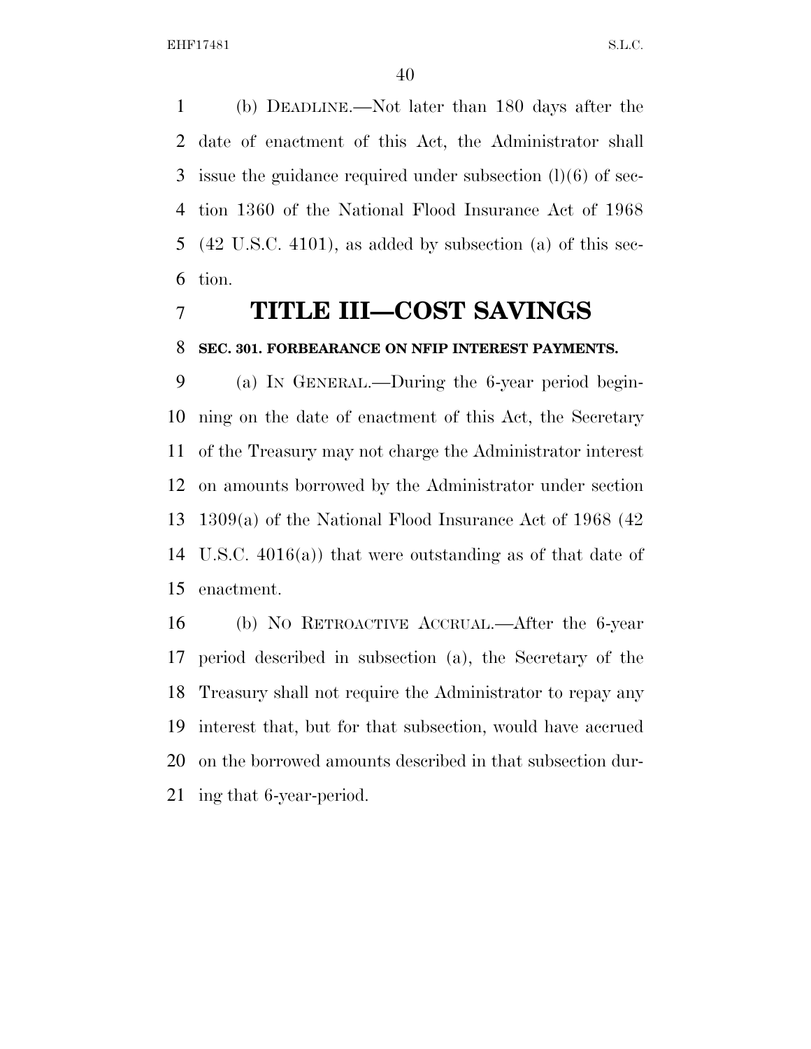(b) DEADLINE.—Not later than 180 days after the date of enactment of this Act, the Administrator shall issue the guidance required under subsection (l)(6) of section 1360 of the National Flood Insurance Act of 1968 (42 U.S.C. 4101), as added by subsection (a) of this section.

# TITLE III—COST SAVINGS

### SEC. 301. FORBEARANCE ON NFIP INTEREST PAYMENTS.

(a) IN GENERAL.—During the 6-year period beginning on the date of enactment of this Act, the Secretary of the Treasury may not charge the Administrator interest on amounts borrowed by the Administrator under section 1309(a) of the National Flood Insurance Act of 1968 (42 U.S.C. 4016(a)) that were outstanding as of that date of enactment.

(b) NO RETROACTIVE ACCRUAL.—After the 6-year period described in subsection (a), the Secretary of the Treasury shall not require the Administrator to repay any interest that, but for that subsection, would have accrued on the borrowed amounts described in that subsection during that 6-year-period.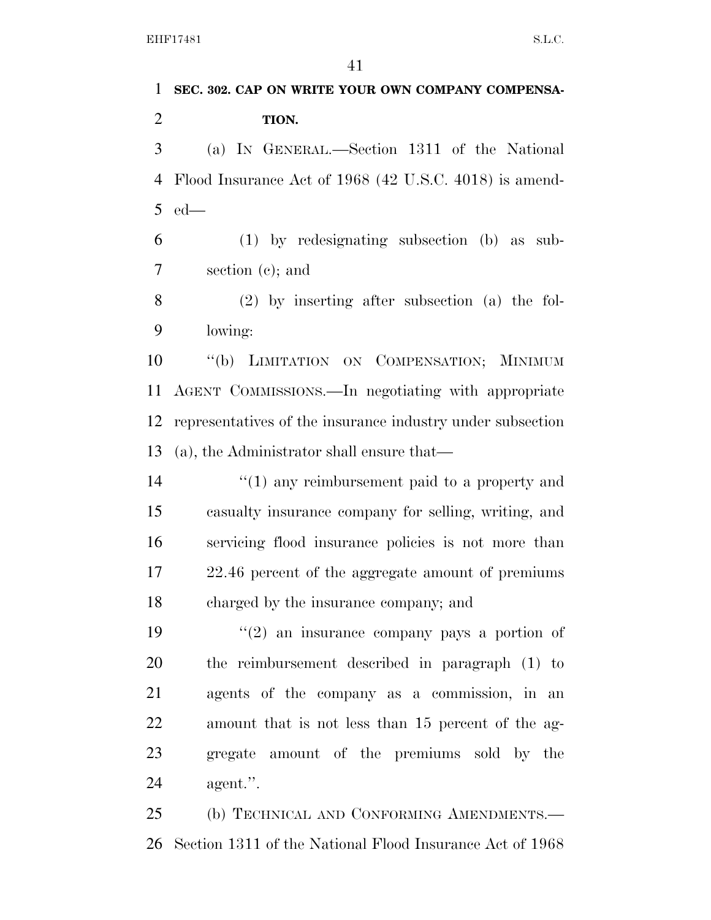**SEC. 302. CAP ON WRITE YOUR OWN COMPANY COMPENSATION.**

(a) IN GENERAL.—Section 1311 of the National Flood Insurance Act of 1968 (42 U.S.C. 4018) is amended—

(1) by redesignating subsection (b) as subsection (c); and

(2) by inserting after subsection (a) the following:

"(b) LIMITATION ON COMPENSATION; MINIMUM AGENT COMMISSIONS.—In negotiating with appropriate representatives of the insurance industry under subsection (a), the Administrator shall ensure that—

"(1) any reimbursement paid to a property and casualty insurance company for selling, writing, and servicing flood insurance policies is not more than 22.46 percent of the aggregate amount of premiums charged by the insurance company; and

"(2) an insurance company pays a portion of the reimbursement described in paragraph (1) to agents of the company as a commission, in an amount that is not less than 15 percent of the aggregate amount of the premiums sold by the agent.".

(b) TECHNICAL AND CONFORMING AMENDMENTS.—Section 1311 of the National Flood Insurance Act of 1968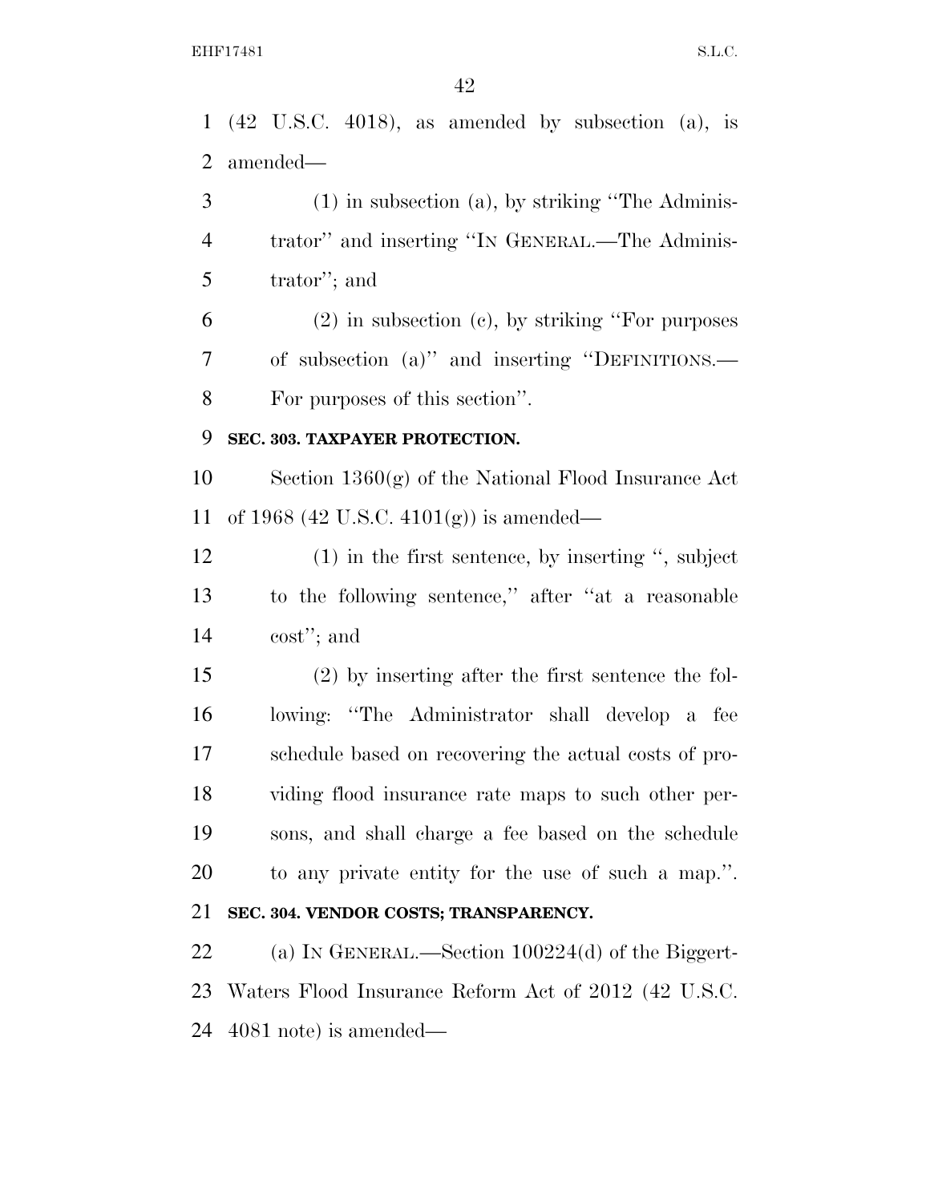(42 U.S.C. 4018), as amended by subsection (a), is amended—

(1) in subsection (a), by striking ''The Administrator'' and inserting ''IN GENERAL.—The Administrator''; and

(2) in subsection (c), by striking ''For purposes of subsection (a)'' and inserting ''DEFINITIONS.—For purposes of this section''.

**SEC. 303. TAXPAYER PROTECTION.**

Section 1360(g) of the National Flood Insurance Act of 1968 (42 U.S.C. 4101(g)) is amended—

(1) in the first sentence, by inserting '', subject to the following sentence,'' after ''at a reasonable cost''; and

(2) by inserting after the first sentence the following: ''The Administrator shall develop a fee schedule based on recovering the actual costs of providing flood insurance rate maps to such other persons, and shall charge a fee based on the schedule to any private entity for the use of such a map.''.

**SEC. 304. VENDOR COSTS; TRANSPARENCY.**

(a) IN GENERAL.—Section 100224(d) of the Biggert-Waters Flood Insurance Reform Act of 2012 (42 U.S.C. 4081 note) is amended—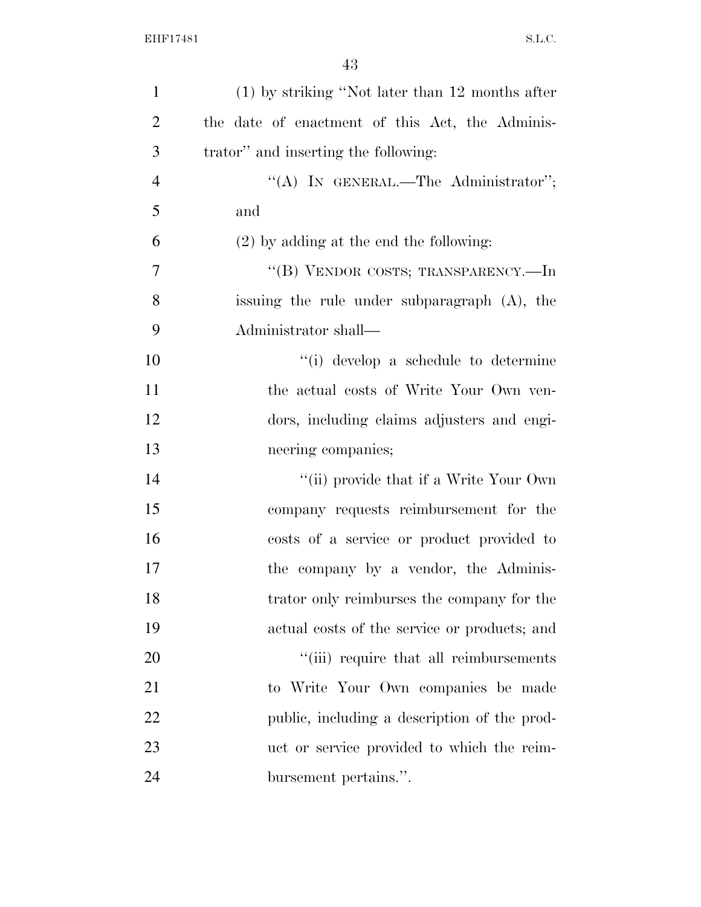(1) by striking "Not later than 12 months after the date of enactment of this Act, the Administrator" and inserting the following:

"(A) IN GENERAL.—The Administrator"; and

(2) by adding at the end the following:

"(B) VENDOR COSTS; TRANSPARENCY.—In issuing the rule under subparagraph (A), the Administrator shall—

"(i) develop a schedule to determine the actual costs of Write Your Own vendors, including claims adjusters and engineering companies;

"(ii) provide that if a Write Your Own company requests reimbursement for the costs of a service or product provided to the company by a vendor, the Administrator only reimburses the company for the actual costs of the service or products; and

"(iii) require that all reimbursements to Write Your Own companies be made public, including a description of the product or service provided to which the reimbursement pertains.".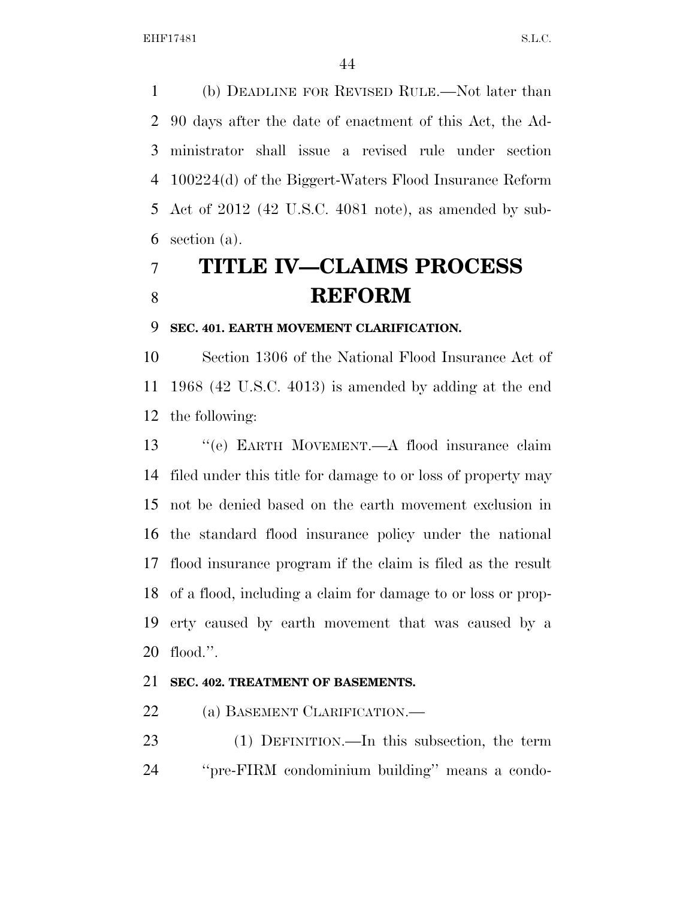(b) DEADLINE FOR REVISED RULE.—Not later than 90 days after the date of enactment of this Act, the Administrator shall issue a revised rule under section 100224(d) of the Biggert-Waters Flood Insurance Reform Act of 2012 (42 U.S.C. 4081 note), as amended by subsection (a).

# TITLE IV—CLAIMS PROCESS REFORM

### SEC. 401. EARTH MOVEMENT CLARIFICATION.

Section 1306 of the National Flood Insurance Act of 1968 (42 U.S.C. 4013) is amended by adding at the end the following:

"(e) EARTH MOVEMENT.—A flood insurance claim filed under this title for damage to or loss of property may not be denied based on the earth movement exclusion in the standard flood insurance policy under the national flood insurance program if the claim is filed as the result of a flood, including a claim for damage to or loss or property caused by earth movement that was caused by a flood.".

### SEC. 402. TREATMENT OF BASEMENTS.

(a) BASEMENT CLARIFICATION.—

(1) DEFINITION.—In this subsection, the term "pre-FIRM condominium building" means a condo-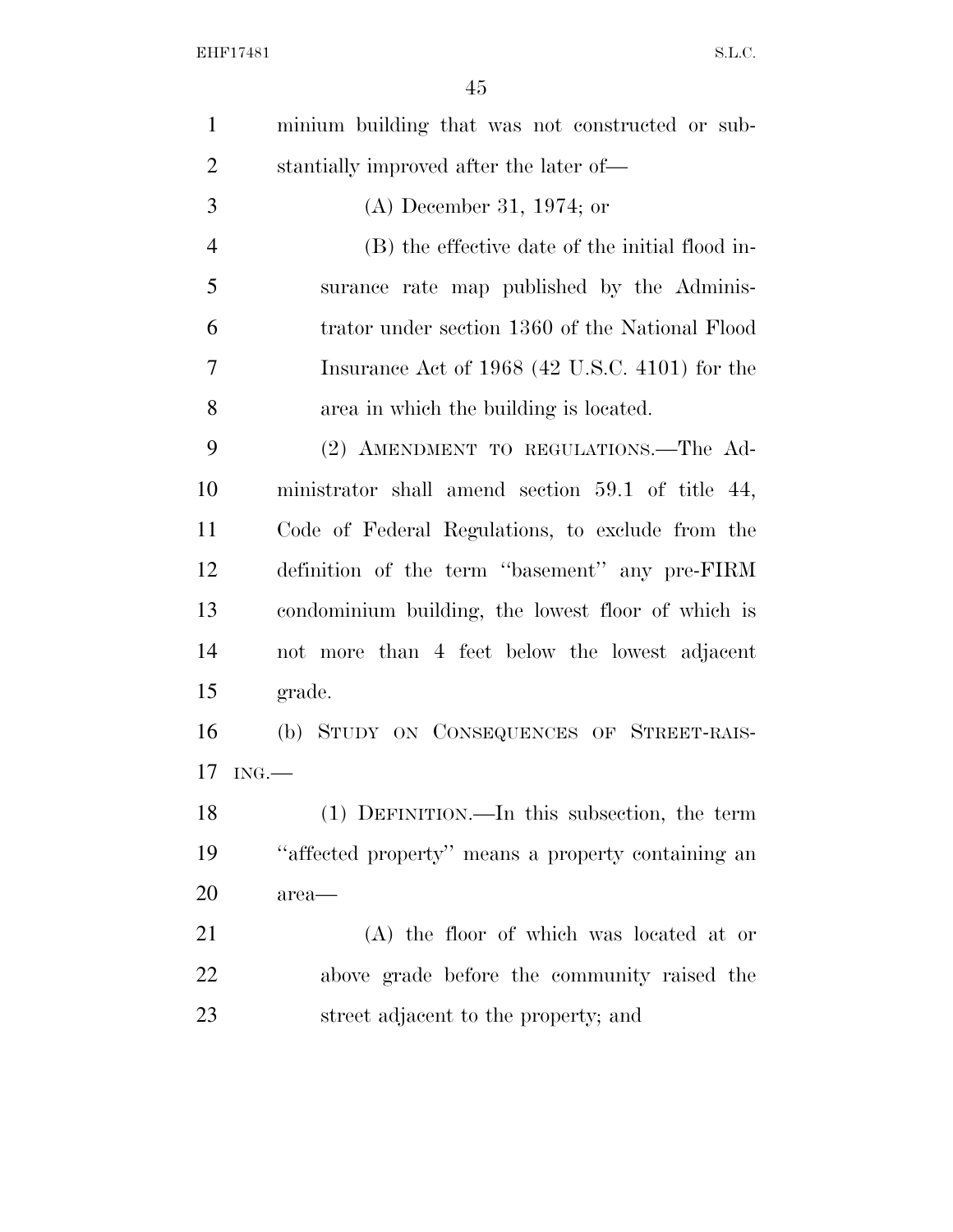minium building that was not constructed or substantially improved after the later of—

(A) December 31, 1974; or

(B) the effective date of the initial flood insurance rate map published by the Administrator under section 1360 of the National Flood Insurance Act of 1968 (42 U.S.C. 4101) for the area in which the building is located.

(2) AMENDMENT TO REGULATIONS.—The Administrator shall amend section 59.1 of title 44, Code of Federal Regulations, to exclude from the definition of the term ''basement'' any pre-FIRM condominium building, the lowest floor of which is not more than 4 feet below the lowest adjacent grade.

(b) STUDY ON CONSEQUENCES OF STREET-RAISING.—

(1) DEFINITION.—In this subsection, the term ''affected property'' means a property containing an area—

(A) the floor of which was located at or above grade before the community raised the street adjacent to the property; and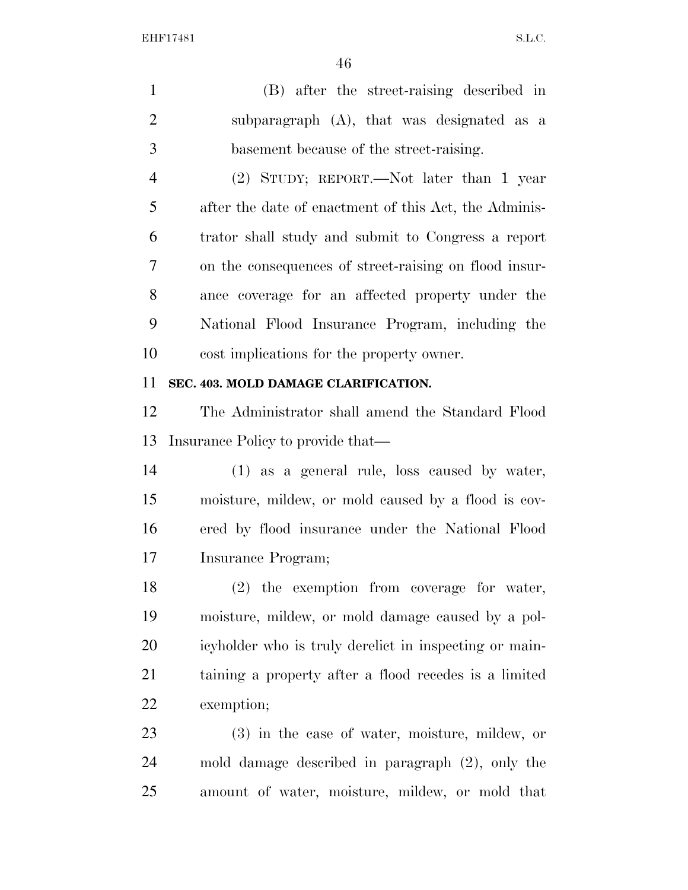(B) after the street-raising described in subparagraph (A), that was designated as a basement because of the street-raising.

(2) STUDY; REPORT.—Not later than 1 year after the date of enactment of this Act, the Administrator shall study and submit to Congress a report on the consequences of street-raising on flood insurance coverage for an affected property under the National Flood Insurance Program, including the cost implications for the property owner.

**SEC. 403. MOLD DAMAGE CLARIFICATION.**

The Administrator shall amend the Standard Flood Insurance Policy to provide that—

(1) as a general rule, loss caused by water, moisture, mildew, or mold caused by a flood is covered by flood insurance under the National Flood Insurance Program;

(2) the exemption from coverage for water, moisture, mildew, or mold damage caused by a policyholder who is truly derelict in inspecting or maintaining a property after a flood recedes is a limited exemption;

(3) in the case of water, moisture, mildew, or mold damage described in paragraph (2), only the amount of water, moisture, mildew, or mold that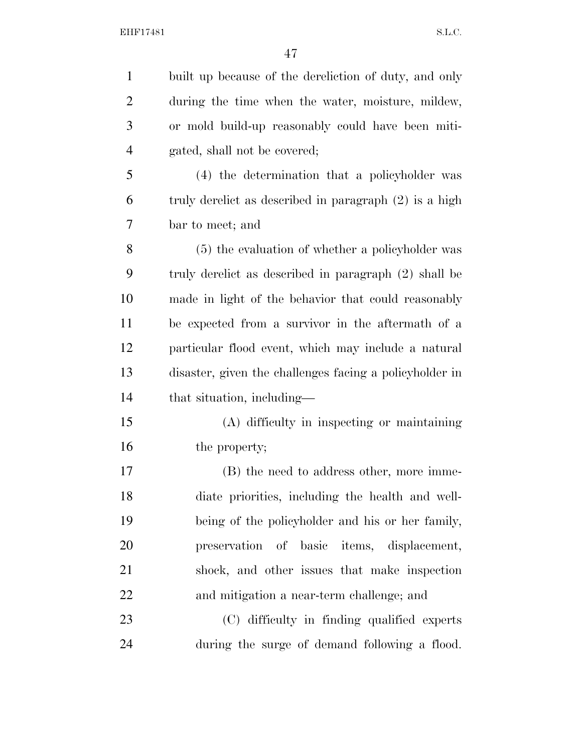built up because of the dereliction of duty, and only during the time when the water, moisture, mildew, or mold build-up reasonably could have been mitigated, shall not be covered;

(4) the determination that a policyholder was truly derelict as described in paragraph (2) is a high bar to meet; and

(5) the evaluation of whether a policyholder was truly derelict as described in paragraph (2) shall be made in light of the behavior that could reasonably be expected from a survivor in the aftermath of a particular flood event, which may include a natural disaster, given the challenges facing a policyholder in that situation, including—

(A) difficulty in inspecting or maintaining the property;

(B) the need to address other, more immediate priorities, including the health and well-being of the policyholder and his or her family, preservation of basic items, displacement, shock, and other issues that make inspection and mitigation a near-term challenge; and

(C) difficulty in finding qualified experts during the surge of demand following a flood.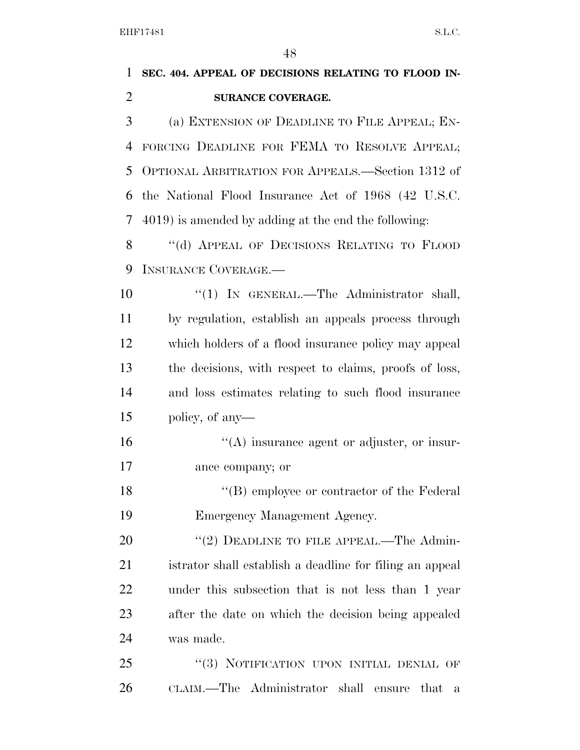## SEC. 404. APPEAL OF DECISIONS RELATING TO FLOOD INSURANCE COVERAGE.

(a) EXTENSION OF DEADLINE TO FILE APPEAL; ENFORCING DEADLINE FOR FEMA TO RESOLVE APPEAL; OPTIONAL ARBITRATION FOR APPEALS.—Section 1312 of the National Flood Insurance Act of 1968 (42 U.S.C. 4019) is amended by adding at the end the following:

"(d) APPEAL OF DECISIONS RELATING TO FLOOD INSURANCE COVERAGE.—

"(1) IN GENERAL.—The Administrator shall, by regulation, establish an appeals process through which holders of a flood insurance policy may appeal the decisions, with respect to claims, proofs of loss, and loss estimates relating to such flood insurance policy, of any—

"(A) insurance agent or adjuster, or insurance company; or

"(B) employee or contractor of the Federal Emergency Management Agency.

"(2) DEADLINE TO FILE APPEAL.—The Administrator shall establish a deadline for filing an appeal under this subsection that is not less than 1 year after the date on which the decision being appealed was made.

"(3) NOTIFICATION UPON INITIAL DENIAL OF CLAIM.—The Administrator shall ensure that a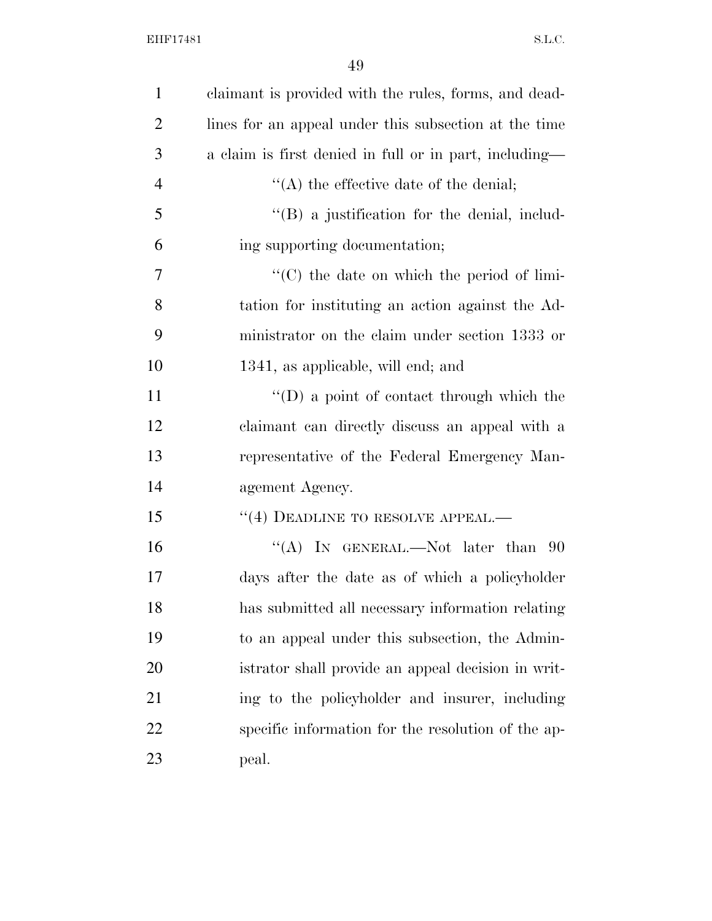claimant is provided with the rules, forms, and deadlines for an appeal under this subsection at the time a claim is first denied in full or in part, including—

''(A) the effective date of the denial;

''(B) a justification for the denial, including supporting documentation;

''(C) the date on which the period of limitation for instituting an action against the Administrator on the claim under section 1333 or 1341, as applicable, will end; and

''(D) a point of contact through which the claimant can directly discuss an appeal with a representative of the Federal Emergency Management Agency.

''(4) DEADLINE TO RESOLVE APPEAL.—

''(A) IN GENERAL.—Not later than 90 days after the date as of which a policyholder has submitted all necessary information relating to an appeal under this subsection, the Administrator shall provide an appeal decision in writing to the policyholder and insurer, including specific information for the resolution of the appeal.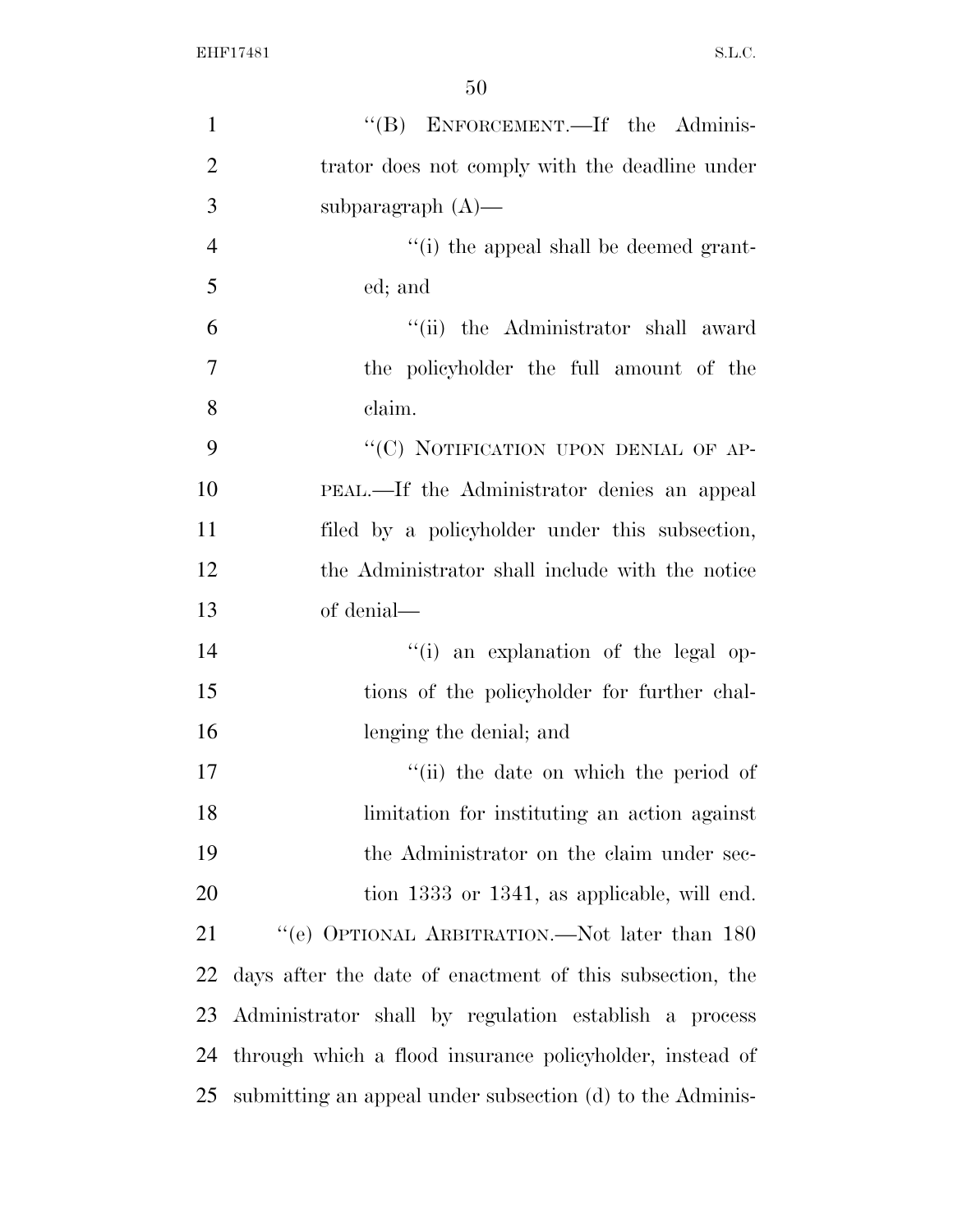"(B) ENFORCEMENT.—If the Administrator does not comply with the deadline under subparagraph (A)—

"(i) the appeal shall be deemed granted; and

"(ii) the Administrator shall award the policyholder the full amount of the claim.

"(C) NOTIFICATION UPON DENIAL OF APPEAL.—If the Administrator denies an appeal filed by a policyholder under this subsection, the Administrator shall include with the notice of denial—

"(i) an explanation of the legal options of the policyholder for further challenging the denial; and

"(ii) the date on which the period of limitation for instituting an action against the Administrator on the claim under section 1333 or 1341, as applicable, will end.

"(e) OPTIONAL ARBITRATION.—Not later than 180 days after the date of enactment of this subsection, the Administrator shall by regulation establish a process through which a flood insurance policyholder, instead of submitting an appeal under subsection (d) to the Adminis-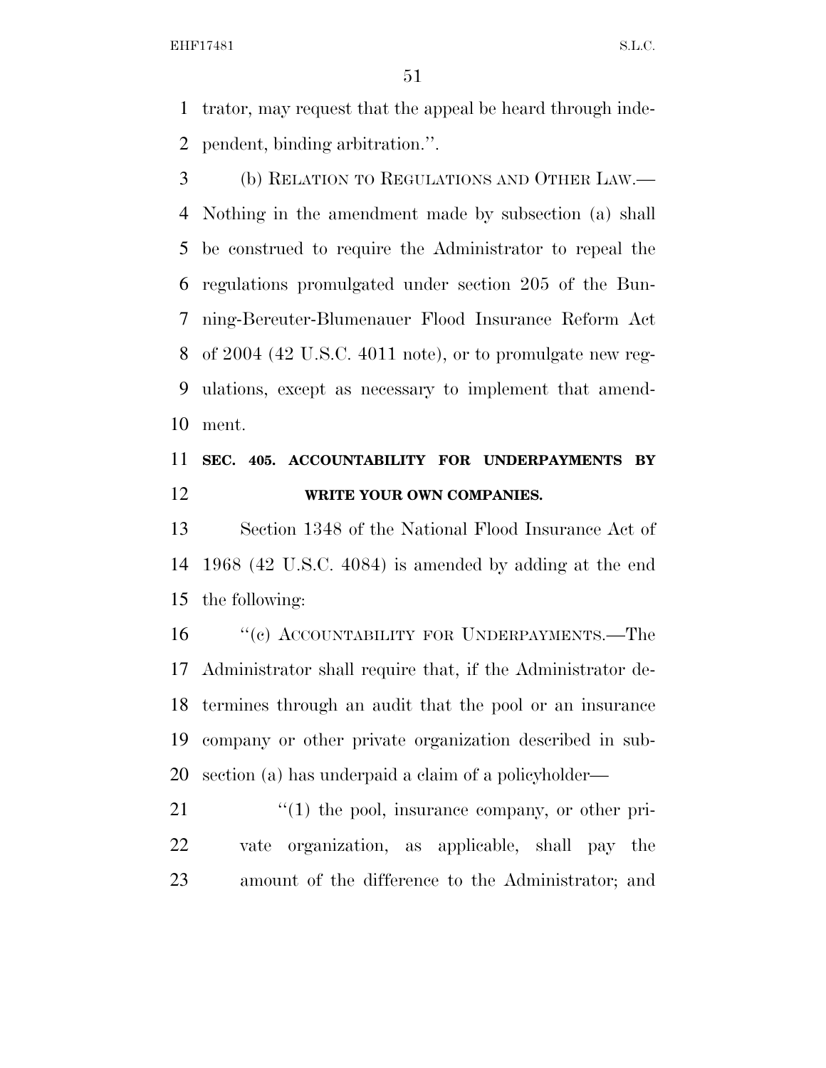trator, may request that the appeal be heard through independent, binding arbitration.''.

(b) RELATION TO REGULATIONS AND OTHER LAW.—Nothing in the amendment made by subsection (a) shall be construed to require the Administrator to repeal the regulations promulgated under section 205 of the Bunning-Bereuter-Blumenauer Flood Insurance Reform Act of 2004 (42 U.S.C. 4011 note), or to promulgate new regulations, except as necessary to implement that amendment.

## SEC. 405. ACCOUNTABILITY FOR UNDERPAYMENTS BY WRITE YOUR OWN COMPANIES.

Section 1348 of the National Flood Insurance Act of 1968 (42 U.S.C. 4084) is amended by adding at the end the following:

''(c) ACCOUNTABILITY FOR UNDERPAYMENTS.—The Administrator shall require that, if the Administrator determines through an audit that the pool or an insurance company or other private organization described in subsection (a) has underpaid a claim of a policyholder—

''(1) the pool, insurance company, or other private organization, as applicable, shall pay the amount of the difference to the Administrator; and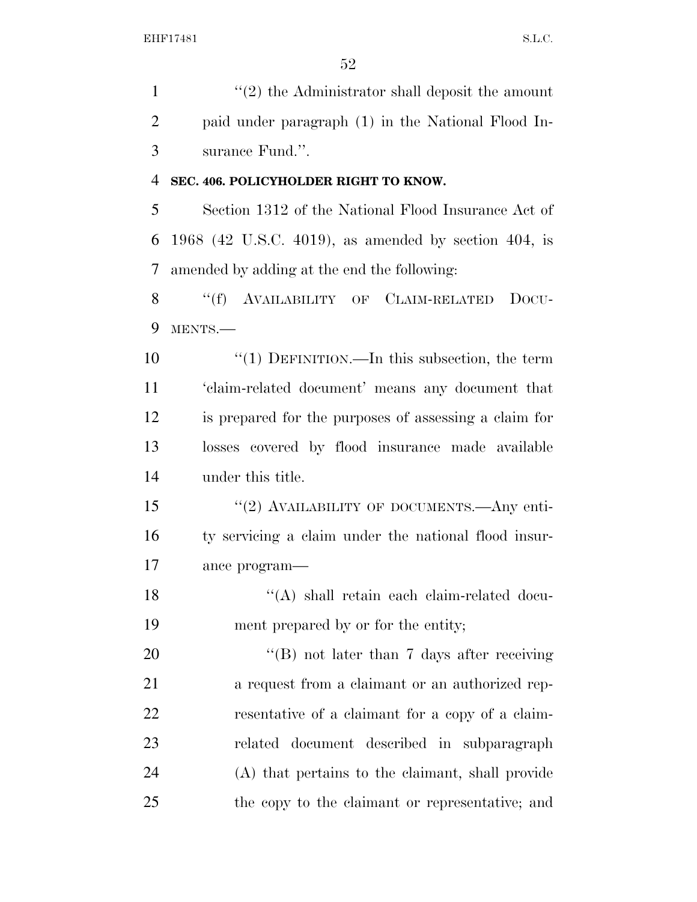"(2) the Administrator shall deposit the amount paid under paragraph (1) in the National Flood Insurance Fund.".

**SEC. 406. POLICYHOLDER RIGHT TO KNOW.**

Section 1312 of the National Flood Insurance Act of 1968 (42 U.S.C. 4019), as amended by section 404, is amended by adding at the end the following:

"(f) AVAILABILITY OF CLAIM-RELATED DOCUMENTS.—

"(1) DEFINITION.—In this subsection, the term 'claim-related document' means any document that is prepared for the purposes of assessing a claim for losses covered by flood insurance made available under this title.

"(2) AVAILABILITY OF DOCUMENTS.—Any entity servicing a claim under the national flood insurance program—

"(A) shall retain each claim-related document prepared by or for the entity;

"(B) not later than 7 days after receiving a request from a claimant or an authorized representative of a claimant for a copy of a claim-related document described in subparagraph (A) that pertains to the claimant, shall provide the copy to the claimant or representative; and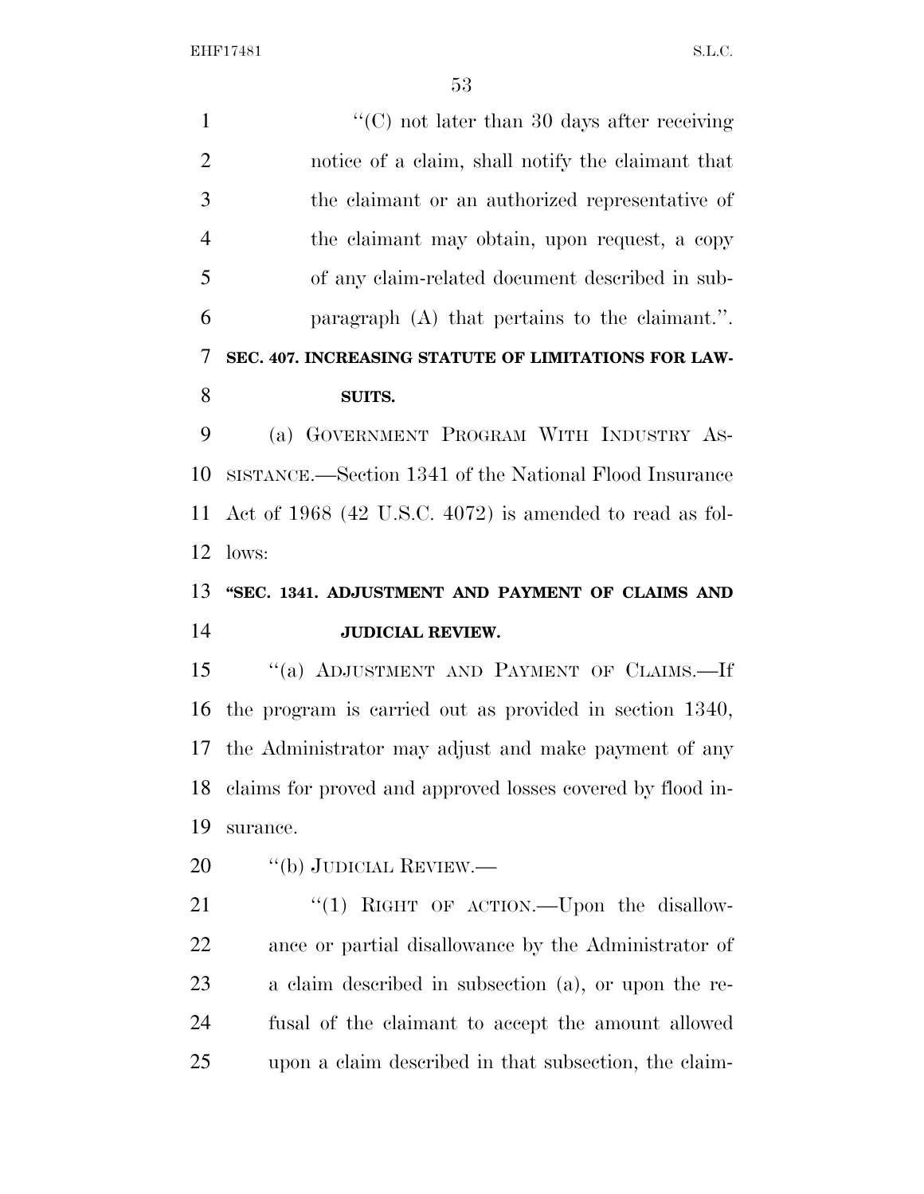"(C) not later than 30 days after receiving notice of a claim, shall notify the claimant that the claimant or an authorized representative of the claimant may obtain, upon request, a copy of any claim-related document described in subparagraph (A) that pertains to the claimant.".

**SEC. 407. INCREASING STATUTE OF LIMITATIONS FOR LAWSUITS.**

(a) GOVERNMENT PROGRAM WITH INDUSTRY ASSISTANCE.—Section 1341 of the National Flood Insurance Act of 1968 (42 U.S.C. 4072) is amended to read as follows:

**"SEC. 1341. ADJUSTMENT AND PAYMENT OF CLAIMS AND JUDICIAL REVIEW.**

"(a) ADJUSTMENT AND PAYMENT OF CLAIMS.—If the program is carried out as provided in section 1340, the Administrator may adjust and make payment of any claims for proved and approved losses covered by flood insurance.

"(b) JUDICIAL REVIEW.—

"(1) RIGHT OF ACTION.—Upon the disallowance or partial disallowance by the Administrator of a claim described in subsection (a), or upon the refusal of the claimant to accept the amount allowed upon a claim described in that subsection, the claim-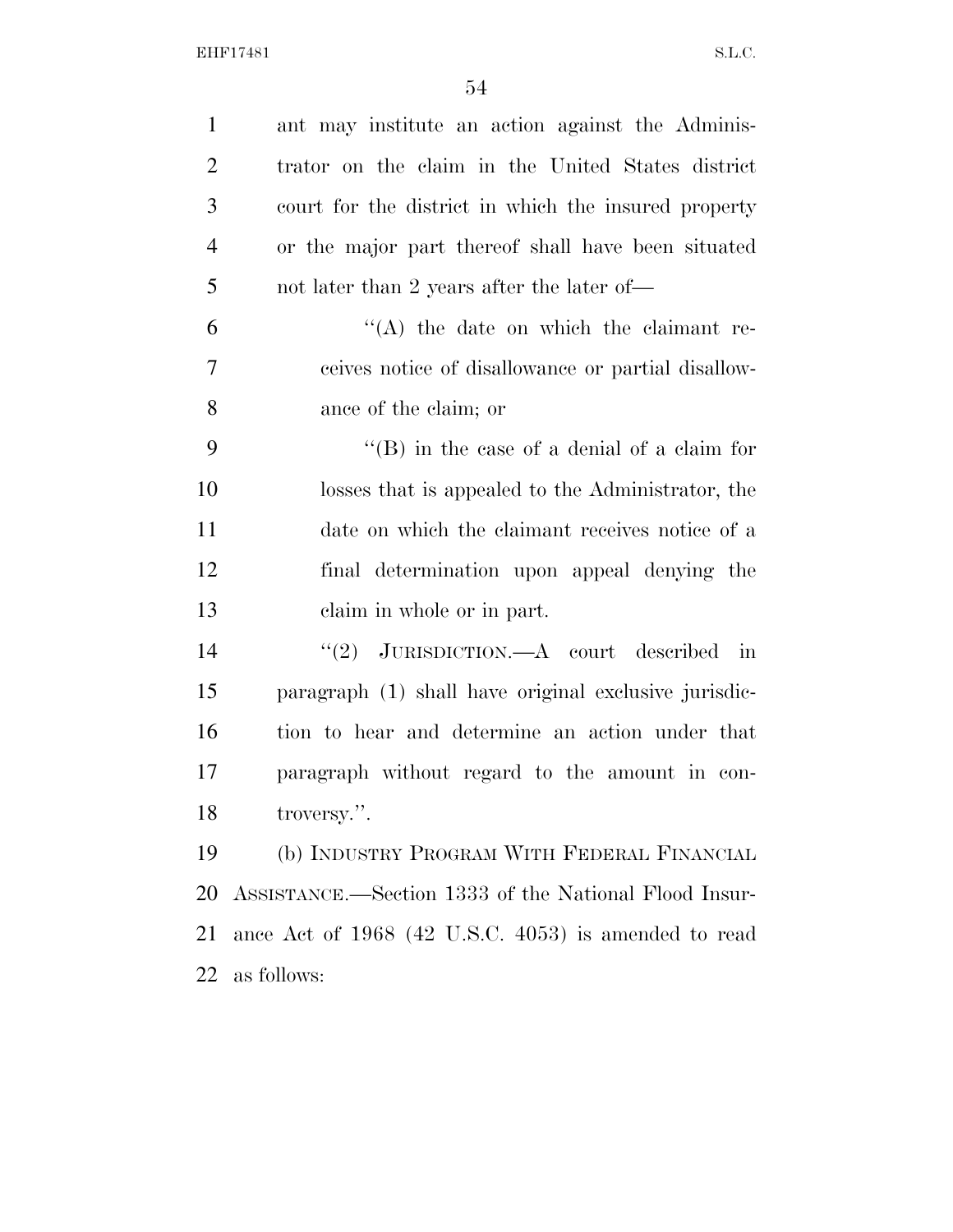ant may institute an action against the Administrator on the claim in the United States district court for the district in which the insured property or the major part thereof shall have been situated not later than 2 years after the later of—

"(A) the date on which the claimant receives notice of disallowance or partial disallowance of the claim; or

"(B) in the case of a denial of a claim for losses that is appealed to the Administrator, the date on which the claimant receives notice of a final determination upon appeal denying the claim in whole or in part.

"(2) JURISDICTION.—A court described in paragraph (1) shall have original exclusive jurisdiction to hear and determine an action under that paragraph without regard to the amount in controversy.".

(b) INDUSTRY PROGRAM WITH FEDERAL FINANCIAL ASSISTANCE.—Section 1333 of the National Flood Insurance Act of 1968 (42 U.S.C. 4053) is amended to read as follows: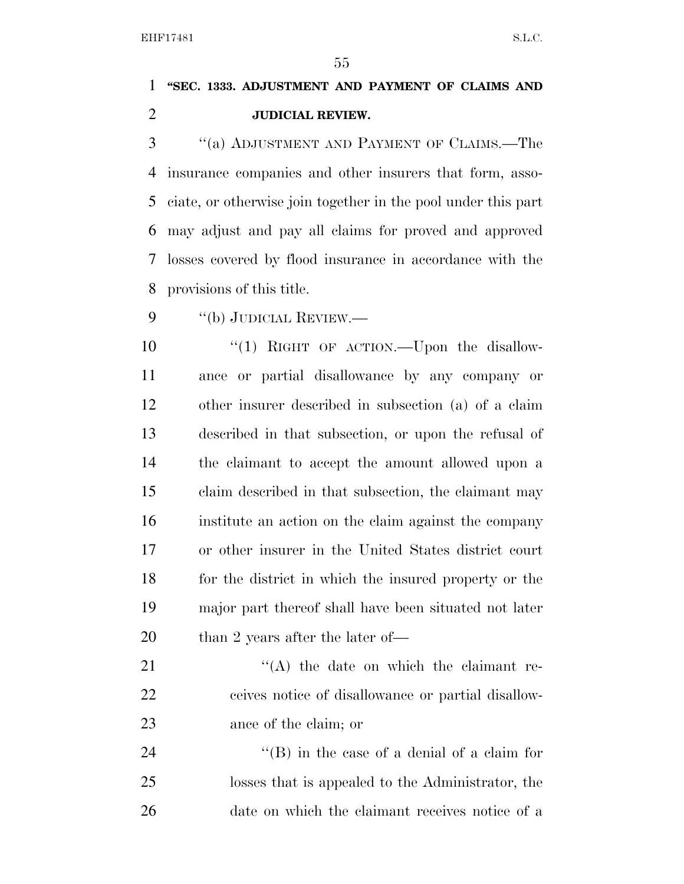**"SEC. 1333. ADJUSTMENT AND PAYMENT OF CLAIMS AND JUDICIAL REVIEW.**

"(a) ADJUSTMENT AND PAYMENT OF CLAIMS.—The insurance companies and other insurers that form, associate, or otherwise join together in the pool under this part may adjust and pay all claims for proved and approved losses covered by flood insurance in accordance with the provisions of this title.

"(b) JUDICIAL REVIEW.—

"(1) RIGHT OF ACTION.—Upon the disallowance or partial disallowance by any company or other insurer described in subsection (a) of a claim described in that subsection, or upon the refusal of the claimant to accept the amount allowed upon a claim described in that subsection, the claimant may institute an action on the claim against the company or other insurer in the United States district court for the district in which the insured property or the major part thereof shall have been situated not later than 2 years after the later of—

"(A) the date on which the claimant receives notice of disallowance or partial disallowance of the claim; or

"(B) in the case of a denial of a claim for losses that is appealed to the Administrator, the date on which the claimant receives notice of a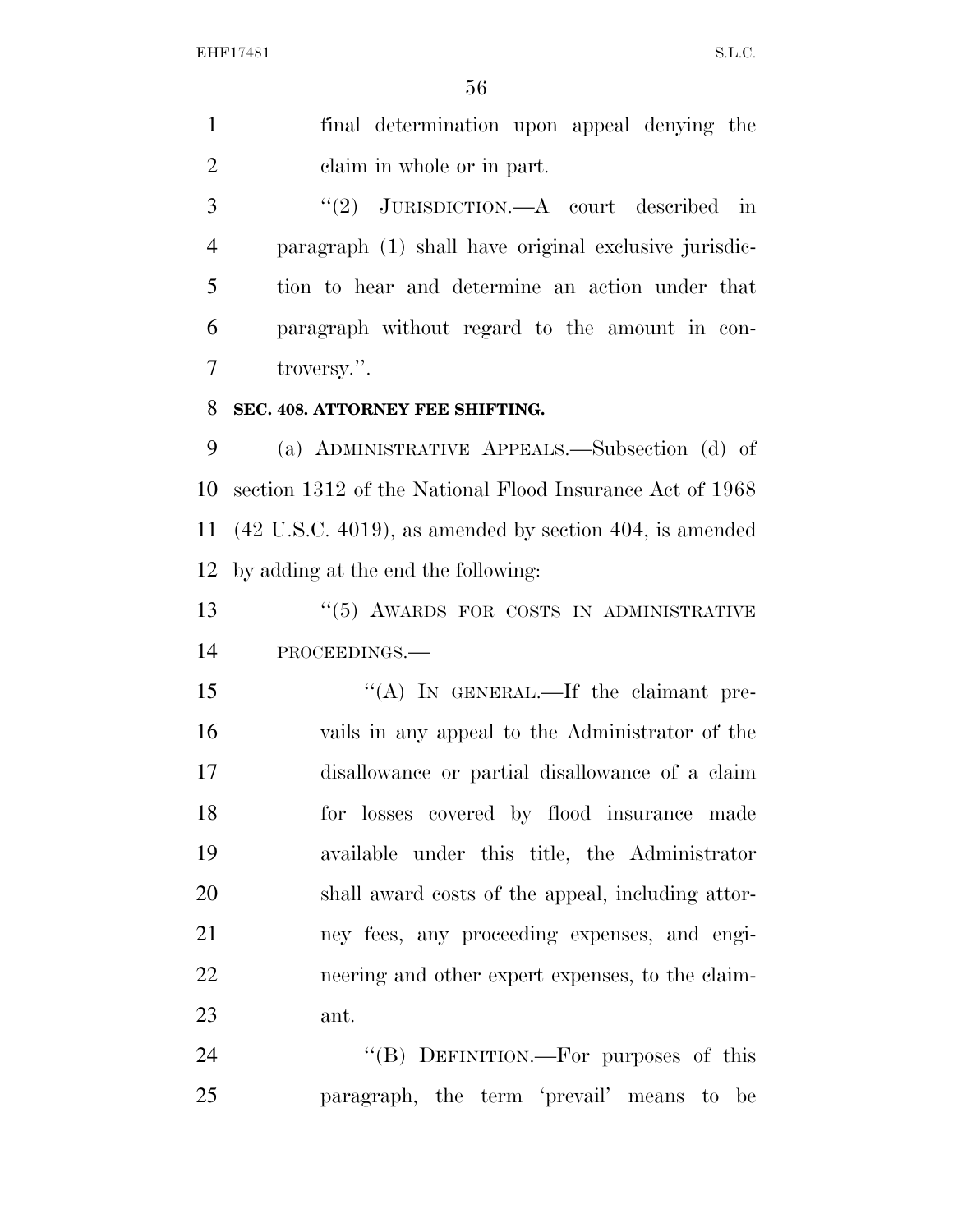final determination upon appeal denying the claim in whole or in part.

"(2) JURISDICTION.—A court described in paragraph (1) shall have original exclusive jurisdiction to hear and determine an action under that paragraph without regard to the amount in controversy.".

**SEC. 408. ATTORNEY FEE SHIFTING.**

(a) ADMINISTRATIVE APPEALS.—Subsection (d) of section 1312 of the National Flood Insurance Act of 1968 (42 U.S.C. 4019), as amended by section 404, is amended by adding at the end the following:

"(5) AWARDS FOR COSTS IN ADMINISTRATIVE PROCEEDINGS.—

"(A) IN GENERAL.—If the claimant prevails in any appeal to the Administrator of the disallowance or partial disallowance of a claim for losses covered by flood insurance made available under this title, the Administrator shall award costs of the appeal, including attorney fees, any proceeding expenses, and engineering and other expert expenses, to the claimant.

"(B) DEFINITION.—For purposes of this paragraph, the term 'prevail' means to be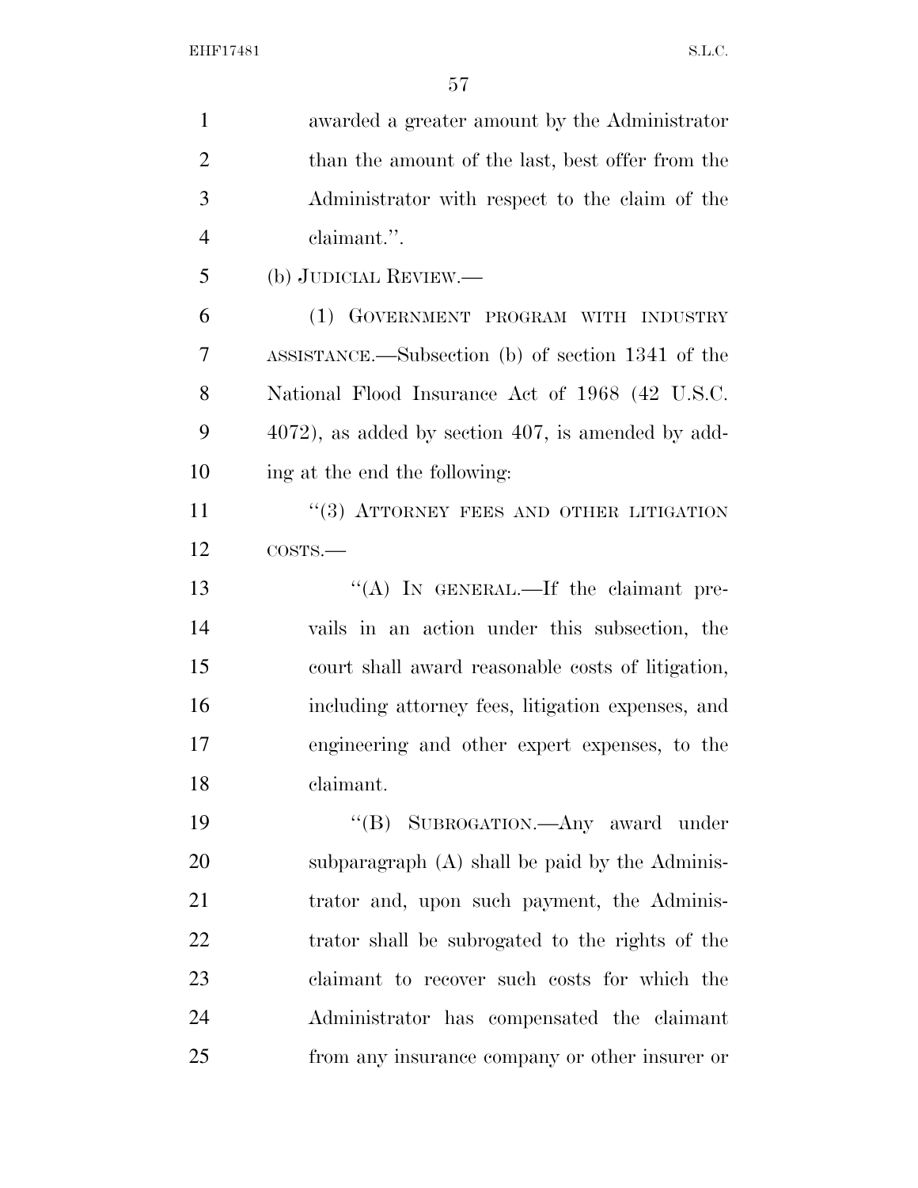awarded a greater amount by the Administrator than the amount of the last, best offer from the Administrator with respect to the claim of the claimant.''.

(b) JUDICIAL REVIEW.—

(1) GOVERNMENT PROGRAM WITH INDUSTRY ASSISTANCE.—Subsection (b) of section 1341 of the National Flood Insurance Act of 1968 (42 U.S.C. 4072), as added by section 407, is amended by adding at the end the following:

''(3) ATTORNEY FEES AND OTHER LITIGATION COSTS.—

''(A) IN GENERAL.—If the claimant prevails in an action under this subsection, the court shall award reasonable costs of litigation, including attorney fees, litigation expenses, and engineering and other expert expenses, to the claimant.

''(B) SUBROGATION.—Any award under subparagraph (A) shall be paid by the Administrator and, upon such payment, the Administrator shall be subrogated to the rights of the claimant to recover such costs for which the Administrator has compensated the claimant from any insurance company or other insurer or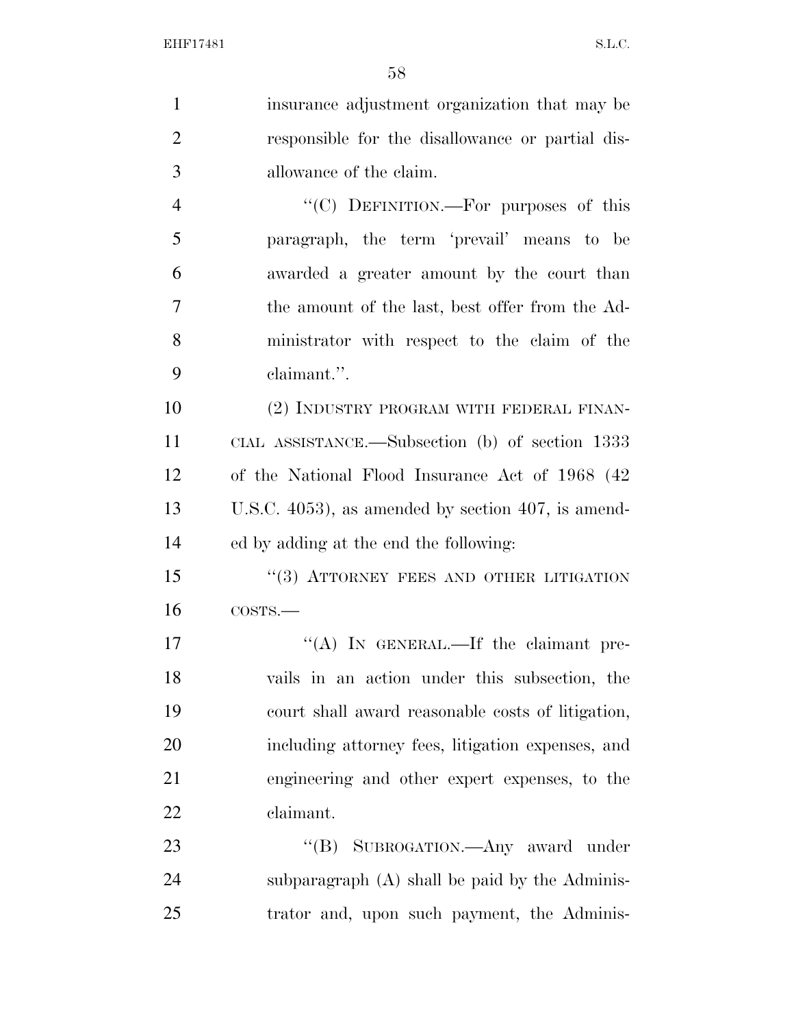insurance adjustment organization that may be responsible for the disallowance or partial disallowance of the claim.

"(C) DEFINITION.—For purposes of this paragraph, the term 'prevail' means to be awarded a greater amount by the court than the amount of the last, best offer from the Administrator with respect to the claim of the claimant.".

(2) INDUSTRY PROGRAM WITH FEDERAL FINANCIAL ASSISTANCE.—Subsection (b) of section 1333 of the National Flood Insurance Act of 1968 (42 U.S.C. 4053), as amended by section 407, is amended by adding at the end the following:

"(3) ATTORNEY FEES AND OTHER LITIGATION COSTS.—

"(A) IN GENERAL.—If the claimant prevails in an action under this subsection, the court shall award reasonable costs of litigation, including attorney fees, litigation expenses, and engineering and other expert expenses, to the claimant.

"(B) SUBROGATION.—Any award under subparagraph (A) shall be paid by the Administrator and, upon such payment, the Adminis-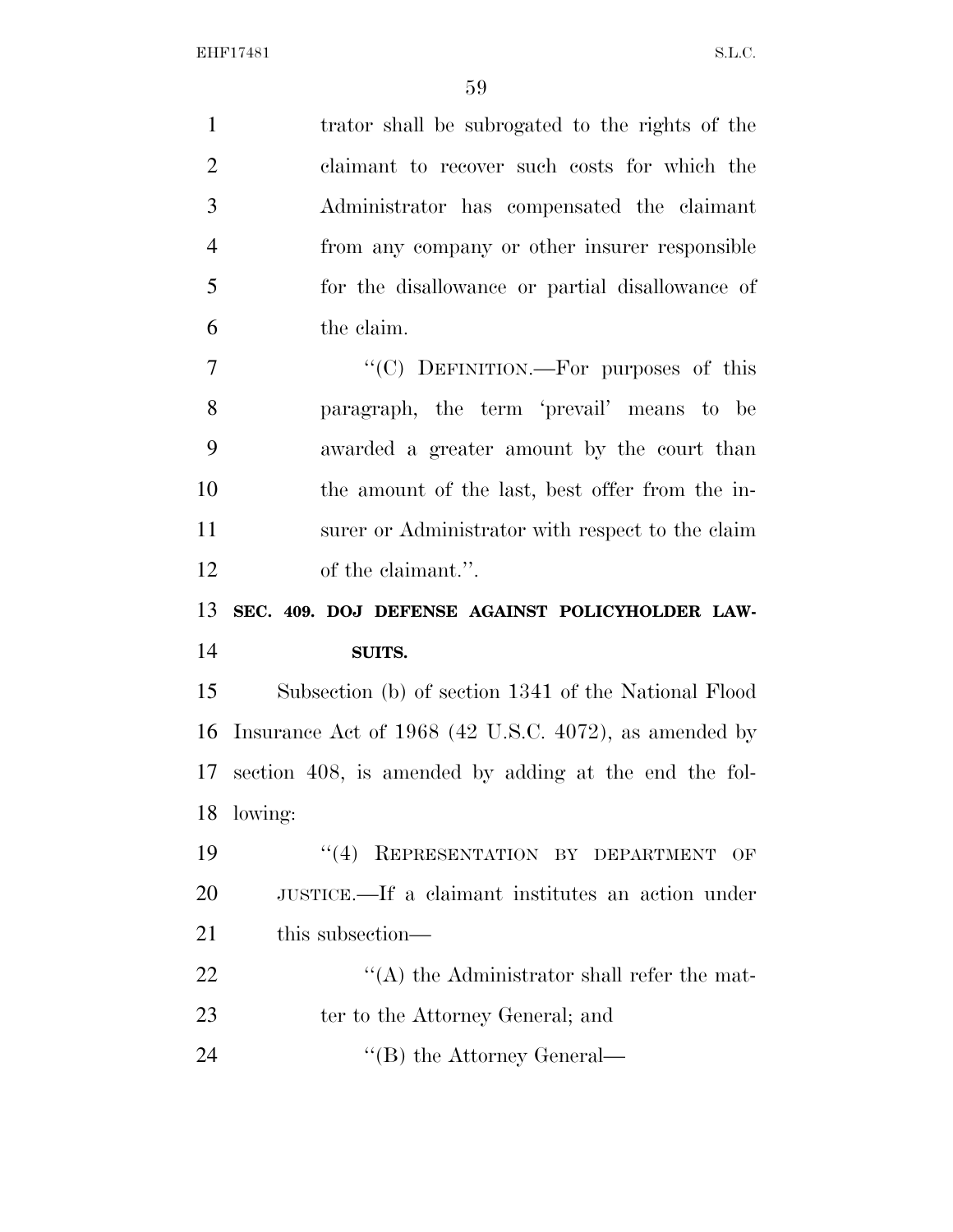trator shall be subrogated to the rights of the claimant to recover such costs for which the Administrator has compensated the claimant from any company or other insurer responsible for the disallowance or partial disallowance of the claim.

"(C) DEFINITION.—For purposes of this paragraph, the term 'prevail' means to be awarded a greater amount by the court than the amount of the last, best offer from the insurer or Administrator with respect to the claim of the claimant.".

**SEC. 409. DOJ DEFENSE AGAINST POLICYHOLDER LAWSUITS.**

Subsection (b) of section 1341 of the National Flood Insurance Act of 1968 (42 U.S.C. 4072), as amended by section 408, is amended by adding at the end the following:

"(4) REPRESENTATION BY DEPARTMENT OF JUSTICE.—If a claimant institutes an action under this subsection—

"(A) the Administrator shall refer the matter to the Attorney General; and

"(B) the Attorney General—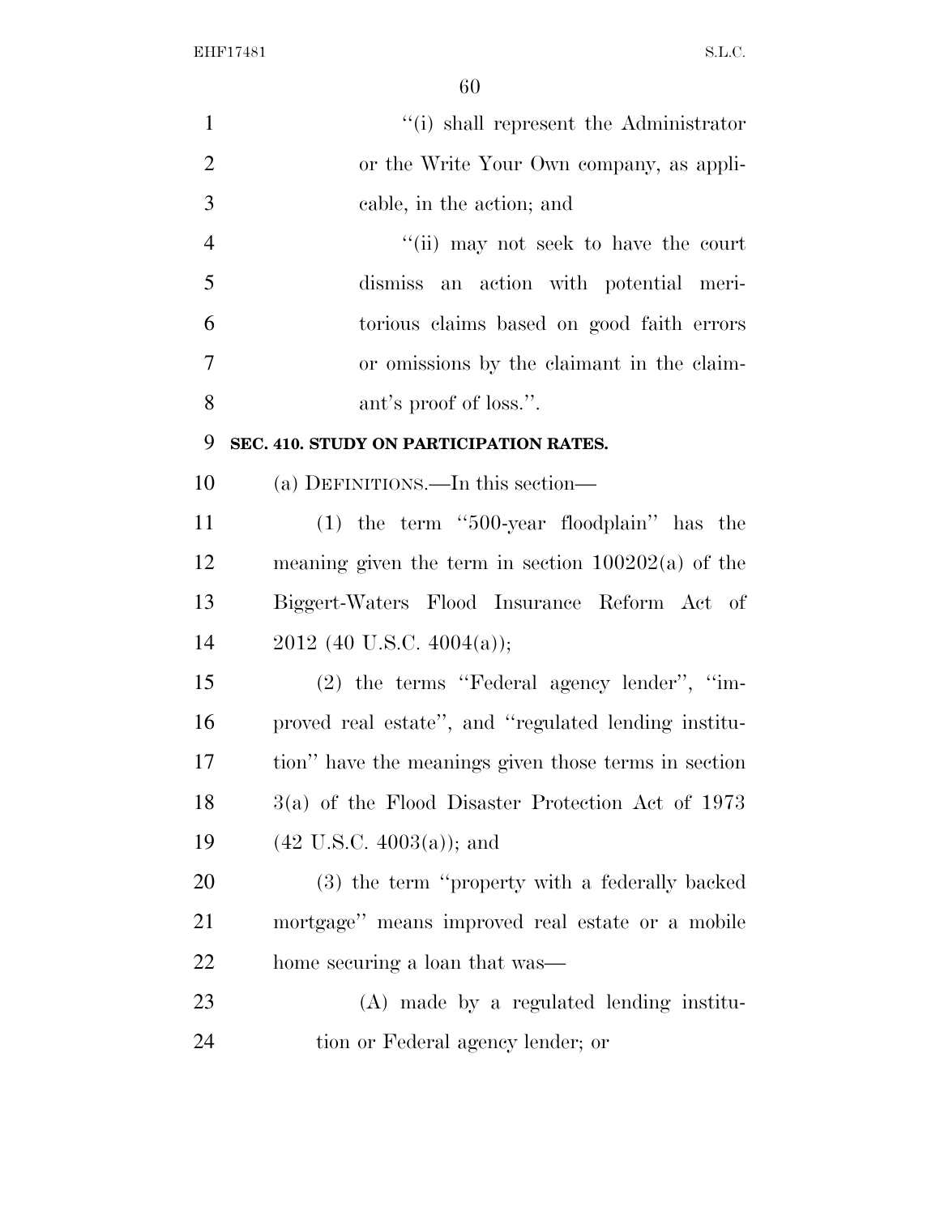"(i) shall represent the Administrator or the Write Your Own company, as applicable, in the action; and

"(ii) may not seek to have the court dismiss an action with potential meritorious claims based on good faith errors or omissions by the claimant in the claimant's proof of loss.".

**SEC. 410. STUDY ON PARTICIPATION RATES.**

(a) DEFINITIONS.—In this section—

(1) the term "500-year floodplain" has the meaning given the term in section 100202(a) of the Biggert-Waters Flood Insurance Reform Act of 2012 (40 U.S.C. 4004(a));

(2) the terms "Federal agency lender", "improved real estate", and "regulated lending institution" have the meanings given those terms in section 3(a) of the Flood Disaster Protection Act of 1973 (42 U.S.C. 4003(a)); and

(3) the term "property with a federally backed mortgage" means improved real estate or a mobile home securing a loan that was—

(A) made by a regulated lending institution or Federal agency lender; or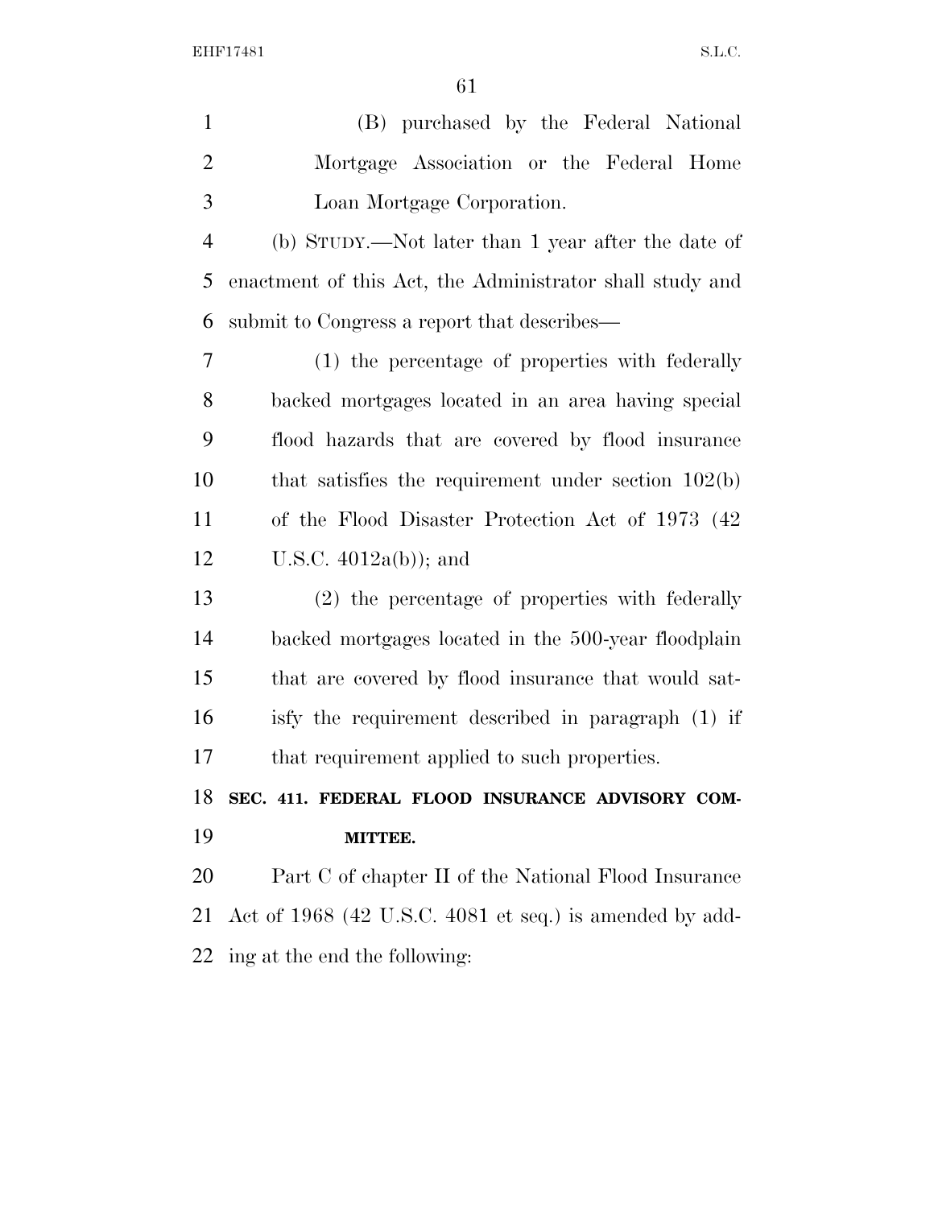(B) purchased by the Federal National Mortgage Association or the Federal Home Loan Mortgage Corporation.

(b) STUDY.—Not later than 1 year after the date of enactment of this Act, the Administrator shall study and submit to Congress a report that describes—

(1) the percentage of properties with federally backed mortgages located in an area having special flood hazards that are covered by flood insurance that satisfies the requirement under section 102(b) of the Flood Disaster Protection Act of 1973 (42 U.S.C. 4012a(b)); and

(2) the percentage of properties with federally backed mortgages located in the 500-year floodplain that are covered by flood insurance that would satisfy the requirement described in paragraph (1) if that requirement applied to such properties.

**SEC. 411. FEDERAL FLOOD INSURANCE ADVISORY COMMITTEE.**

Part C of chapter II of the National Flood Insurance Act of 1968 (42 U.S.C. 4081 et seq.) is amended by adding at the end the following: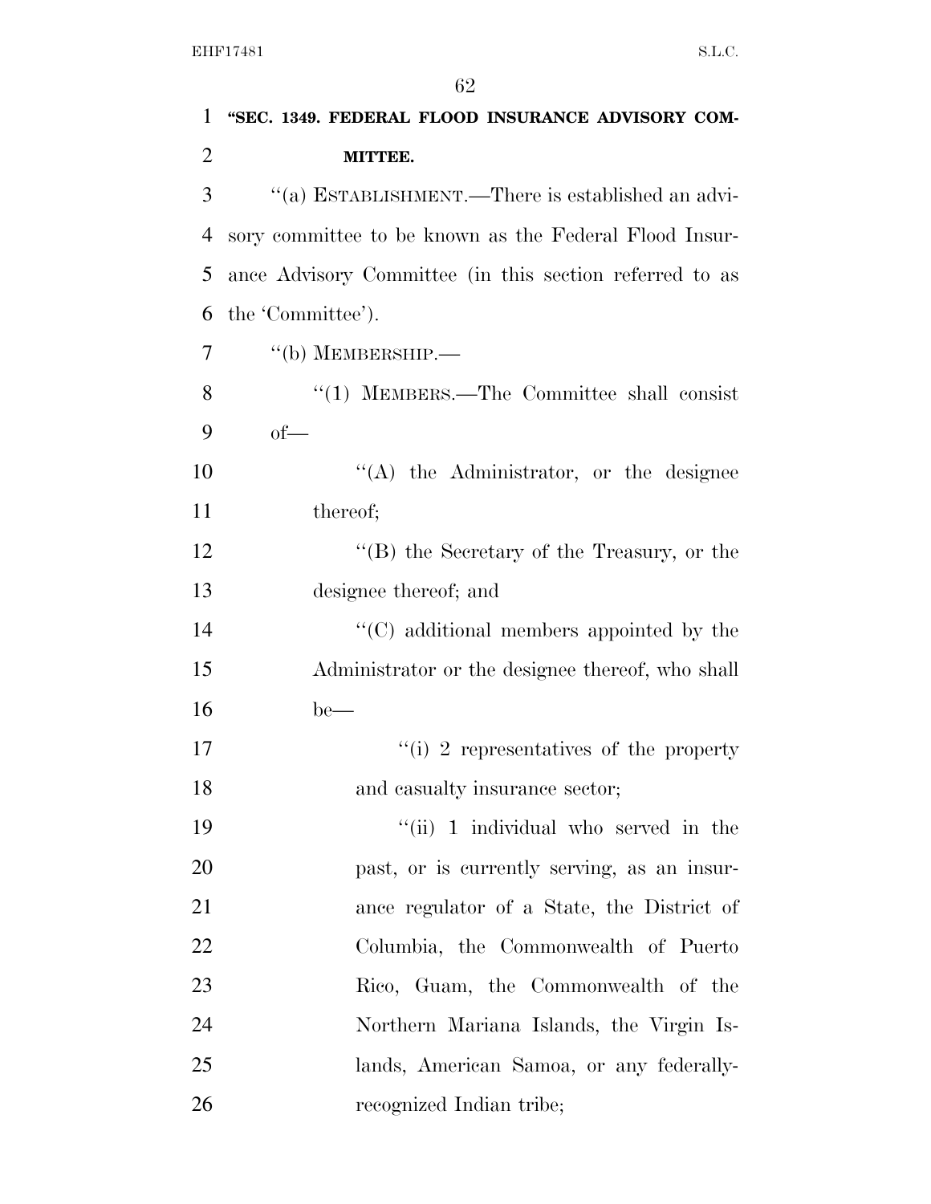**"SEC. 1349. FEDERAL FLOOD INSURANCE ADVISORY COMMITTEE.**

"(a) ESTABLISHMENT.—There is established an advisory committee to be known as the Federal Flood Insurance Advisory Committee (in this section referred to as the 'Committee').

"(b) MEMBERSHIP.—

"(1) MEMBERS.—The Committee shall consist of—

"(A) the Administrator, or the designee thereof;

"(B) the Secretary of the Treasury, or the designee thereof; and

"(C) additional members appointed by the Administrator or the designee thereof, who shall be—

"(i) 2 representatives of the property and casualty insurance sector;

"(ii) 1 individual who served in the past, or is currently serving, as an insurance regulator of a State, the District of Columbia, the Commonwealth of Puerto Rico, Guam, the Commonwealth of the Northern Mariana Islands, the Virgin Islands, American Samoa, or any federally-recognized Indian tribe;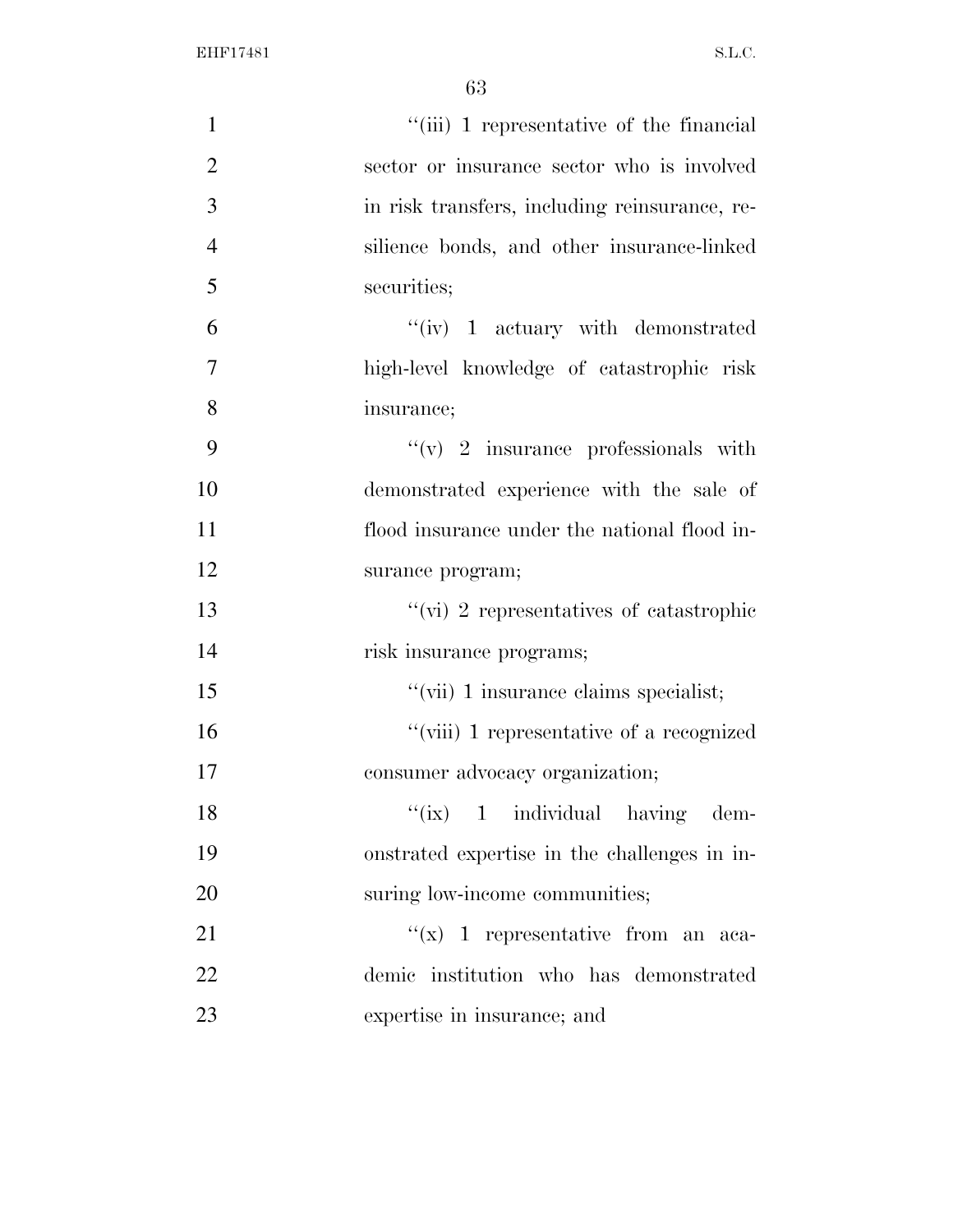''(iii) 1 representative of the financial sector or insurance sector who is involved in risk transfers, including reinsurance, resilience bonds, and other insurance-linked securities;

''(iv) 1 actuary with demonstrated high-level knowledge of catastrophic risk insurance;

''(v) 2 insurance professionals with demonstrated experience with the sale of flood insurance under the national flood insurance program;

''(vi) 2 representatives of catastrophic risk insurance programs;

''(vii) 1 insurance claims specialist;

''(viii) 1 representative of a recognized consumer advocacy organization;

''(ix) 1 individual having demonstrated expertise in the challenges in insuring low-income communities;

''(x) 1 representative from an academic institution who has demonstrated expertise in insurance; and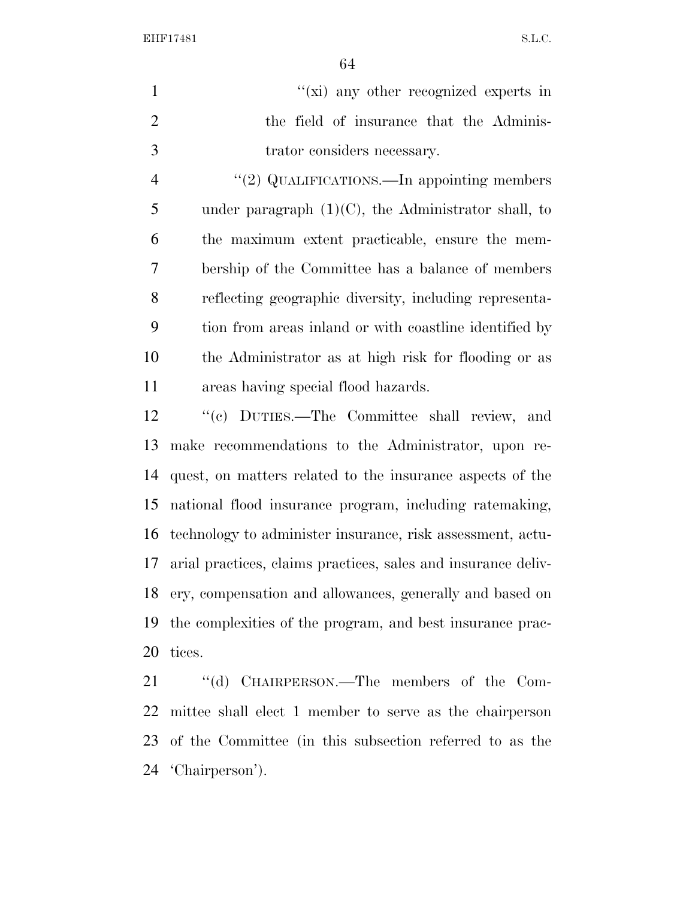''(xi) any other recognized experts in the field of insurance that the Administrator considers necessary.

''(2) QUALIFICATIONS.—In appointing members under paragraph (1)(C), the Administrator shall, to the maximum extent practicable, ensure the membership of the Committee has a balance of members reflecting geographic diversity, including representation from areas inland or with coastline identified by the Administrator as at high risk for flooding or as areas having special flood hazards.

''(c) DUTIES.—The Committee shall review, and make recommendations to the Administrator, upon request, on matters related to the insurance aspects of the national flood insurance program, including ratemaking, technology to administer insurance, risk assessment, actuarial practices, claims practices, sales and insurance delivery, compensation and allowances, generally and based on the complexities of the program, and best insurance practices.

''(d) CHAIRPERSON.—The members of the Committee shall elect 1 member to serve as the chairperson of the Committee (in this subsection referred to as the 'Chairperson').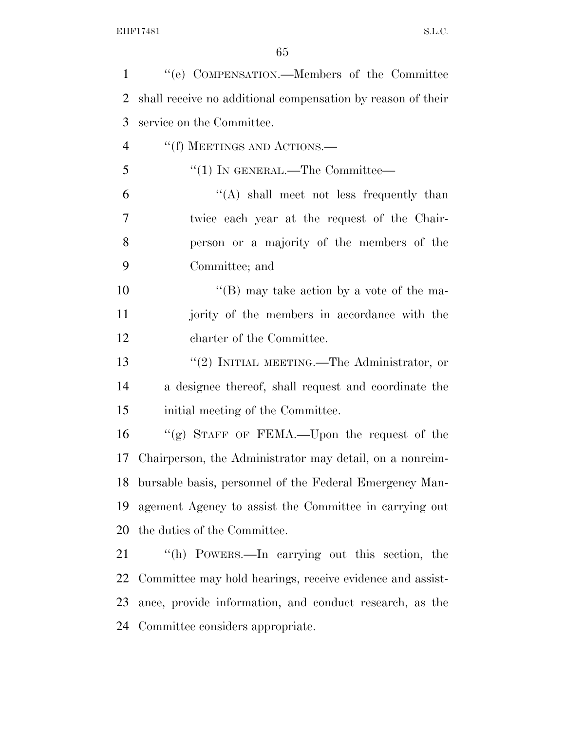''(e) COMPENSATION.—Members of the Committee shall receive no additional compensation by reason of their service on the Committee.

''(f) MEETINGS AND ACTIONS.—

''(1) IN GENERAL.—The Committee—

''(A) shall meet not less frequently than twice each year at the request of the Chairperson or a majority of the members of the Committee; and

''(B) may take action by a vote of the majority of the members in accordance with the charter of the Committee.

''(2) INITIAL MEETING.—The Administrator, or a designee thereof, shall request and coordinate the initial meeting of the Committee.

''(g) STAFF OF FEMA.—Upon the request of the Chairperson, the Administrator may detail, on a nonreimbursable basis, personnel of the Federal Emergency Management Agency to assist the Committee in carrying out the duties of the Committee.

''(h) POWERS.—In carrying out this section, the Committee may hold hearings, receive evidence and assistance, provide information, and conduct research, as the Committee considers appropriate.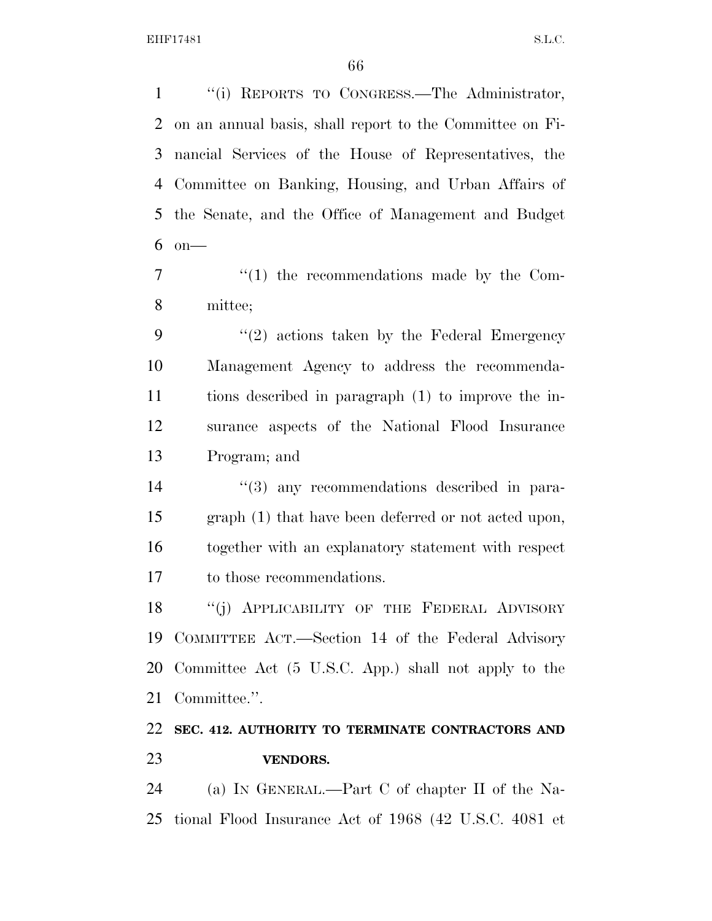"(i) REPORTS TO CONGRESS.—The Administrator, on an annual basis, shall report to the Committee on Financial Services of the House of Representatives, the Committee on Banking, Housing, and Urban Affairs of the Senate, and the Office of Management and Budget on—

"(1) the recommendations made by the Committee;

"(2) actions taken by the Federal Emergency Management Agency to address the recommendations described in paragraph (1) to improve the insurance aspects of the National Flood Insurance Program; and

"(3) any recommendations described in paragraph (1) that have been deferred or not acted upon, together with an explanatory statement with respect to those recommendations.

"(j) APPLICABILITY OF THE FEDERAL ADVISORY COMMITTEE ACT.—Section 14 of the Federal Advisory Committee Act (5 U.S.C. App.) shall not apply to the Committee.".

**SEC. 412. AUTHORITY TO TERMINATE CONTRACTORS AND VENDORS.**

(a) IN GENERAL.—Part C of chapter II of the National Flood Insurance Act of 1968 (42 U.S.C. 4081 et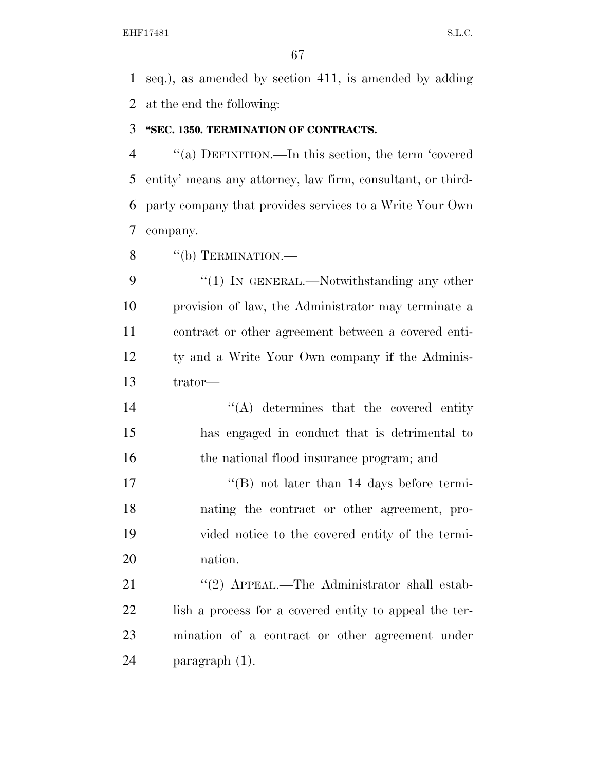seq.), as amended by section 411, is amended by adding at the end the following:

**"SEC. 1350. TERMINATION OF CONTRACTS.**

"(a) DEFINITION.—In this section, the term 'covered entity' means any attorney, law firm, consultant, or third-party company that provides services to a Write Your Own company.

"(b) TERMINATION.—

"(1) IN GENERAL.—Notwithstanding any other provision of law, the Administrator may terminate a contract or other agreement between a covered entity and a Write Your Own company if the Administrator—

"(A) determines that the covered entity has engaged in conduct that is detrimental to the national flood insurance program; and

"(B) not later than 14 days before terminating the contract or other agreement, provided notice to the covered entity of the termination.

"(2) APPEAL.—The Administrator shall establish a process for a covered entity to appeal the termination of a contract or other agreement under paragraph (1).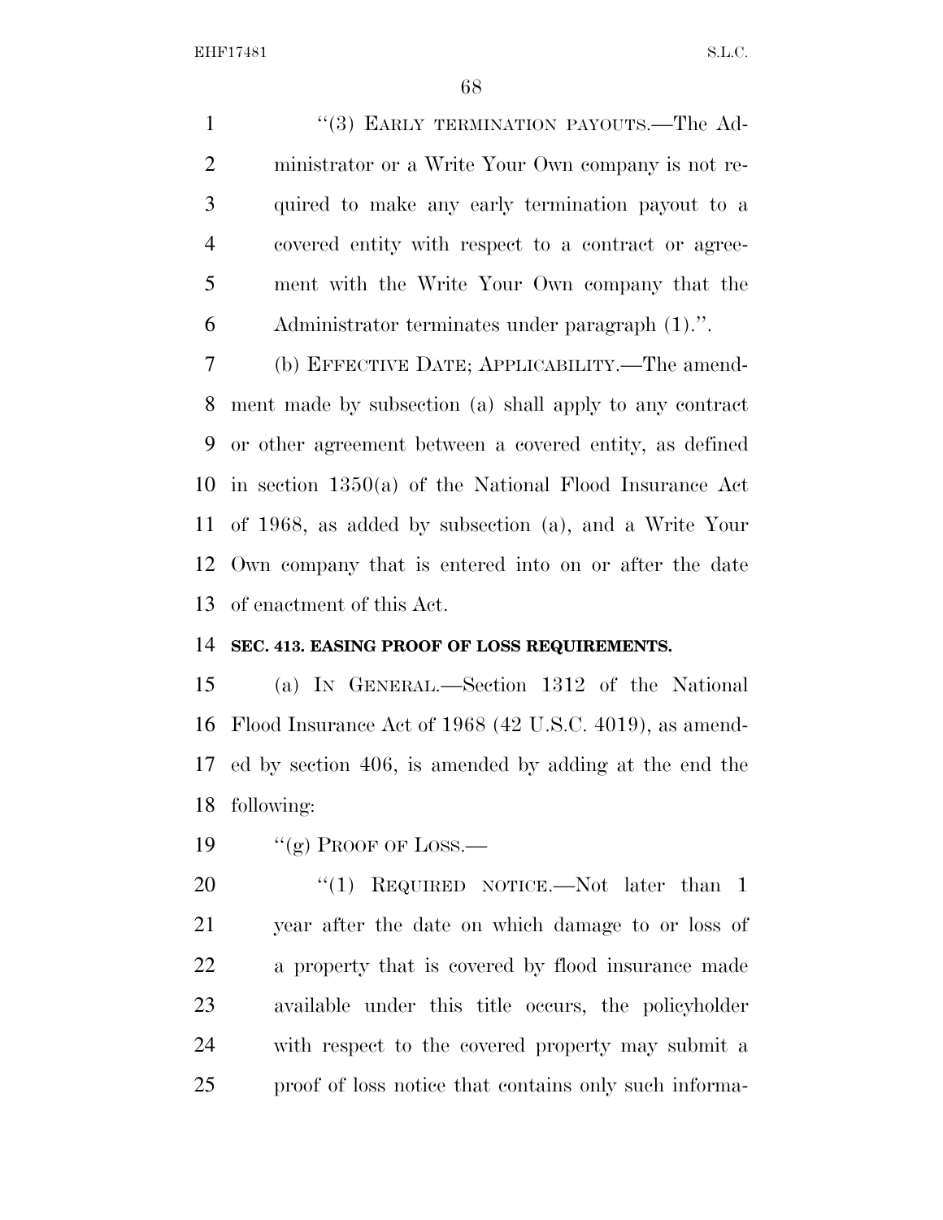"(3) EARLY TERMINATION PAYOUTS.—The Administrator or a Write Your Own company is not required to make any early termination payout to a covered entity with respect to a contract or agreement with the Write Your Own company that the Administrator terminates under paragraph (1).".

(b) EFFECTIVE DATE; APPLICABILITY.—The amendment made by subsection (a) shall apply to any contract or other agreement between a covered entity, as defined in section 1350(a) of the National Flood Insurance Act of 1968, as added by subsection (a), and a Write Your Own company that is entered into on or after the date of enactment of this Act.

**SEC. 413. EASING PROOF OF LOSS REQUIREMENTS.**

(a) IN GENERAL.—Section 1312 of the National Flood Insurance Act of 1968 (42 U.S.C. 4019), as amended by section 406, is amended by adding at the end the following:

"(g) PROOF OF LOSS.—

"(1) REQUIRED NOTICE.—Not later than 1 year after the date on which damage to or loss of a property that is covered by flood insurance made available under this title occurs, the policyholder with respect to the covered property may submit a proof of loss notice that contains only such informa-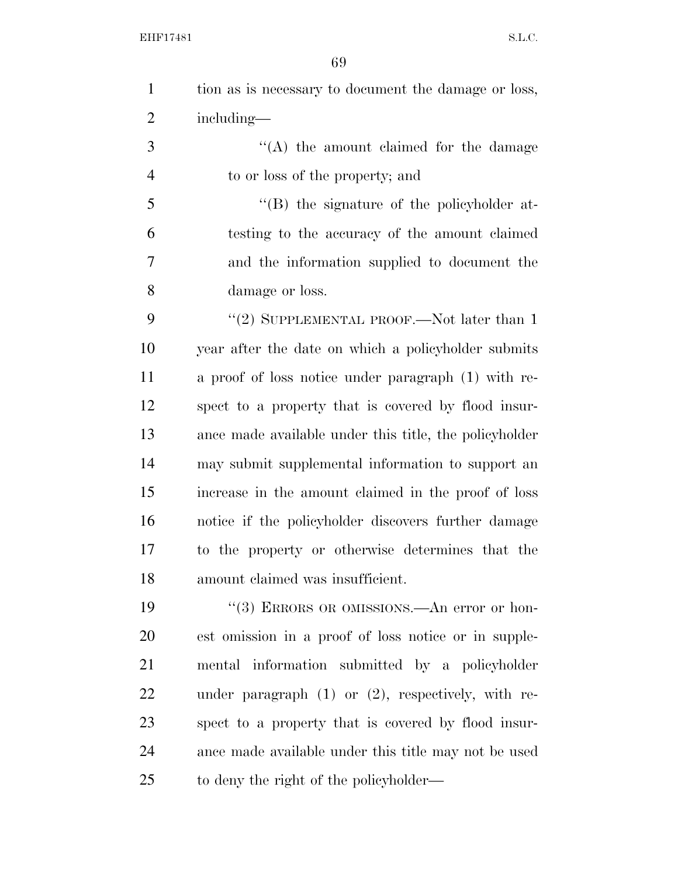tion as is necessary to document the damage or loss, including—

''(A) the amount claimed for the damage to or loss of the property; and

''(B) the signature of the policyholder attesting to the accuracy of the amount claimed and the information supplied to document the damage or loss.

''(2) SUPPLEMENTAL PROOF.—Not later than 1 year after the date on which a policyholder submits a proof of loss notice under paragraph (1) with respect to a property that is covered by flood insurance made available under this title, the policyholder may submit supplemental information to support an increase in the amount claimed in the proof of loss notice if the policyholder discovers further damage to the property or otherwise determines that the amount claimed was insufficient.

''(3) ERRORS OR OMISSIONS.—An error or honest omission in a proof of loss notice or in supplemental information submitted by a policyholder under paragraph (1) or (2), respectively, with respect to a property that is covered by flood insurance made available under this title may not be used to deny the right of the policyholder—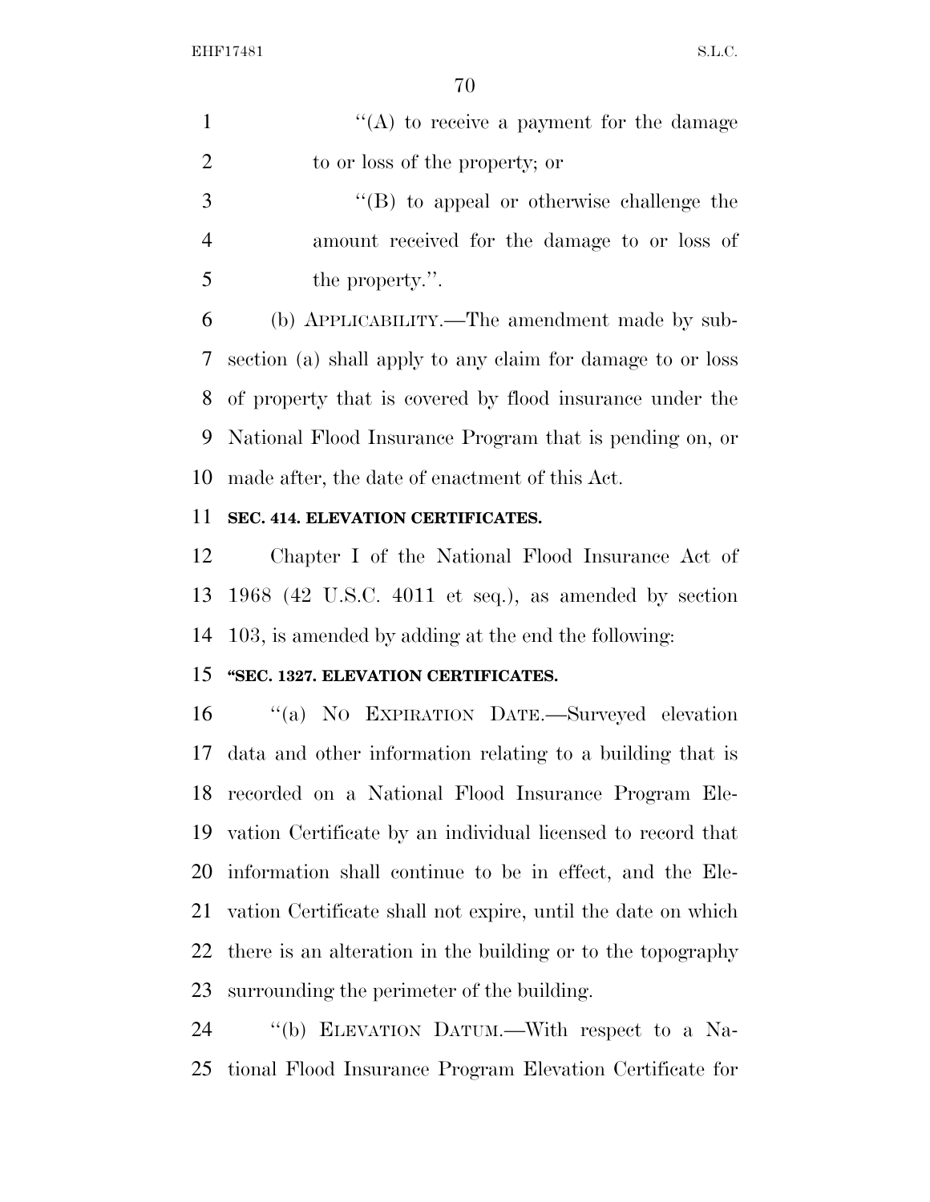''(A) to receive a payment for the damage to or loss of the property; or

''(B) to appeal or otherwise challenge the amount received for the damage to or loss of the property.''.

(b) APPLICABILITY.—The amendment made by subsection (a) shall apply to any claim for damage to or loss of property that is covered by flood insurance under the National Flood Insurance Program that is pending on, or made after, the date of enactment of this Act.

**SEC. 414. ELEVATION CERTIFICATES.**

Chapter I of the National Flood Insurance Act of 1968 (42 U.S.C. 4011 et seq.), as amended by section 103, is amended by adding at the end the following:

**''SEC. 1327. ELEVATION CERTIFICATES.**

''(a) NO EXPIRATION DATE.—Surveyed elevation data and other information relating to a building that is recorded on a National Flood Insurance Program Elevation Certificate by an individual licensed to record that information shall continue to be in effect, and the Elevation Certificate shall not expire, until the date on which there is an alteration in the building or to the topography surrounding the perimeter of the building.

''(b) ELEVATION DATUM.—With respect to a National Flood Insurance Program Elevation Certificate for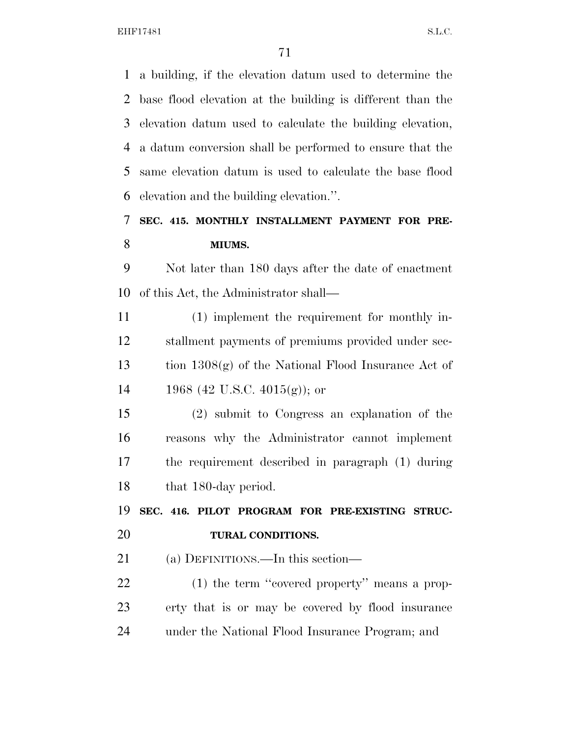a building, if the elevation datum used to determine the base flood elevation at the building is different than the elevation datum used to calculate the building elevation, a datum conversion shall be performed to ensure that the same elevation datum is used to calculate the base flood elevation and the building elevation.''.

**SEC. 415. MONTHLY INSTALLMENT PAYMENT FOR PREMIUMS.**

Not later than 180 days after the date of enactment of this Act, the Administrator shall—

(1) implement the requirement for monthly installment payments of premiums provided under section 1308(g) of the National Flood Insurance Act of 1968 (42 U.S.C. 4015(g)); or

(2) submit to Congress an explanation of the reasons why the Administrator cannot implement the requirement described in paragraph (1) during that 180-day period.

**SEC. 416. PILOT PROGRAM FOR PRE-EXISTING STRUCTURAL CONDITIONS.**

(a) DEFINITIONS.—In this section—

(1) the term ''covered property'' means a property that is or may be covered by flood insurance under the National Flood Insurance Program; and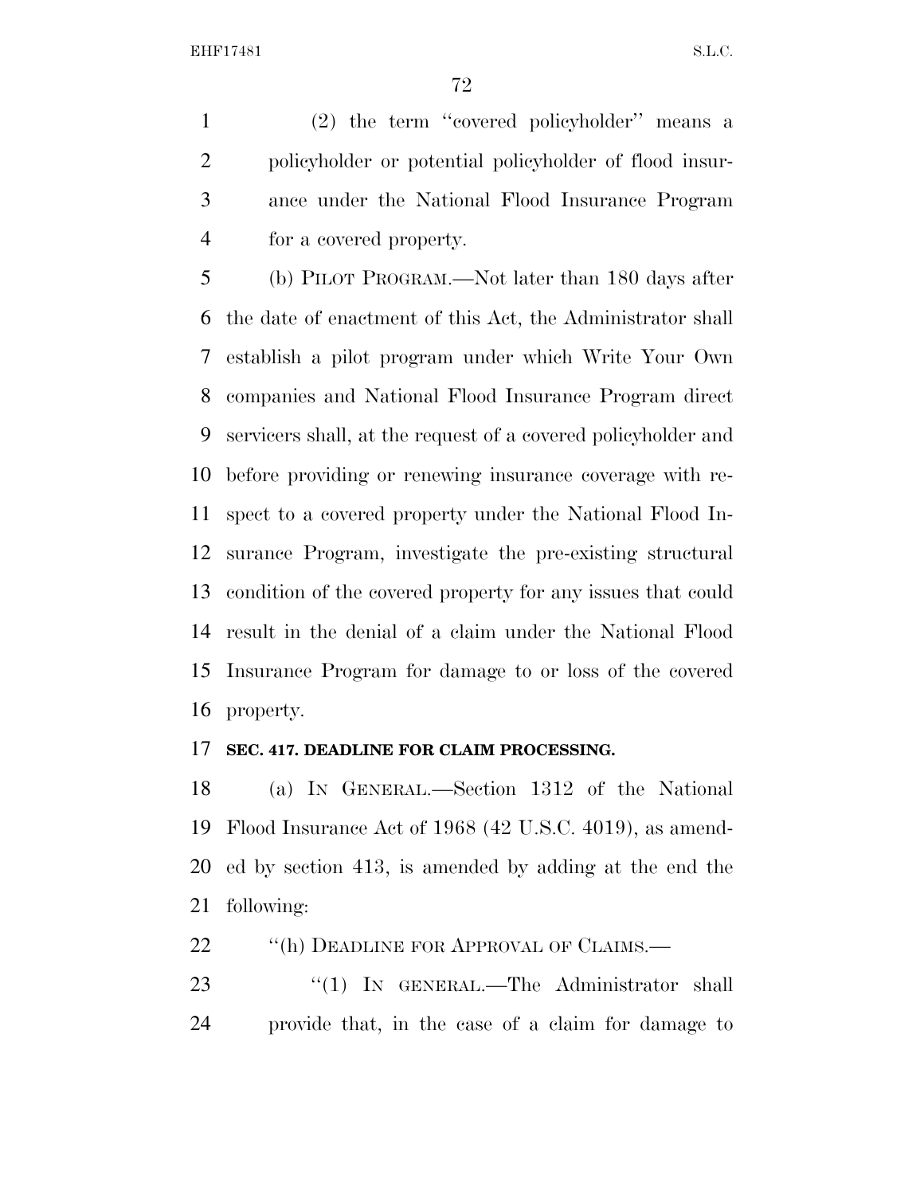(2) the term "covered policyholder" means a policyholder or potential policyholder of flood insurance under the National Flood Insurance Program for a covered property.

(b) PILOT PROGRAM.—Not later than 180 days after the date of enactment of this Act, the Administrator shall establish a pilot program under which Write Your Own companies and National Flood Insurance Program direct servicers shall, at the request of a covered policyholder and before providing or renewing insurance coverage with respect to a covered property under the National Flood Insurance Program, investigate the pre-existing structural condition of the covered property for any issues that could result in the denial of a claim under the National Flood Insurance Program for damage to or loss of the covered property.

**SEC. 417. DEADLINE FOR CLAIM PROCESSING.**

(a) IN GENERAL.—Section 1312 of the National Flood Insurance Act of 1968 (42 U.S.C. 4019), as amended by section 413, is amended by adding at the end the following:

"(h) DEADLINE FOR APPROVAL OF CLAIMS.—

"(1) IN GENERAL.—The Administrator shall provide that, in the case of a claim for damage to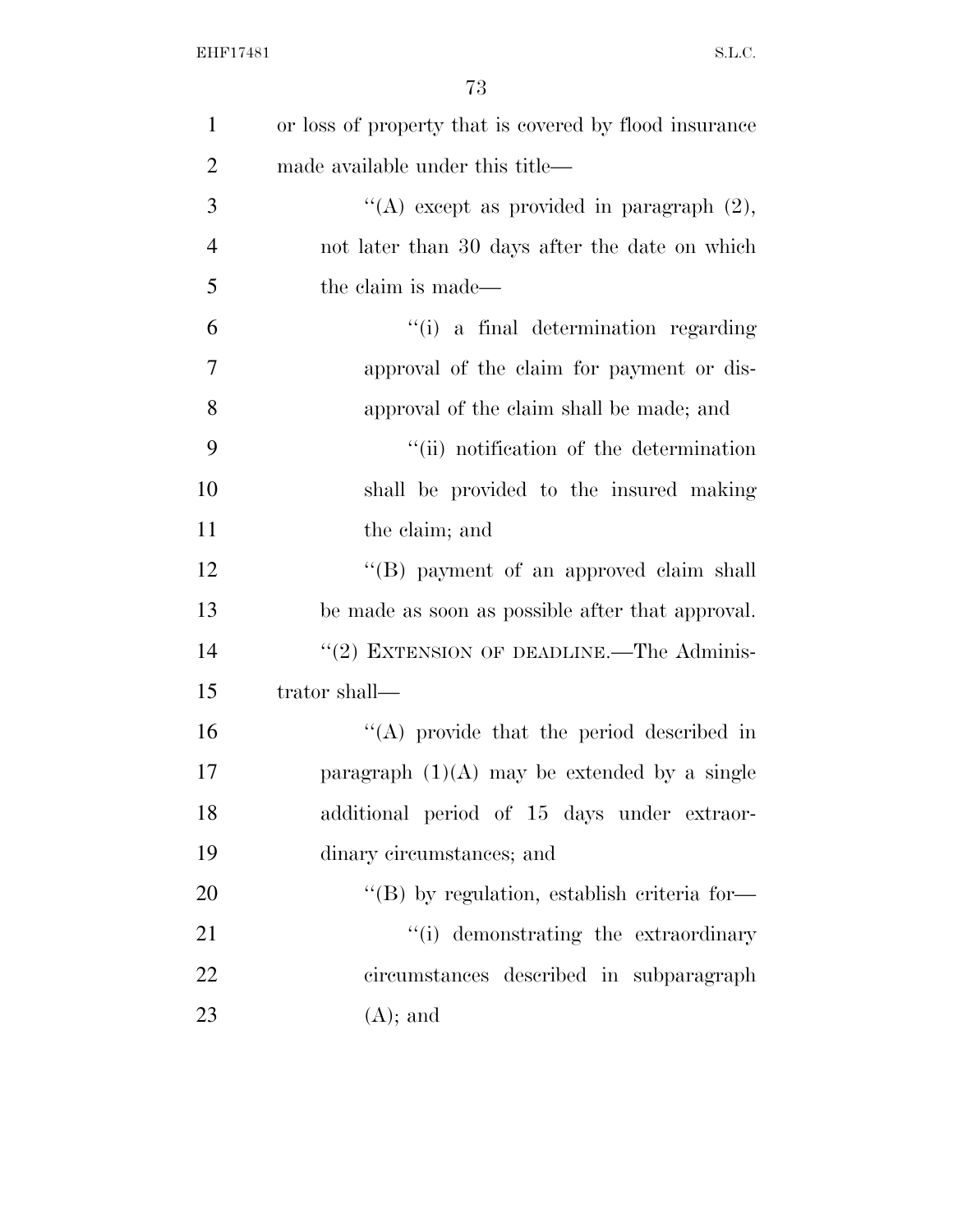or loss of property that is covered by flood insurance made available under this title—

''(A) except as provided in paragraph (2), not later than 30 days after the date on which the claim is made—

''(i) a final determination regarding approval of the claim for payment or disapproval of the claim shall be made; and

''(ii) notification of the determination shall be provided to the insured making the claim; and

''(B) payment of an approved claim shall be made as soon as possible after that approval.

''(2) EXTENSION OF DEADLINE.—The Administrator shall—

''(A) provide that the period described in paragraph (1)(A) may be extended by a single additional period of 15 days under extraordinary circumstances; and

''(B) by regulation, establish criteria for—

''(i) demonstrating the extraordinary circumstances described in subparagraph (A); and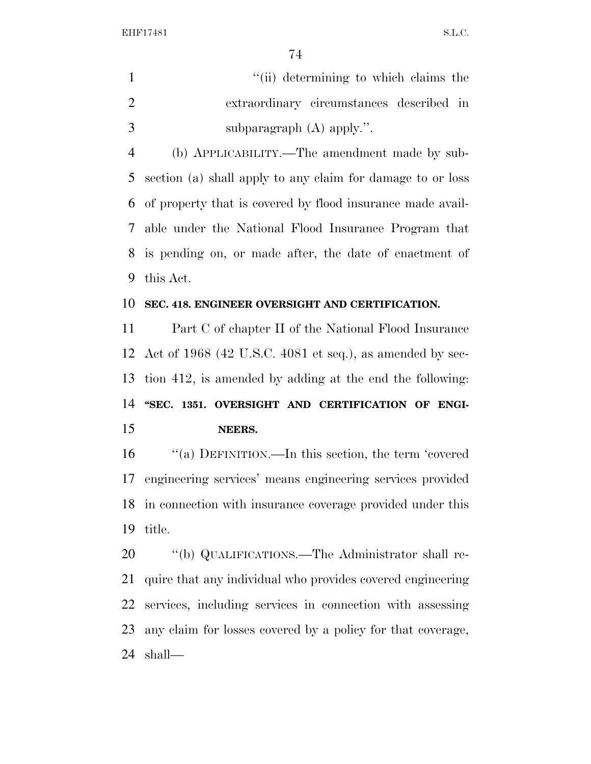"(ii) determining to which claims the extraordinary circumstances described in subparagraph (A) apply.".

(b) APPLICABILITY.—The amendment made by subsection (a) shall apply to any claim for damage to or loss of property that is covered by flood insurance made available under the National Flood Insurance Program that is pending on, or made after, the date of enactment of this Act.

**SEC. 418. ENGINEER OVERSIGHT AND CERTIFICATION.**

Part C of chapter II of the National Flood Insurance Act of 1968 (42 U.S.C. 4081 et seq.), as amended by section 412, is amended by adding at the end the following:

**"SEC. 1351. OVERSIGHT AND CERTIFICATION OF ENGINEERS.**

"(a) DEFINITION.—In this section, the term 'covered engineering services' means engineering services provided in connection with insurance coverage provided under this title.

"(b) QUALIFICATIONS.—The Administrator shall require that any individual who provides covered engineering services, including services in connection with assessing any claim for losses covered by a policy for that coverage, shall—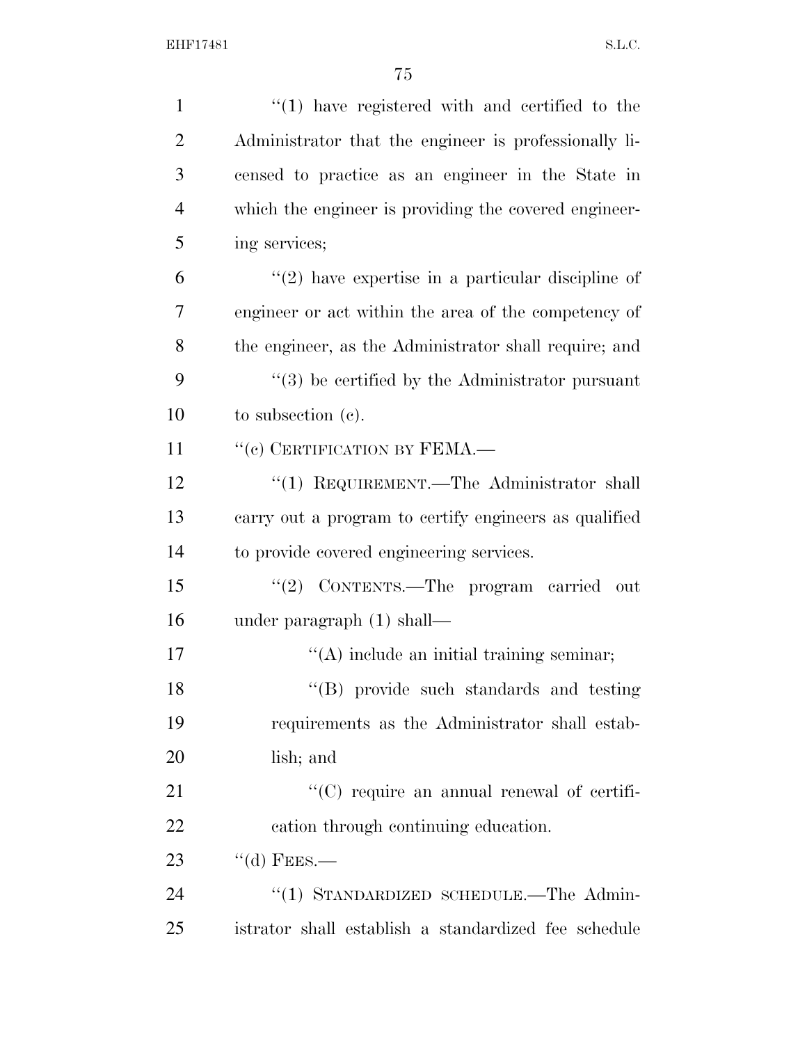"(1) have registered with and certified to the Administrator that the engineer is professionally licensed to practice as an engineer in the State in which the engineer is providing the covered engineering services;

"(2) have expertise in a particular discipline of engineer or act within the area of the competency of the engineer, as the Administrator shall require; and

"(3) be certified by the Administrator pursuant to subsection (c).

"(c) CERTIFICATION BY FEMA.—

"(1) REQUIREMENT.—The Administrator shall carry out a program to certify engineers as qualified to provide covered engineering services.

"(2) CONTENTS.—The program carried out under paragraph (1) shall—

"(A) include an initial training seminar;

"(B) provide such standards and testing requirements as the Administrator shall establish; and

"(C) require an annual renewal of certification through continuing education.

"(d) FEES.—

"(1) STANDARDIZED SCHEDULE.—The Administrator shall establish a standardized fee schedule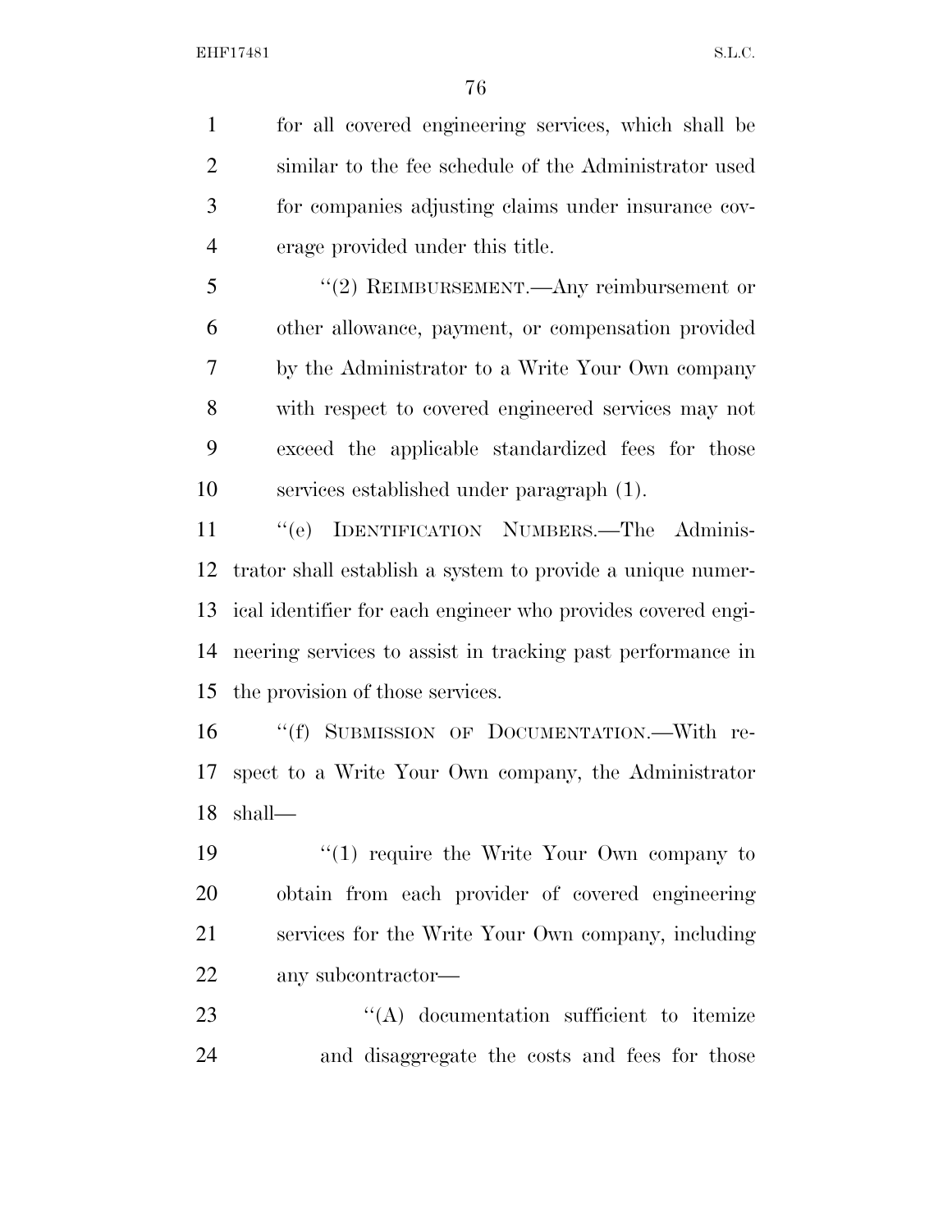for all covered engineering services, which shall be similar to the fee schedule of the Administrator used for companies adjusting claims under insurance coverage provided under this title.

"(2) REIMBURSEMENT.—Any reimbursement or other allowance, payment, or compensation provided by the Administrator to a Write Your Own company with respect to covered engineered services may not exceed the applicable standardized fees for those services established under paragraph (1).

"(e) IDENTIFICATION NUMBERS.—The Administrator shall establish a system to provide a unique numerical identifier for each engineer who provides covered engineering services to assist in tracking past performance in the provision of those services.

"(f) SUBMISSION OF DOCUMENTATION.—With respect to a Write Your Own company, the Administrator shall—

"(1) require the Write Your Own company to obtain from each provider of covered engineering services for the Write Your Own company, including any subcontractor—

"(A) documentation sufficient to itemize and disaggregate the costs and fees for those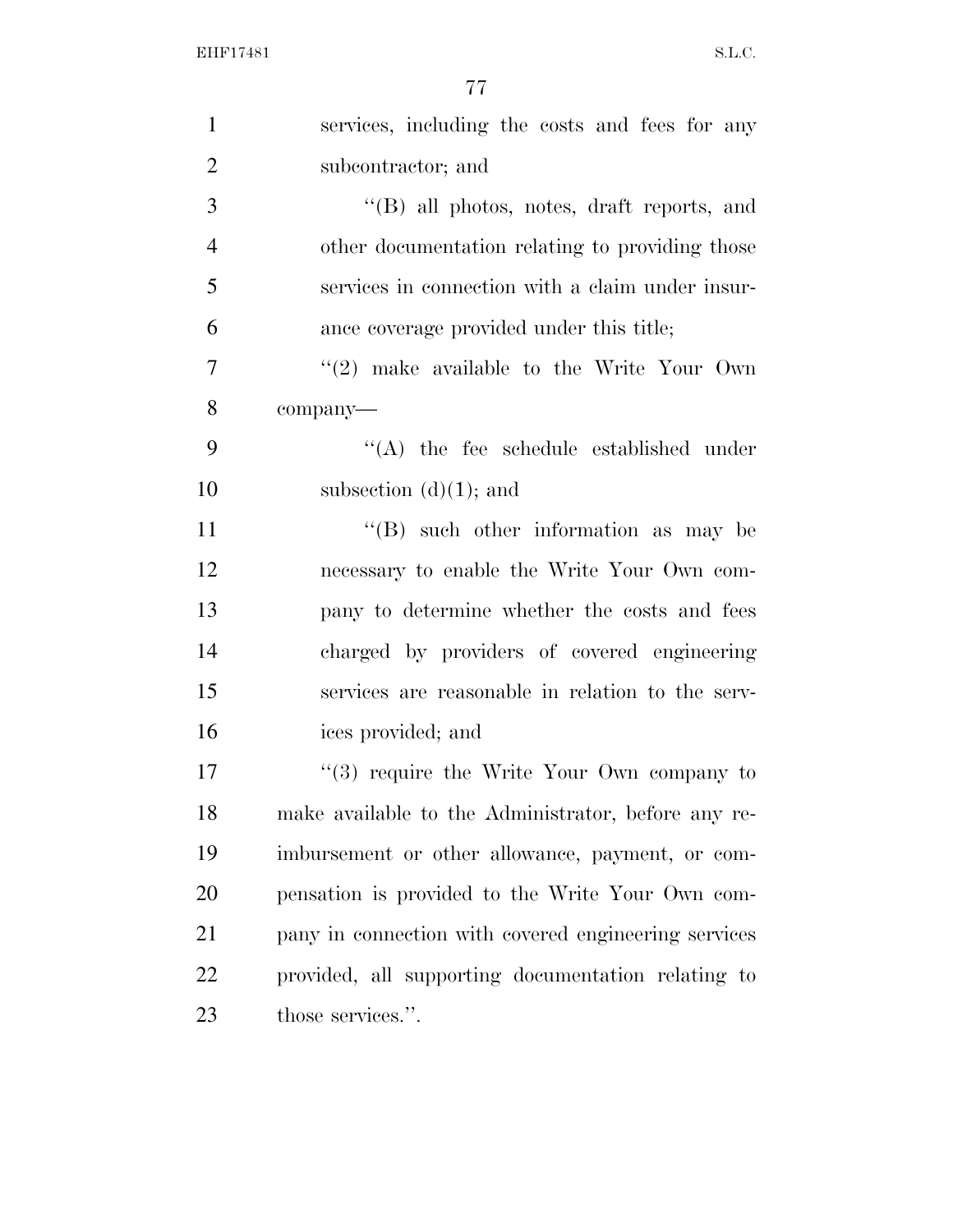services, including the costs and fees for any subcontractor; and

"(B) all photos, notes, draft reports, and other documentation relating to providing those services in connection with a claim under insurance coverage provided under this title;

"(2) make available to the Write Your Own company—

"(A) the fee schedule established under subsection (d)(1); and

"(B) such other information as may be necessary to enable the Write Your Own company to determine whether the costs and fees charged by providers of covered engineering services are reasonable in relation to the services provided; and

"(3) require the Write Your Own company to make available to the Administrator, before any reimbursement or other allowance, payment, or compensation is provided to the Write Your Own company in connection with covered engineering services provided, all supporting documentation relating to those services.".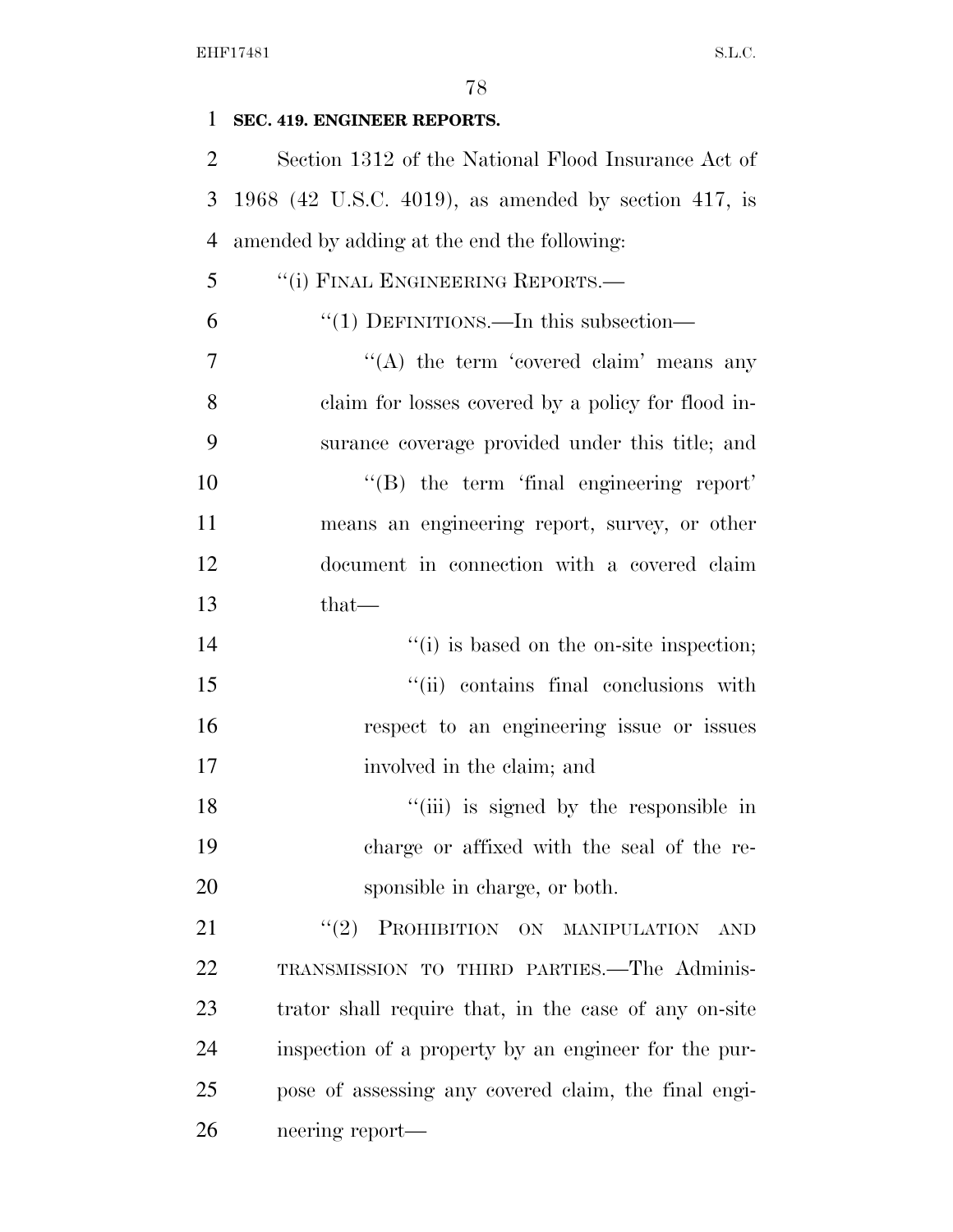**SEC. 419. ENGINEER REPORTS.**

Section 1312 of the National Flood Insurance Act of 1968 (42 U.S.C. 4019), as amended by section 417, is amended by adding at the end the following:

"(i) FINAL ENGINEERING REPORTS.—

"(1) DEFINITIONS.—In this subsection—

"(A) the term 'covered claim' means any claim for losses covered by a policy for flood insurance coverage provided under this title; and

"(B) the term 'final engineering report' means an engineering report, survey, or other document in connection with a covered claim that—

"(i) is based on the on-site inspection;

"(ii) contains final conclusions with respect to an engineering issue or issues involved in the claim; and

"(iii) is signed by the responsible in charge or affixed with the seal of the responsible in charge, or both.

"(2) PROHIBITION ON MANIPULATION AND TRANSMISSION TO THIRD PARTIES.—The Administrator shall require that, in the case of any on-site inspection of a property by an engineer for the purpose of assessing any covered claim, the final engineering report—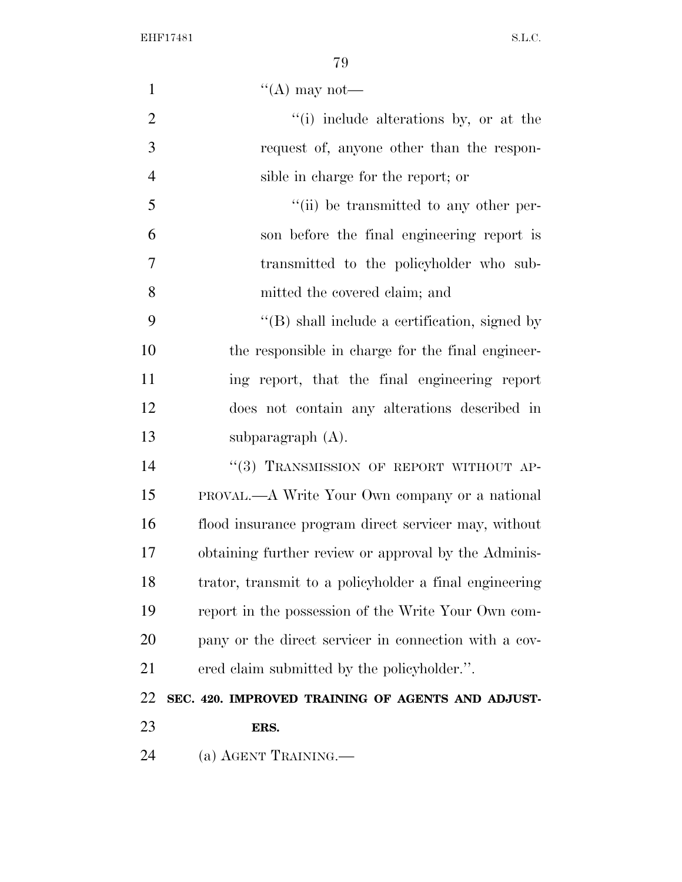"(A) may not—

"(i) include alterations by, or at the request of, anyone other than the responsible in charge for the report; or

"(ii) be transmitted to any other person before the final engineering report is transmitted to the policyholder who submitted the covered claim; and

"(B) shall include a certification, signed by the responsible in charge for the final engineering report, that the final engineering report does not contain any alterations described in subparagraph (A).

"(3) TRANSMISSION OF REPORT WITHOUT APPROVAL.—A Write Your Own company or a national flood insurance program direct servicer may, without obtaining further review or approval by the Administrator, transmit to a policyholder a final engineering report in the possession of the Write Your Own company or the direct servicer in connection with a covered claim submitted by the policyholder.".

**SEC. 420. IMPROVED TRAINING OF AGENTS AND ADJUSTERS.**

(a) AGENT TRAINING.—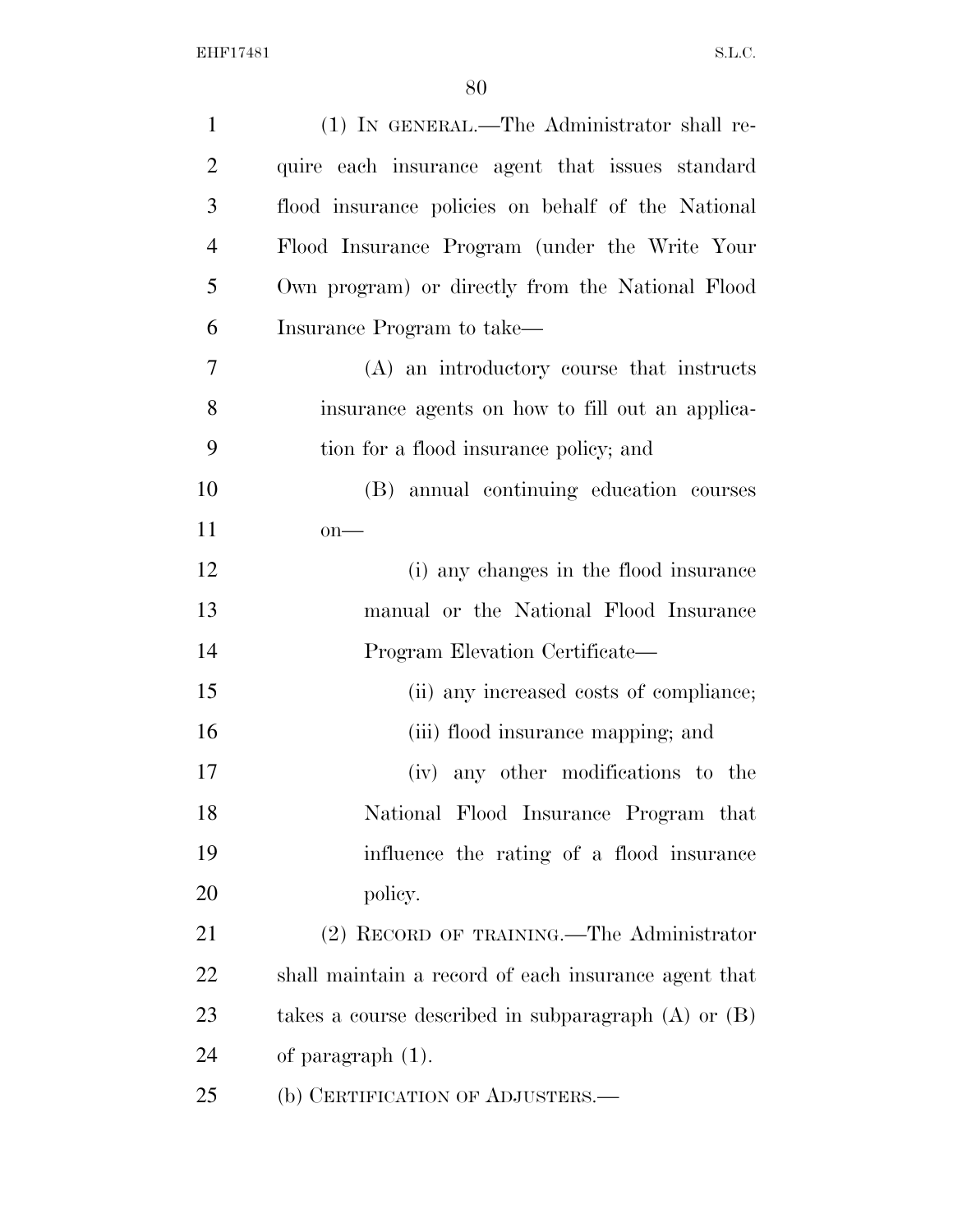(1) IN GENERAL.—The Administrator shall require each insurance agent that issues standard flood insurance policies on behalf of the National Flood Insurance Program (under the Write Your Own program) or directly from the National Flood Insurance Program to take—

(A) an introductory course that instructs insurance agents on how to fill out an application for a flood insurance policy; and

(B) annual continuing education courses on—

(i) any changes in the flood insurance manual or the National Flood Insurance Program Elevation Certificate—

(ii) any increased costs of compliance;

(iii) flood insurance mapping; and

(iv) any other modifications to the National Flood Insurance Program that influence the rating of a flood insurance policy.

(2) RECORD OF TRAINING.—The Administrator shall maintain a record of each insurance agent that takes a course described in subparagraph (A) or (B) of paragraph (1).

(b) CERTIFICATION OF ADJUSTERS.—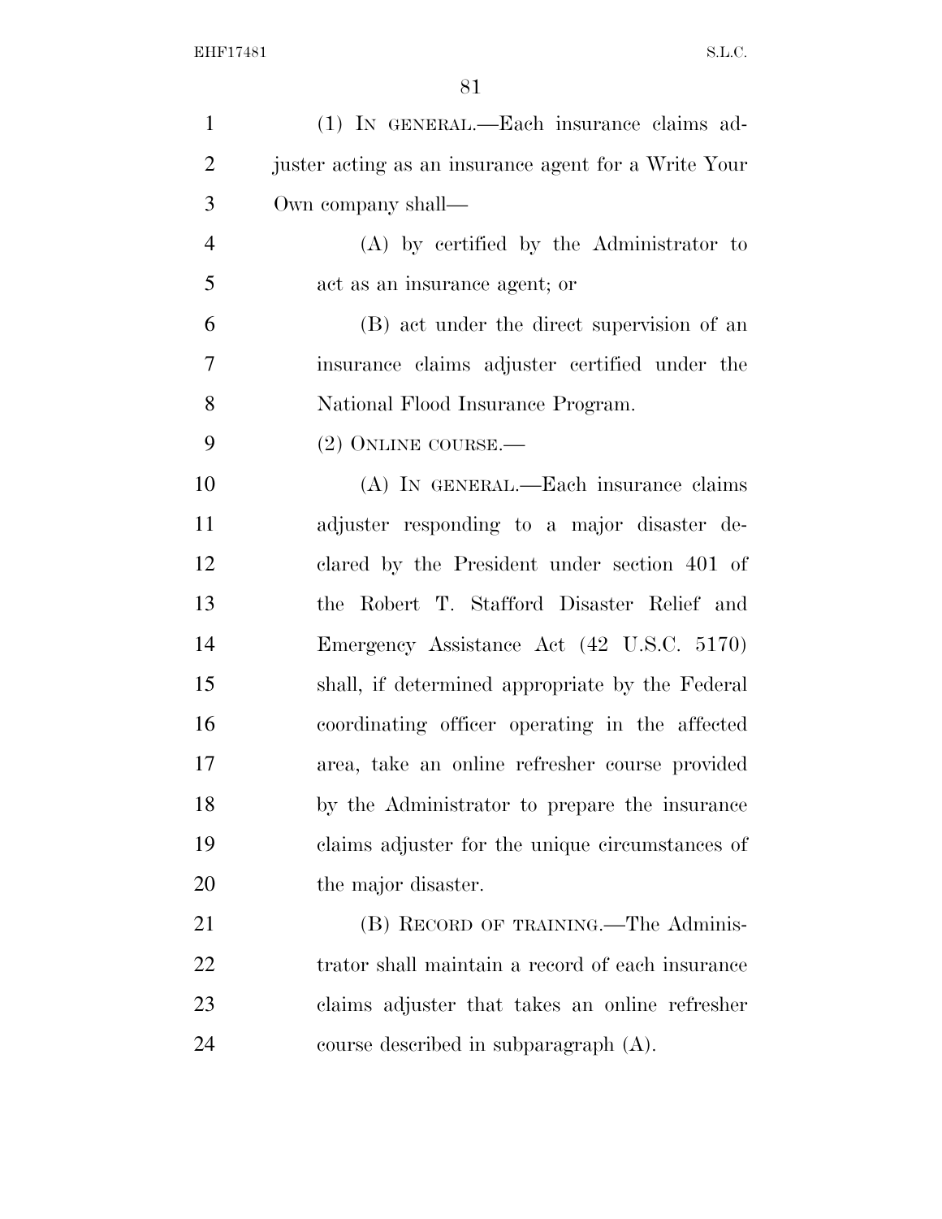(1) IN GENERAL.—Each insurance claims adjuster acting as an insurance agent for a Write Your Own company shall—

(A) by certified by the Administrator to act as an insurance agent; or

(B) act under the direct supervision of an insurance claims adjuster certified under the National Flood Insurance Program.

(2) ONLINE COURSE.—

(A) IN GENERAL.—Each insurance claims adjuster responding to a major disaster declared by the President under section 401 of the Robert T. Stafford Disaster Relief and Emergency Assistance Act (42 U.S.C. 5170) shall, if determined appropriate by the Federal coordinating officer operating in the affected area, take an online refresher course provided by the Administrator to prepare the insurance claims adjuster for the unique circumstances of the major disaster.

(B) RECORD OF TRAINING.—The Administrator shall maintain a record of each insurance claims adjuster that takes an online refresher course described in subparagraph (A).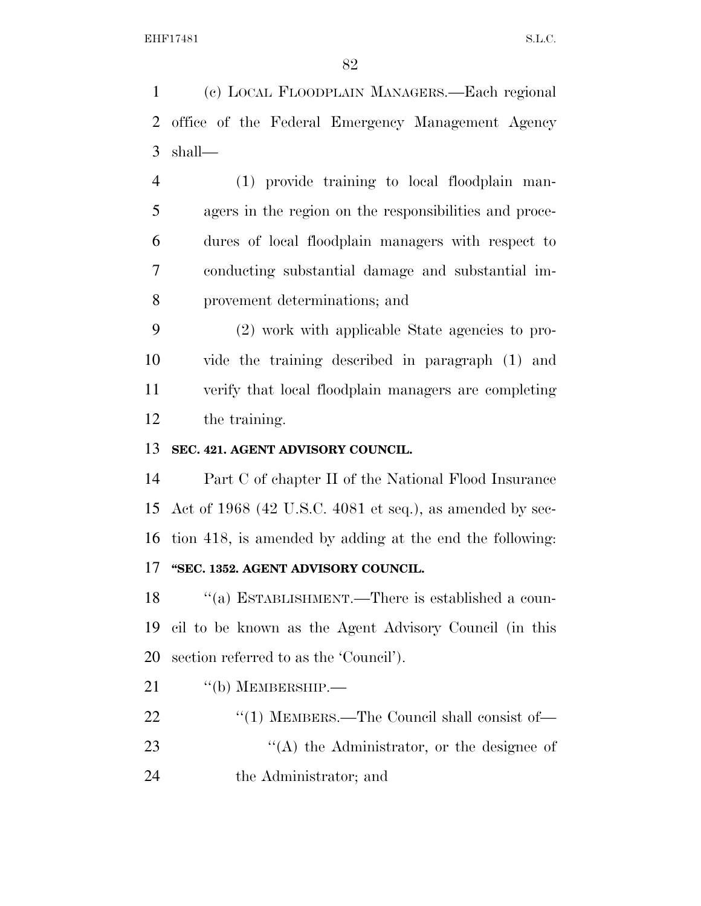(c) LOCAL FLOODPLAIN MANAGERS.—Each regional office of the Federal Emergency Management Agency shall—

(1) provide training to local floodplain managers in the region on the responsibilities and procedures of local floodplain managers with respect to conducting substantial damage and substantial improvement determinations; and

(2) work with applicable State agencies to provide the training described in paragraph (1) and verify that local floodplain managers are completing the training.

**SEC. 421. AGENT ADVISORY COUNCIL.**

Part C of chapter II of the National Flood Insurance Act of 1968 (42 U.S.C. 4081 et seq.), as amended by section 418, is amended by adding at the end the following:

**"SEC. 1352. AGENT ADVISORY COUNCIL.**

"(a) ESTABLISHMENT.—There is established a council to be known as the Agent Advisory Council (in this section referred to as the 'Council').

"(b) MEMBERSHIP.—

"(1) MEMBERS.—The Council shall consist of—

"(A) the Administrator, or the designee of the Administrator; and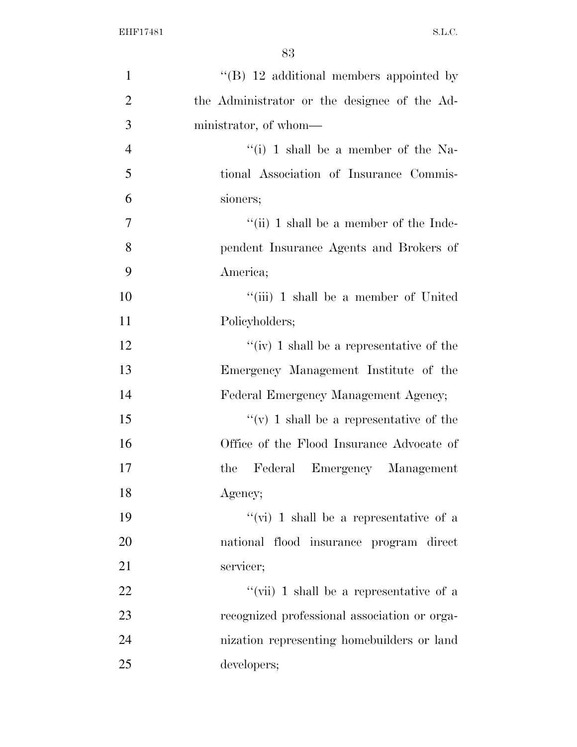''(B) 12 additional members appointed by the Administrator or the designee of the Administrator, of whom—

''(i) 1 shall be a member of the National Association of Insurance Commissioners;

''(ii) 1 shall be a member of the Independent Insurance Agents and Brokers of America;

''(iii) 1 shall be a member of United Policyholders;

''(iv) 1 shall be a representative of the Emergency Management Institute of the Federal Emergency Management Agency;

''(v) 1 shall be a representative of the Office of the Flood Insurance Advocate of the Federal Emergency Management Agency;

''(vi) 1 shall be a representative of a national flood insurance program direct servicer;

''(vii) 1 shall be a representative of a recognized professional association or organization representing homebuilders or land developers;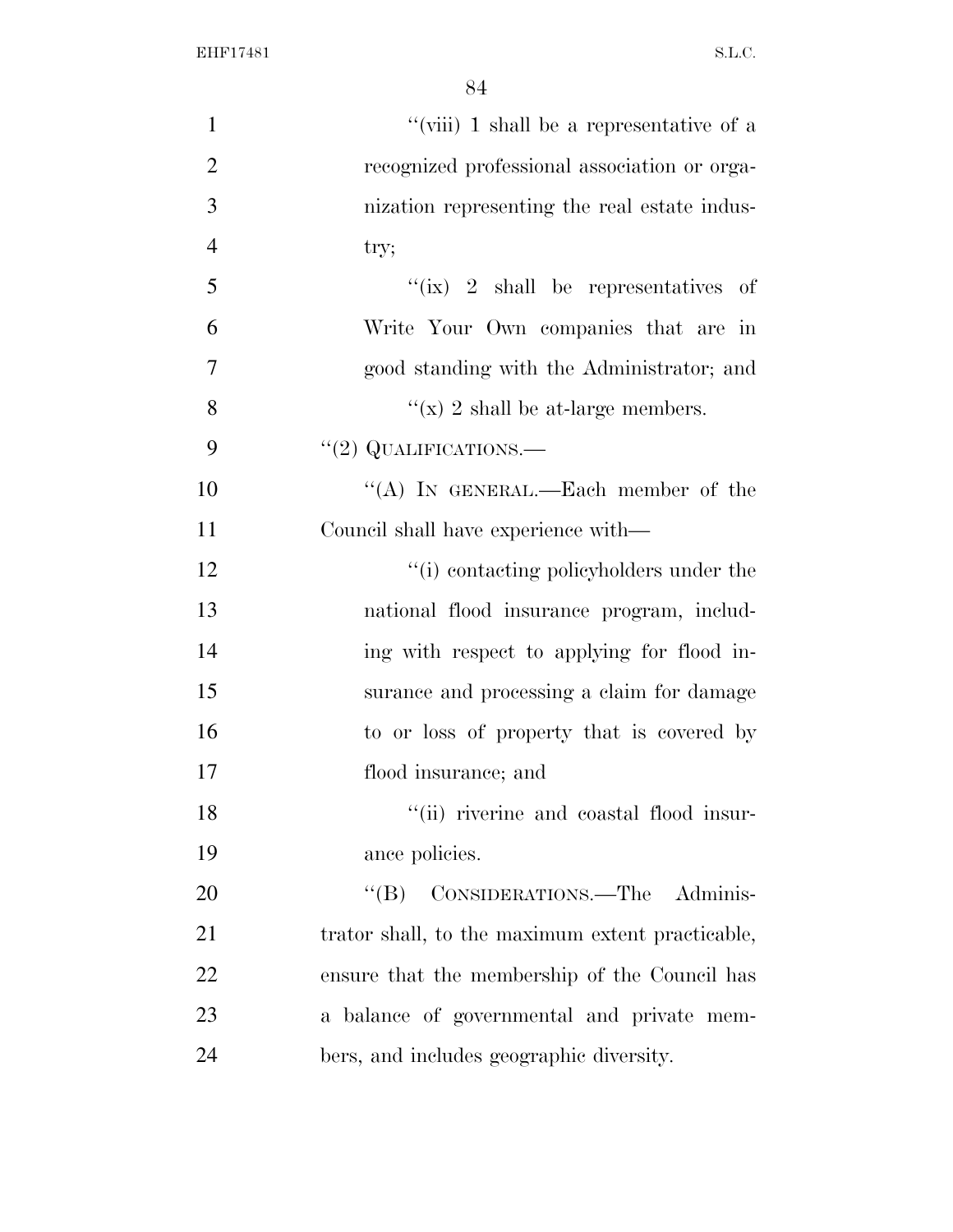''(viii) 1 shall be a representative of a recognized professional association or organization representing the real estate industry;

''(ix) 2 shall be representatives of Write Your Own companies that are in good standing with the Administrator; and

''(x) 2 shall be at-large members.

''(2) QUALIFICATIONS.—

''(A) IN GENERAL.—Each member of the Council shall have experience with—

''(i) contacting policyholders under the national flood insurance program, including with respect to applying for flood insurance and processing a claim for damage to or loss of property that is covered by flood insurance; and

''(ii) riverine and coastal flood insurance policies.

''(B) CONSIDERATIONS.—The Administrator shall, to the maximum extent practicable, ensure that the membership of the Council has a balance of governmental and private members, and includes geographic diversity.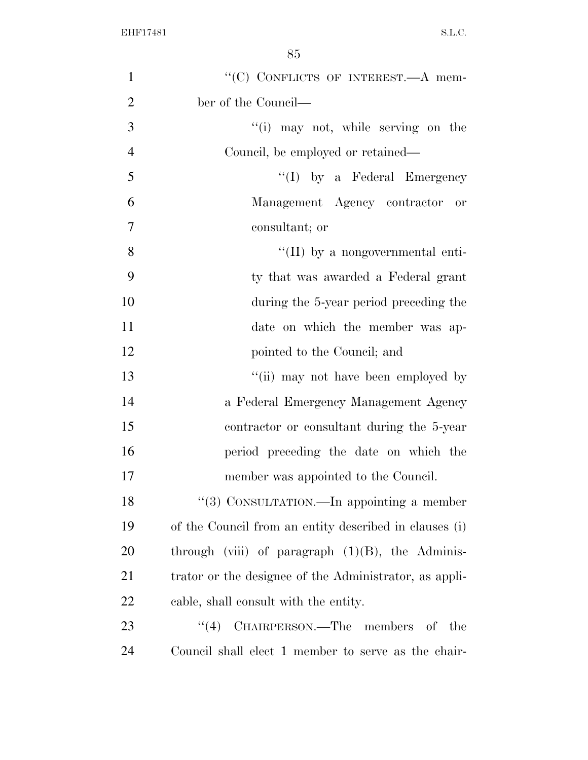"(C) CONFLICTS OF INTEREST.—A member of the Council—

"(i) may not, while serving on the Council, be employed or retained—

"(I) by a Federal Emergency Management Agency contractor or consultant; or

"(II) by a nongovernmental entity that was awarded a Federal grant during the 5-year period preceding the date on which the member was appointed to the Council; and

"(ii) may not have been employed by a Federal Emergency Management Agency contractor or consultant during the 5-year period preceding the date on which the member was appointed to the Council.

"(3) CONSULTATION.—In appointing a member of the Council from an entity described in clauses (i) through (viii) of paragraph (1)(B), the Administrator or the designee of the Administrator, as applicable, shall consult with the entity.

"(4) CHAIRPERSON.—The members of the Council shall elect 1 member to serve as the chair-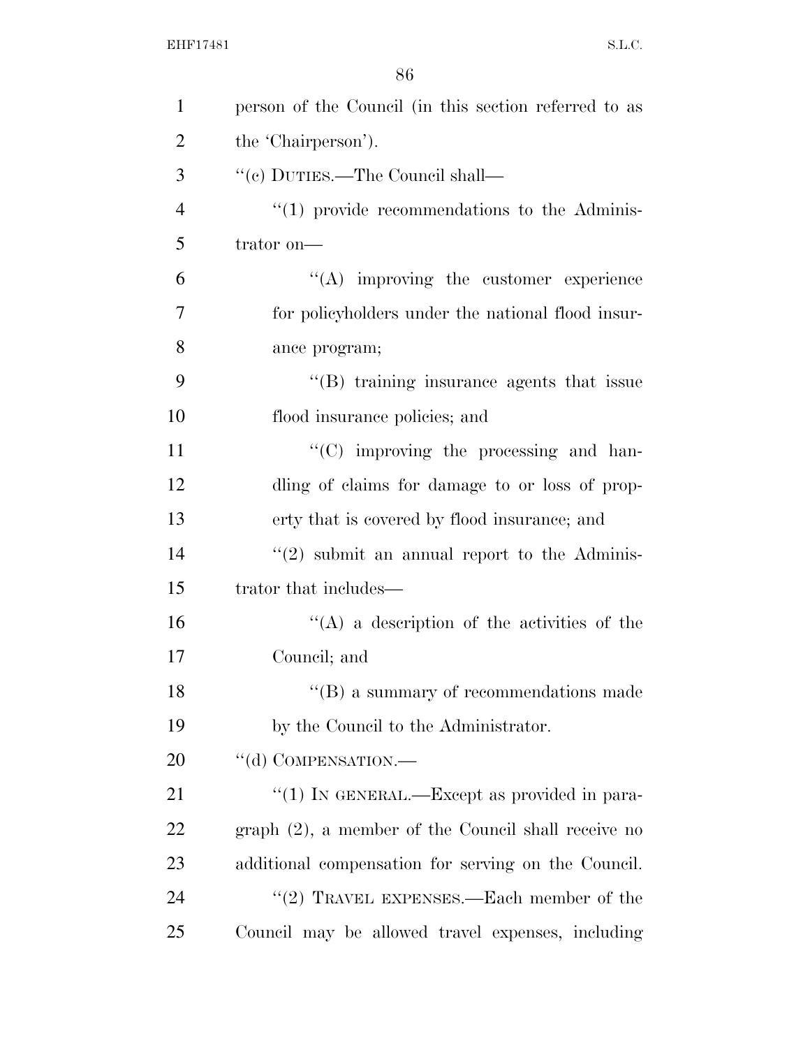person of the Council (in this section referred to as the 'Chairperson').

''(c) DUTIES.—The Council shall—

''(1) provide recommendations to the Administrator on—

''(A) improving the customer experience for policyholders under the national flood insurance program;

''(B) training insurance agents that issue flood insurance policies; and

''(C) improving the processing and handling of claims for damage to or loss of property that is covered by flood insurance; and

''(2) submit an annual report to the Administrator that includes—

''(A) a description of the activities of the Council; and

''(B) a summary of recommendations made by the Council to the Administrator.

''(d) COMPENSATION.—

''(1) IN GENERAL.—Except as provided in paragraph (2), a member of the Council shall receive no additional compensation for serving on the Council.

''(2) TRAVEL EXPENSES.—Each member of the Council may be allowed travel expenses, including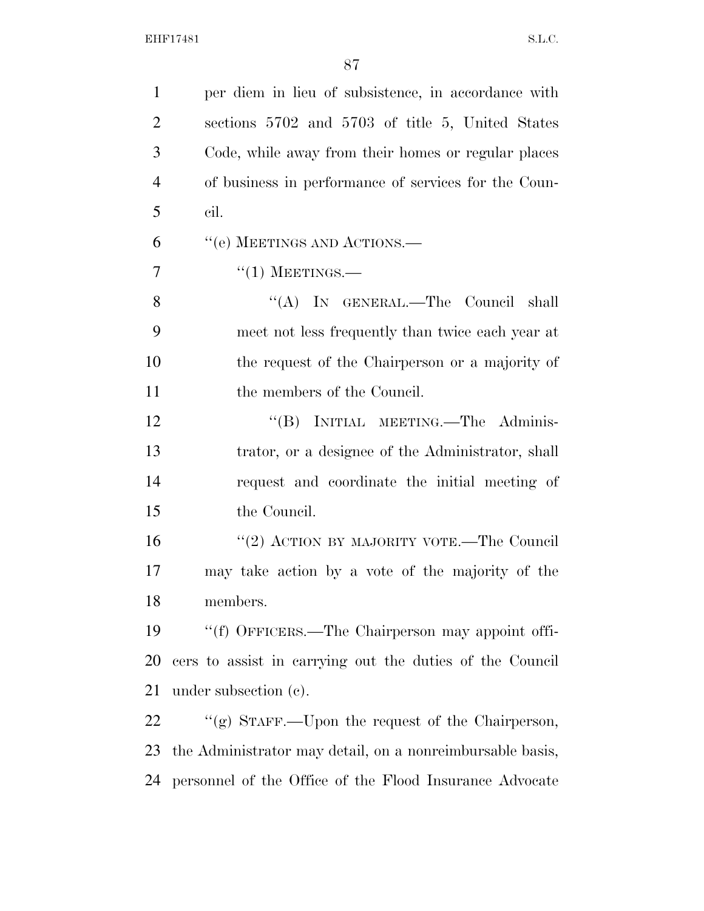per diem in lieu of subsistence, in accordance with sections 5702 and 5703 of title 5, United States Code, while away from their homes or regular places of business in performance of services for the Council.

"(e) MEETINGS AND ACTIONS.—

"(1) MEETINGS.—

"(A) IN GENERAL.—The Council shall meet not less frequently than twice each year at the request of the Chairperson or a majority of the members of the Council.

"(B) INITIAL MEETING.—The Administrator, or a designee of the Administrator, shall request and coordinate the initial meeting of the Council.

"(2) ACTION BY MAJORITY VOTE.—The Council may take action by a vote of the majority of the members.

"(f) OFFICERS.—The Chairperson may appoint officers to assist in carrying out the duties of the Council under subsection (c).

"(g) STAFF.—Upon the request of the Chairperson, the Administrator may detail, on a nonreimbursable basis, personnel of the Office of the Flood Insurance Advocate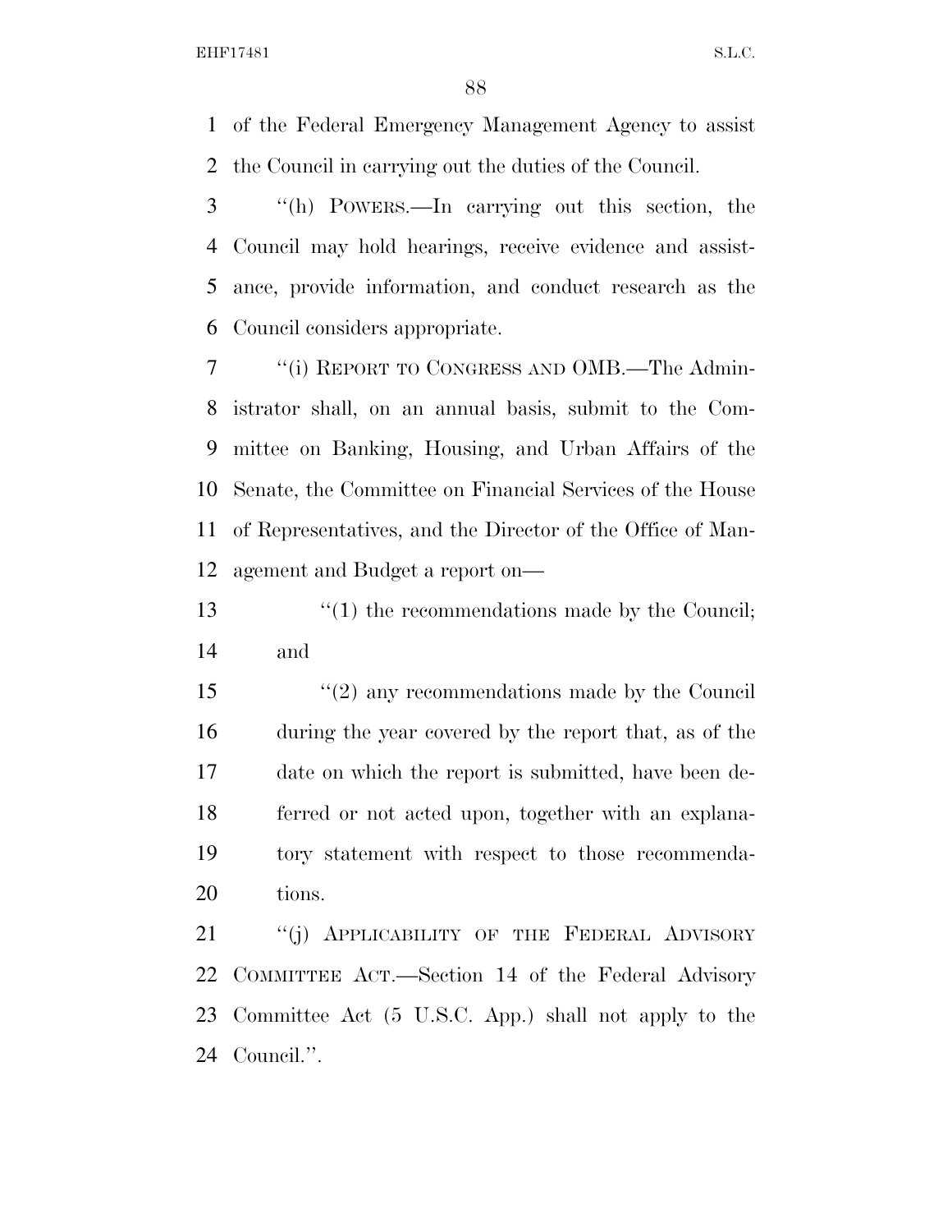of the Federal Emergency Management Agency to assist the Council in carrying out the duties of the Council.

''(h) POWERS.—In carrying out this section, the Council may hold hearings, receive evidence and assistance, provide information, and conduct research as the Council considers appropriate.

''(i) REPORT TO CONGRESS AND OMB.—The Administrator shall, on an annual basis, submit to the Committee on Banking, Housing, and Urban Affairs of the Senate, the Committee on Financial Services of the House of Representatives, and the Director of the Office of Management and Budget a report on—

''(1) the recommendations made by the Council; and

''(2) any recommendations made by the Council during the year covered by the report that, as of the date on which the report is submitted, have been deferred or not acted upon, together with an explanatory statement with respect to those recommendations.

''(j) APPLICABILITY OF THE FEDERAL ADVISORY COMMITTEE ACT.—Section 14 of the Federal Advisory Committee Act (5 U.S.C. App.) shall not apply to the Council.''.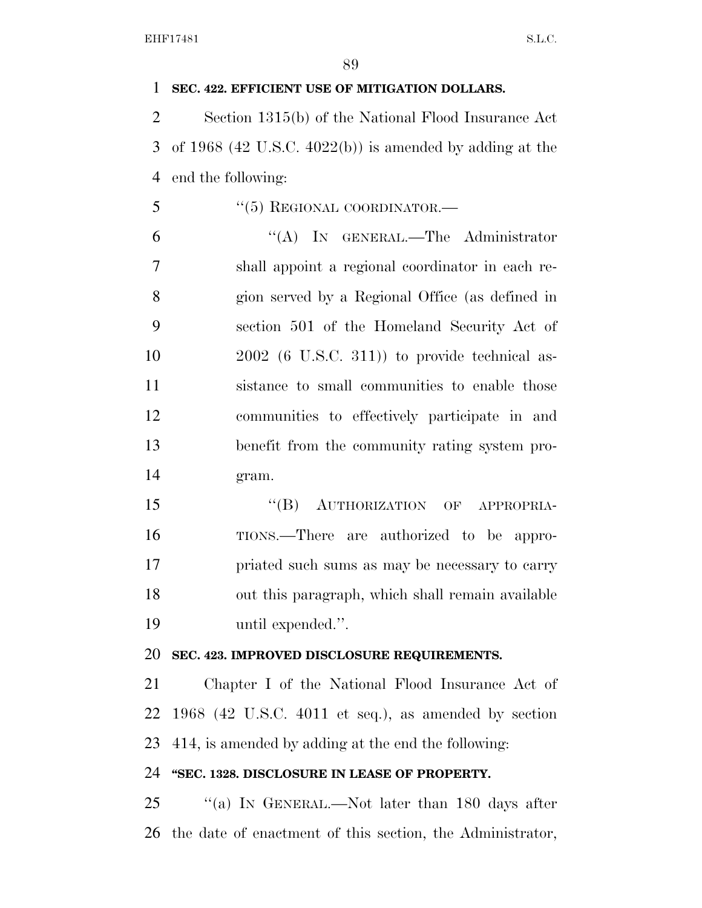**SEC. 422. EFFICIENT USE OF MITIGATION DOLLARS.**

Section 1315(b) of the National Flood Insurance Act of 1968 (42 U.S.C. 4022(b)) is amended by adding at the end the following:

"(5) REGIONAL COORDINATOR.—

"(A) IN GENERAL.—The Administrator shall appoint a regional coordinator in each region served by a Regional Office (as defined in section 501 of the Homeland Security Act of 2002 (6 U.S.C. 311)) to provide technical assistance to small communities to enable those communities to effectively participate in and benefit from the community rating system program.

"(B) AUTHORIZATION OF APPROPRIATIONS.—There are authorized to be appropriated such sums as may be necessary to carry out this paragraph, which shall remain available until expended.".

**SEC. 423. IMPROVED DISCLOSURE REQUIREMENTS.**

Chapter I of the National Flood Insurance Act of 1968 (42 U.S.C. 4011 et seq.), as amended by section 414, is amended by adding at the end the following:

**"SEC. 1328. DISCLOSURE IN LEASE OF PROPERTY.**

"(a) IN GENERAL.—Not later than 180 days after the date of enactment of this section, the Administrator,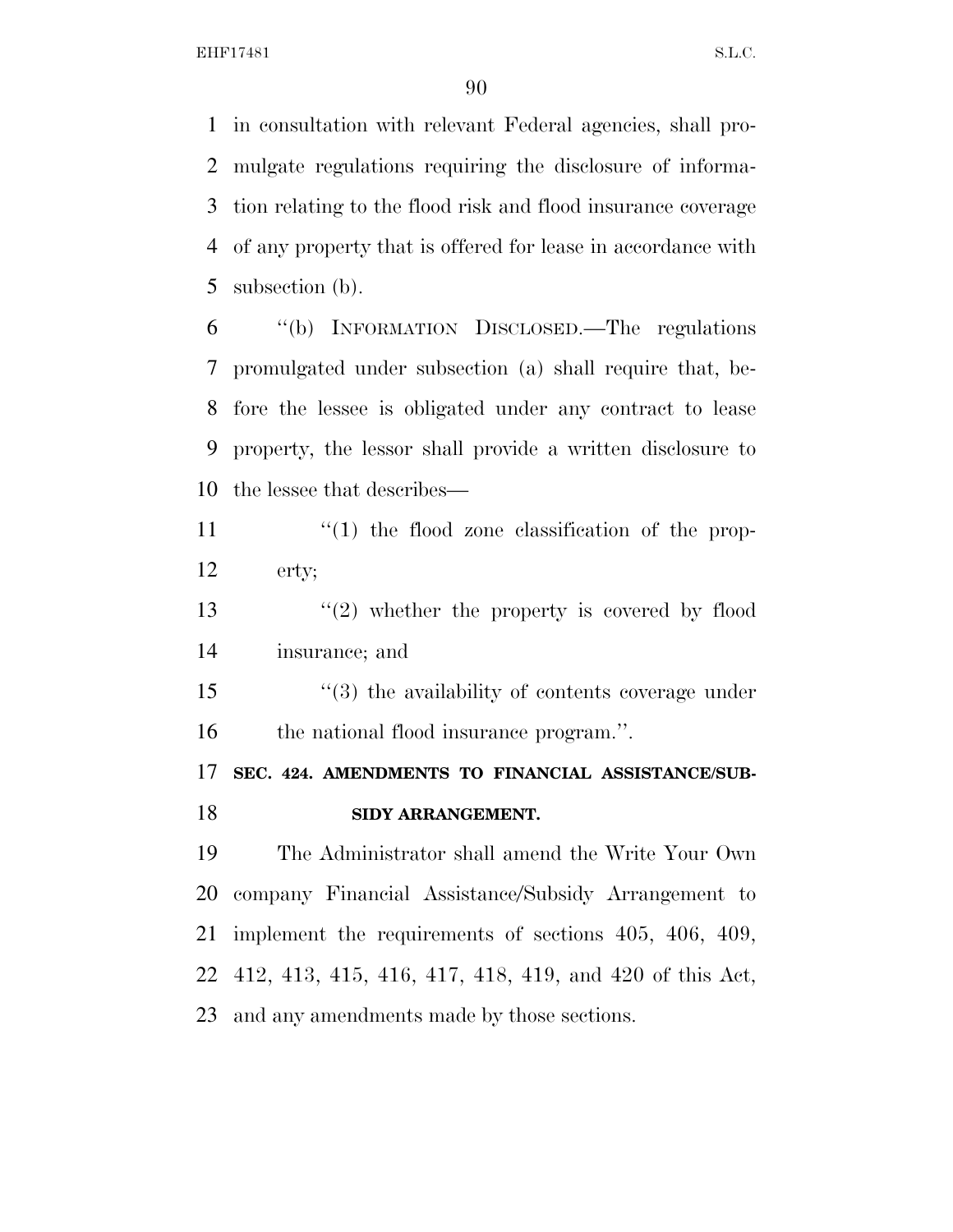in consultation with relevant Federal agencies, shall promulgate regulations requiring the disclosure of information relating to the flood risk and flood insurance coverage of any property that is offered for lease in accordance with subsection (b).

"(b) INFORMATION DISCLOSED.—The regulations promulgated under subsection (a) shall require that, before the lessee is obligated under any contract to lease property, the lessor shall provide a written disclosure to the lessee that describes—

"(1) the flood zone classification of the property;

"(2) whether the property is covered by flood insurance; and

"(3) the availability of contents coverage under the national flood insurance program.".

**SEC. 424. AMENDMENTS TO FINANCIAL ASSISTANCE/SUBSIDY ARRANGEMENT.**

The Administrator shall amend the Write Your Own company Financial Assistance/Subsidy Arrangement to implement the requirements of sections 405, 406, 409, 412, 413, 415, 416, 417, 418, 419, and 420 of this Act, and any amendments made by those sections.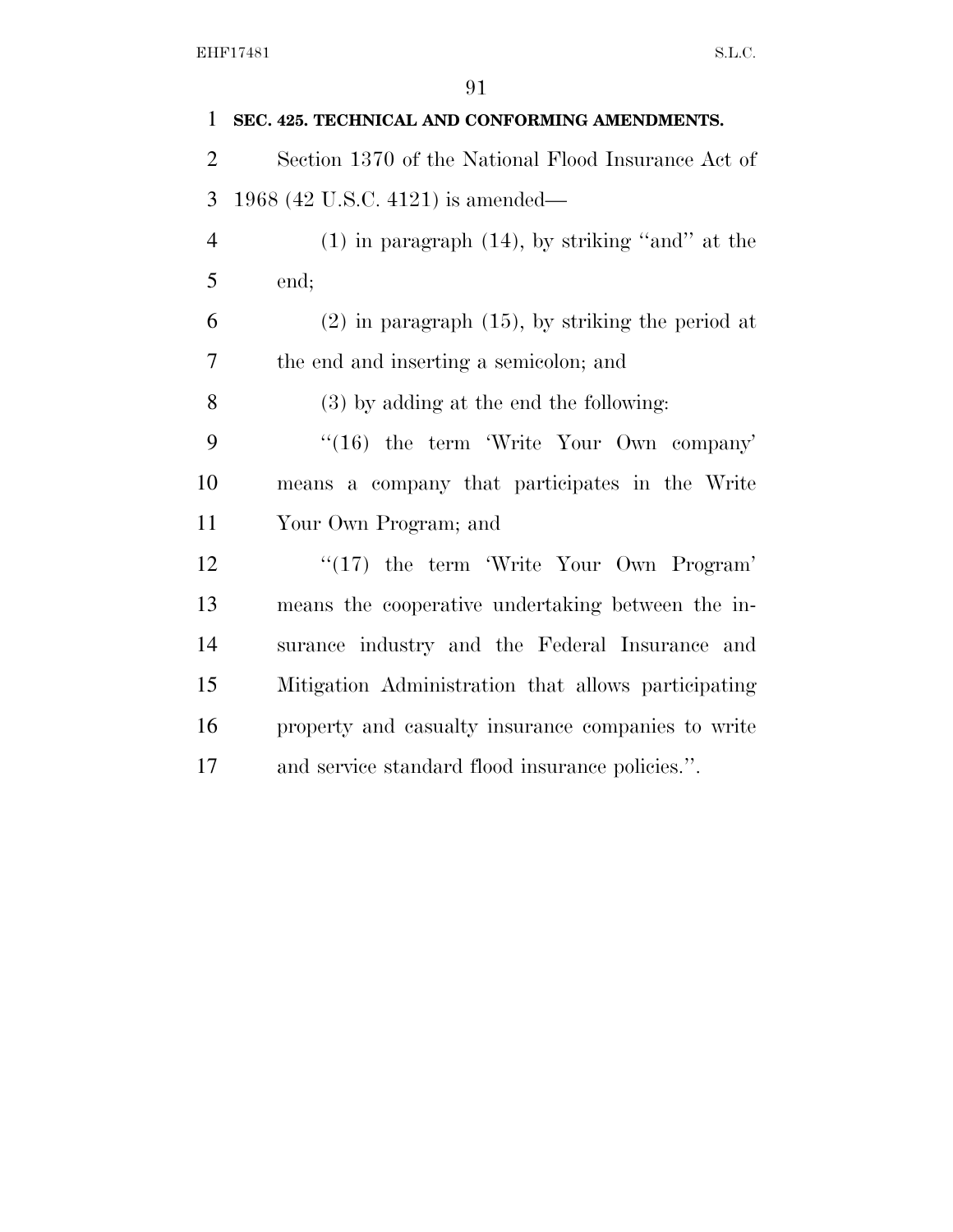**SEC. 425. TECHNICAL AND CONFORMING AMENDMENTS.**

Section 1370 of the National Flood Insurance Act of 1968 (42 U.S.C. 4121) is amended—

(1) in paragraph (14), by striking "and" at the end;

(2) in paragraph (15), by striking the period at the end and inserting a semicolon; and

(3) by adding at the end the following:

"(16) the term 'Write Your Own company' means a company that participates in the Write Your Own Program; and

"(17) the term 'Write Your Own Program' means the cooperative undertaking between the insurance industry and the Federal Insurance and Mitigation Administration that allows participating property and casualty insurance companies to write and service standard flood insurance policies.".